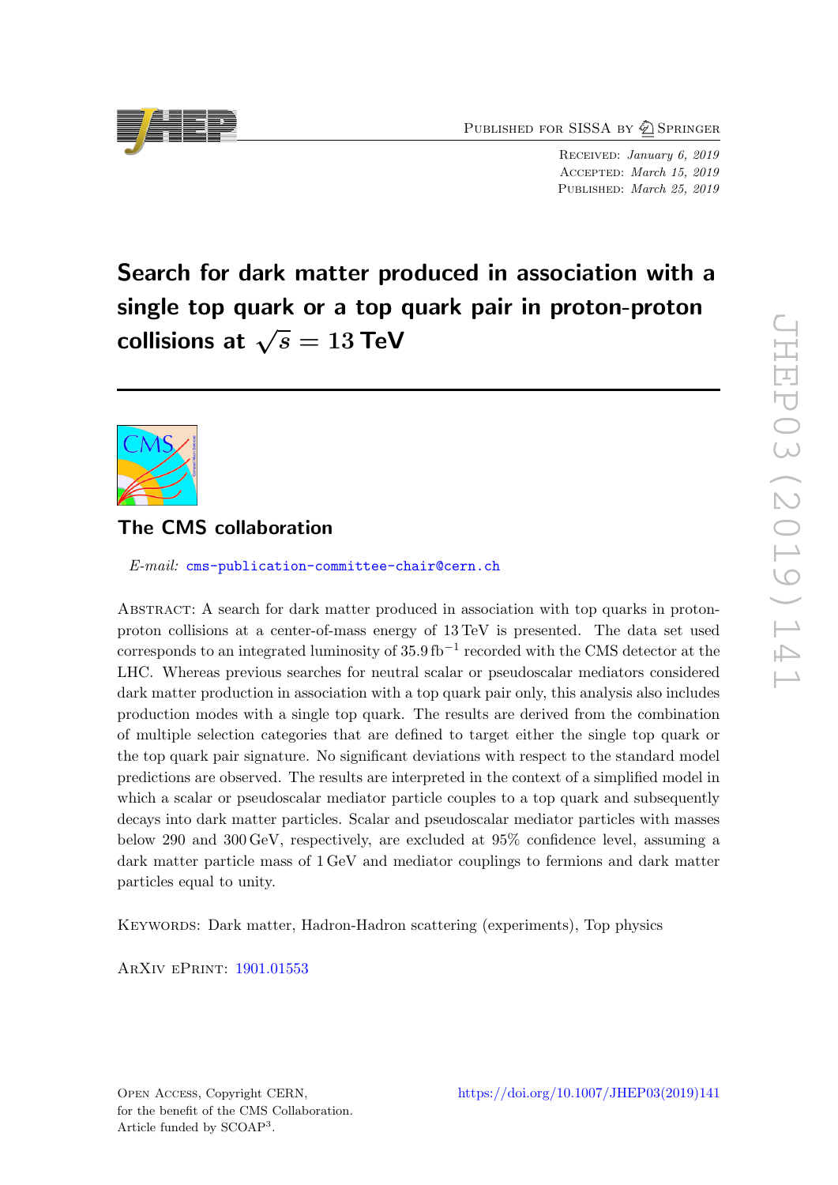Published for SISSA by Springer

Received: *January 6, 2019*
Accepted: *March 15, 2019*
Published: *March 25, 2019*

# Search for dark matter produced in association with a single top quark or a top quark pair in proton-proton collisions at $\sqrt{s} = 13$ TeV

## The CMS collaboration

*E-mail:* cms-publication-committee-chair@cern.ch

Abstract: A search for dark matter produced in association with top quarks in proton-proton collisions at a center-of-mass energy of 13 TeV is presented. The data set used corresponds to an integrated luminosity of 35.9 $\mathrm{fb}^{-1}$ recorded with the CMS detector at the LHC. Whereas previous searches for neutral scalar or pseudoscalar mediators considered dark matter production in association with a top quark pair only, this analysis also includes production modes with a single top quark. The results are derived from the combination of multiple selection categories that are defined to target either the single top quark or the top quark pair signature. No significant deviations with respect to the standard model predictions are observed. The results are interpreted in the context of a simplified model in which a scalar or pseudoscalar mediator particle couples to a top quark and subsequently decays into dark matter particles. Scalar and pseudoscalar mediator particles with masses below 290 and 300 GeV, respectively, are excluded at 95% confidence level, assuming a dark matter particle mass of 1 GeV and mediator couplings to fermions and dark matter particles equal to unity.

Keywords: Dark matter, Hadron-Hadron scattering (experiments), Top physics

ArXiv ePrint: 1901.01553

Open Access, Copyright CERN, for the benefit of the CMS Collaboration. Article funded by SCOAP[3].

https://doi.org/10.1007/JHEP03(2019)141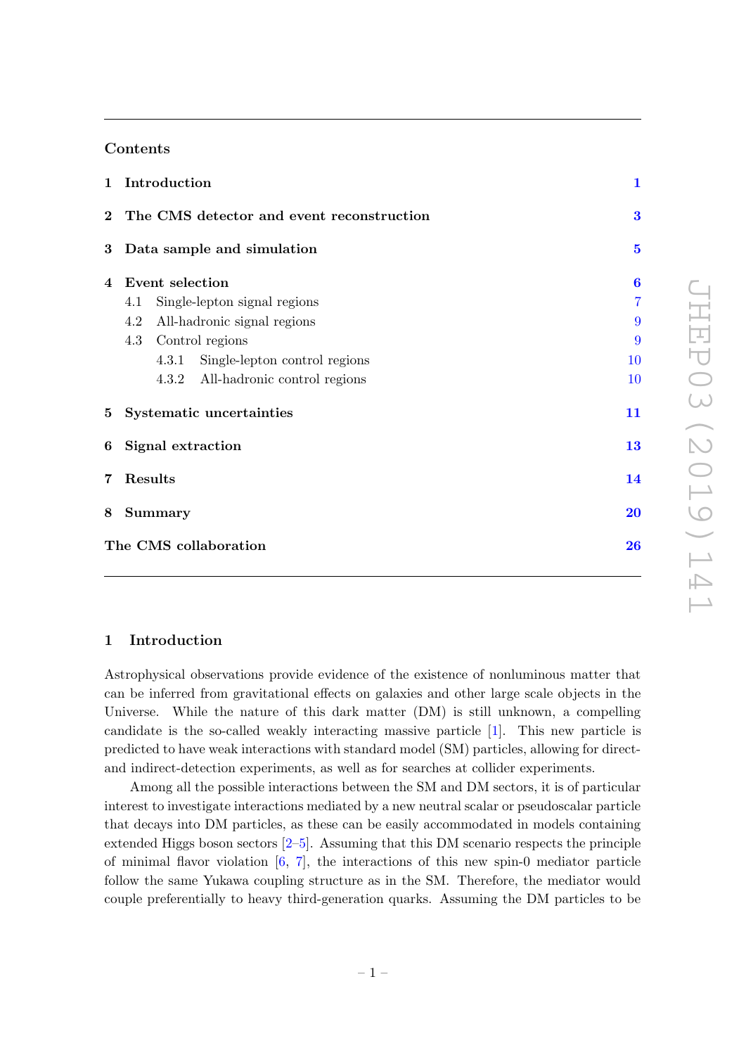## Contents

| | | |
|---|---|---|
| **1** | **Introduction** | **1** |
| **2** | **The CMS detector and event reconstruction** | **3** |
| **3** | **Data sample and simulation** | **5** |
| **4** | **Event selection** | **6** |
| | 4.1 Single-lepton signal regions | 7 |
| | 4.2 All-hadronic signal regions | 9 |
| | 4.3 Control regions | 9 |
| | 4.3.1 Single-lepton control regions | 10 |
| | 4.3.2 All-hadronic control regions | 10 |
| **5** | **Systematic uncertainties** | **11** |
| **6** | **Signal extraction** | **13** |
| **7** | **Results** | **14** |
| **8** | **Summary** | **20** |
| | **The CMS collaboration** | **26** |

## 1 Introduction

Astrophysical observations provide evidence of the existence of nonluminous matter that can be inferred from gravitational effects on galaxies and other large scale objects in the Universe. While the nature of this dark matter (DM) is still unknown, a compelling candidate is the so-called weakly interacting massive particle [1]. This new particle is predicted to have weak interactions with standard model (SM) particles, allowing for direct- and indirect-detection experiments, as well as for searches at collider experiments.

Among all the possible interactions between the SM and DM sectors, it is of particular interest to investigate interactions mediated by a new neutral scalar or pseudoscalar particle that decays into DM particles, as these can be easily accommodated in models containing extended Higgs boson sectors [2–5]. Assuming that this DM scenario respects the principle of minimal flavor violation [6, 7], the interactions of this new spin-0 mediator particle follow the same Yukawa coupling structure as in the SM. Therefore, the mediator would couple preferentially to heavy third-generation quarks. Assuming the DM particles to be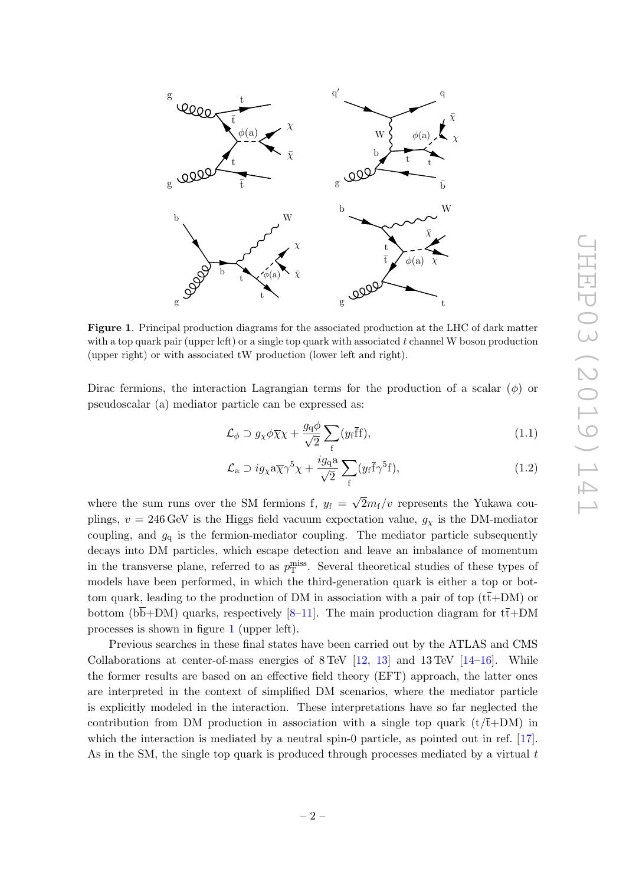**Figure 1**. Principal production diagrams for the associated production at the LHC of dark matter with a top quark pair (upper left) or a single top quark with associated $t$ channel W boson production (upper right) or with associated tW production (lower left and right).

Dirac fermions, the interaction Lagrangian terms for the production of a scalar ($\phi$) or pseudoscalar (a) mediator particle can be expressed as:

$$\mathcal{L}_\phi \supset g_\chi \phi \overline{\chi} \chi + \frac{g_\mathrm{q} \phi}{\sqrt{2}} \sum_\mathrm{f} (y_\mathrm{f} \overline{\mathrm{f}} \mathrm{f}), \tag{1.1}$$

$$\mathcal{L}_\mathrm{a} \supset i g_\chi \mathrm{a} \overline{\chi} \gamma^5 \chi + \frac{i g_\mathrm{q} \mathrm{a}}{\sqrt{2}} \sum_\mathrm{f} (y_\mathrm{f} \overline{\mathrm{f}} \gamma^5 \mathrm{f}), \tag{1.2}$$

where the sum runs over the SM fermions f, $y_\mathrm{f} = \sqrt{2} m_\mathrm{f}/v$ represents the Yukawa couplings, $v = 246\,\mathrm{GeV}$ is the Higgs field vacuum expectation value, $g_\chi$ is the DM-mediator coupling, and $g_\mathrm{q}$ is the fermion-mediator coupling. The mediator particle subsequently decays into DM particles, which escape detection and leave an imbalance of momentum in the transverse plane, referred to as $p_\mathrm{T}^\mathrm{miss}$. Several theoretical studies of these types of models have been performed, in which the third-generation quark is either a top or bottom quark, leading to the production of DM in association with a pair of top ($\mathrm{t\bar{t}}$+DM) or bottom ($\mathrm{b\bar{b}}$+DM) quarks, respectively [8–11]. The main production diagram for $\mathrm{t\bar{t}}$+DM processes is shown in figure 1 (upper left).

Previous searches in these final states have been carried out by the ATLAS and CMS Collaborations at center-of-mass energies of 8 TeV [12, 13] and 13 TeV [14–16]. While the former results are based on an effective field theory (EFT) approach, the latter ones are interpreted in the context of simplified DM scenarios, where the mediator particle is explicitly modeled in the interaction. These interpretations have so far neglected the contribution from DM production in association with a single top quark ($\mathrm{t}/\mathrm{\bar{t}}$+DM) in which the interaction is mediated by a neutral spin-0 particle, as pointed out in ref. [17]. As in the SM, the single top quark is produced through processes mediated by a virtual $t$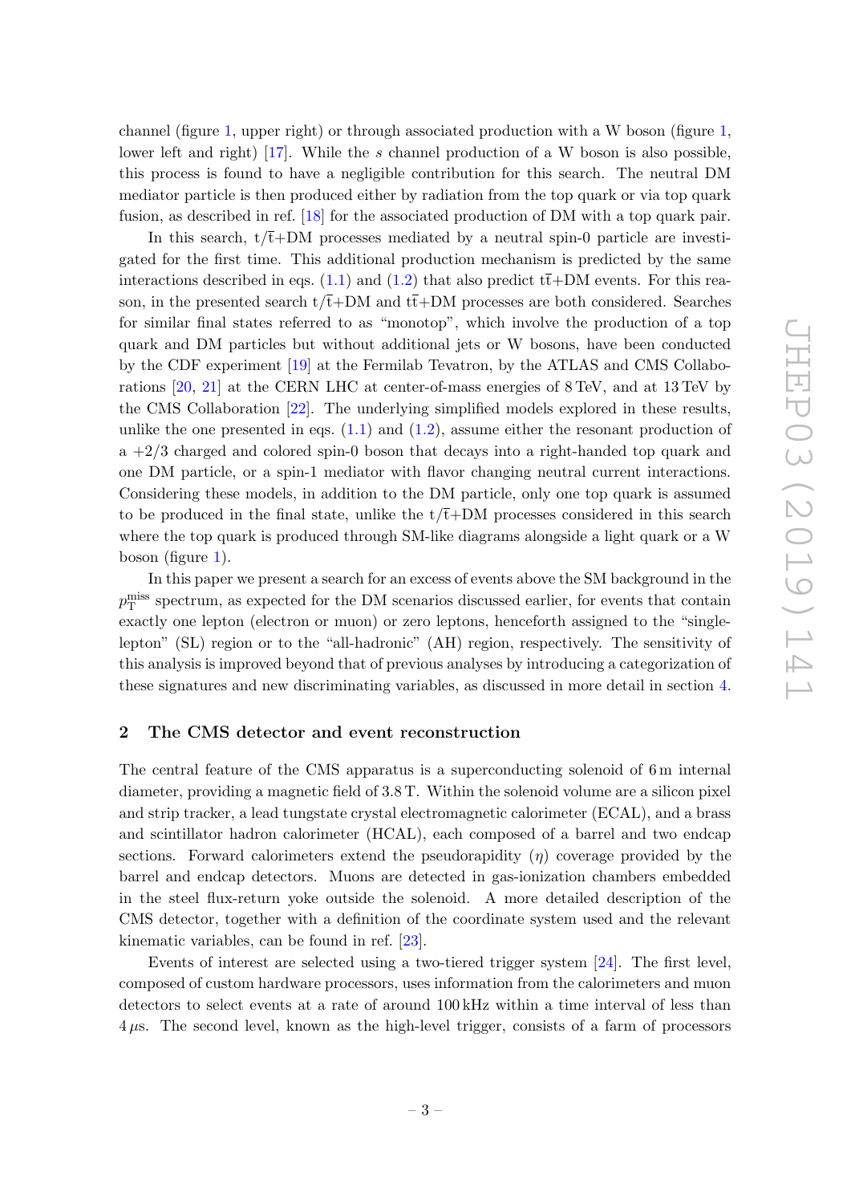channel (figure 1, upper right) or through associated production with a W boson (figure 1, lower left and right) [17]. While the $s$ channel production of a W boson is also possible, this process is found to have a negligible contribution for this search. The neutral DM mediator particle is then produced either by radiation from the top quark or via top quark fusion, as described in ref. [18] for the associated production of DM with a top quark pair.

In this search, $\mathrm{t}/\bar{\mathrm{t}}$+DM processes mediated by a neutral spin-0 particle are investigated for the first time. This additional production mechanism is predicted by the same interactions described in eqs. (1.1) and (1.2) that also predict $\mathrm{t}\bar{\mathrm{t}}$+DM events. For this reason, in the presented search $\mathrm{t}/\bar{\mathrm{t}}$+DM and $\mathrm{t}\bar{\mathrm{t}}$+DM processes are both considered. Searches for similar final states referred to as "monotop", which involve the production of a top quark and DM particles but without additional jets or W bosons, have been conducted by the CDF experiment [19] at the Fermilab Tevatron, by the ATLAS and CMS Collaborations [20, 21] at the CERN LHC at center-of-mass energies of 8 TeV, and at 13 TeV by the CMS Collaboration [22]. The underlying simplified models explored in these results, unlike the one presented in eqs. (1.1) and (1.2), assume either the resonant production of a $+2/3$ charged and colored spin-0 boson that decays into a right-handed top quark and one DM particle, or a spin-1 mediator with flavor changing neutral current interactions. Considering these models, in addition to the DM particle, only one top quark is assumed to be produced in the final state, unlike the $\mathrm{t}/\bar{\mathrm{t}}$+DM processes considered in this search where the top quark is produced through SM-like diagrams alongside a light quark or a W boson (figure 1).

In this paper we present a search for an excess of events above the SM background in the $p_{\mathrm{T}}^{\mathrm{miss}}$ spectrum, as expected for the DM scenarios discussed earlier, for events that contain exactly one lepton (electron or muon) or zero leptons, henceforth assigned to the "single-lepton" (SL) region or to the "all-hadronic" (AH) region, respectively. The sensitivity of this analysis is improved beyond that of previous analyses by introducing a categorization of these signatures and new discriminating variables, as discussed in more detail in section 4.

## 2 The CMS detector and event reconstruction

The central feature of the CMS apparatus is a superconducting solenoid of 6 m internal diameter, providing a magnetic field of 3.8 T. Within the solenoid volume are a silicon pixel and strip tracker, a lead tungstate crystal electromagnetic calorimeter (ECAL), and a brass and scintillator hadron calorimeter (HCAL), each composed of a barrel and two endcap sections. Forward calorimeters extend the pseudorapidity ($\eta$) coverage provided by the barrel and endcap detectors. Muons are detected in gas-ionization chambers embedded in the steel flux-return yoke outside the solenoid. A more detailed description of the CMS detector, together with a definition of the coordinate system used and the relevant kinematic variables, can be found in ref. [23].

Events of interest are selected using a two-tiered trigger system [24]. The first level, composed of custom hardware processors, uses information from the calorimeters and muon detectors to select events at a rate of around 100 kHz within a time interval of less than 4 $\mu$s. The second level, known as the high-level trigger, consists of a farm of processors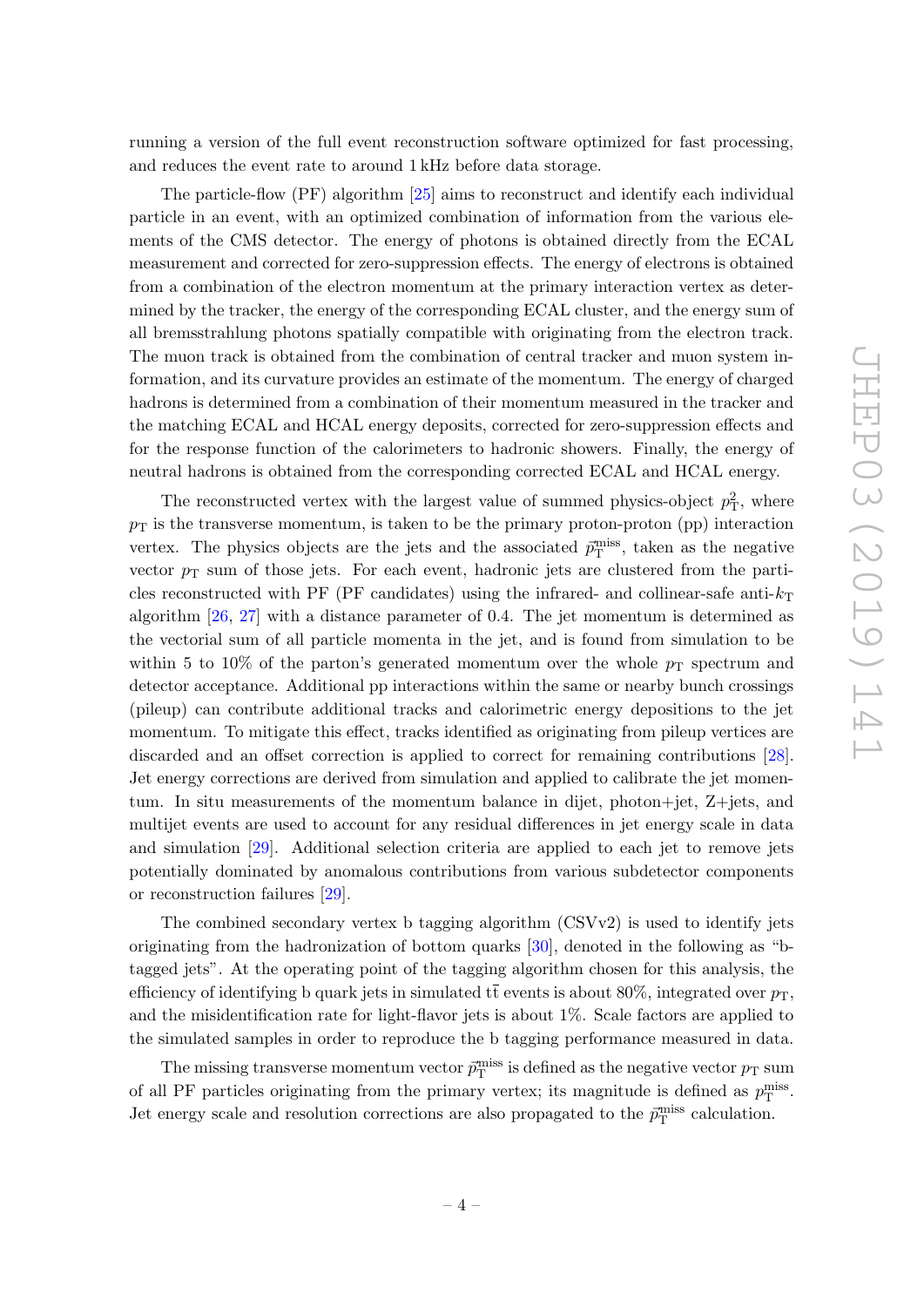running a version of the full event reconstruction software optimized for fast processing, and reduces the event rate to around 1 kHz before data storage.

The particle-flow (PF) algorithm [25] aims to reconstruct and identify each individual particle in an event, with an optimized combination of information from the various elements of the CMS detector. The energy of photons is obtained directly from the ECAL measurement and corrected for zero-suppression effects. The energy of electrons is obtained from a combination of the electron momentum at the primary interaction vertex as determined by the tracker, the energy of the corresponding ECAL cluster, and the energy sum of all bremsstrahlung photons spatially compatible with originating from the electron track. The muon track is obtained from the combination of central tracker and muon system information, and its curvature provides an estimate of the momentum. The energy of charged hadrons is determined from a combination of their momentum measured in the tracker and the matching ECAL and HCAL energy deposits, corrected for zero-suppression effects and for the response function of the calorimeters to hadronic showers. Finally, the energy of neutral hadrons is obtained from the corresponding corrected ECAL and HCAL energy.

The reconstructed vertex with the largest value of summed physics-object $p_{\mathrm{T}}^2$, where $p_{\mathrm{T}}$ is the transverse momentum, is taken to be the primary proton-proton (pp) interaction vertex. The physics objects are the jets and the associated $\vec{p}_{\mathrm{T}}^{\,\mathrm{miss}}$, taken as the negative vector $p_{\mathrm{T}}$ sum of those jets. For each event, hadronic jets are clustered from the particles reconstructed with PF (PF candidates) using the infrared- and collinear-safe anti-$k_{\mathrm{T}}$ algorithm [26, 27] with a distance parameter of 0.4. The jet momentum is determined as the vectorial sum of all particle momenta in the jet, and is found from simulation to be within 5 to 10% of the parton's generated momentum over the whole $p_{\mathrm{T}}$ spectrum and detector acceptance. Additional pp interactions within the same or nearby bunch crossings (pileup) can contribute additional tracks and calorimetric energy depositions to the jet momentum. To mitigate this effect, tracks identified as originating from pileup vertices are discarded and an offset correction is applied to correct for remaining contributions [28]. Jet energy corrections are derived from simulation and applied to calibrate the jet momentum. In situ measurements of the momentum balance in dijet, photon+jet, Z+jets, and multijet events are used to account for any residual differences in jet energy scale in data and simulation [29]. Additional selection criteria are applied to each jet to remove jets potentially dominated by anomalous contributions from various subdetector components or reconstruction failures [29].

The combined secondary vertex b tagging algorithm (CSVv2) is used to identify jets originating from the hadronization of bottom quarks [30], denoted in the following as "b-tagged jets". At the operating point of the tagging algorithm chosen for this analysis, the efficiency of identifying b quark jets in simulated $\mathrm{t\bar{t}}$ events is about 80%, integrated over $p_{\mathrm{T}}$, and the misidentification rate for light-flavor jets is about 1%. Scale factors are applied to the simulated samples in order to reproduce the b tagging performance measured in data.

The missing transverse momentum vector $\vec{p}_{\mathrm{T}}^{\,\mathrm{miss}}$ is defined as the negative vector $p_{\mathrm{T}}$ sum of all PF particles originating from the primary vertex; its magnitude is defined as $p_{\mathrm{T}}^{\mathrm{miss}}$. Jet energy scale and resolution corrections are also propagated to the $\vec{p}_{\mathrm{T}}^{\,\mathrm{miss}}$ calculation.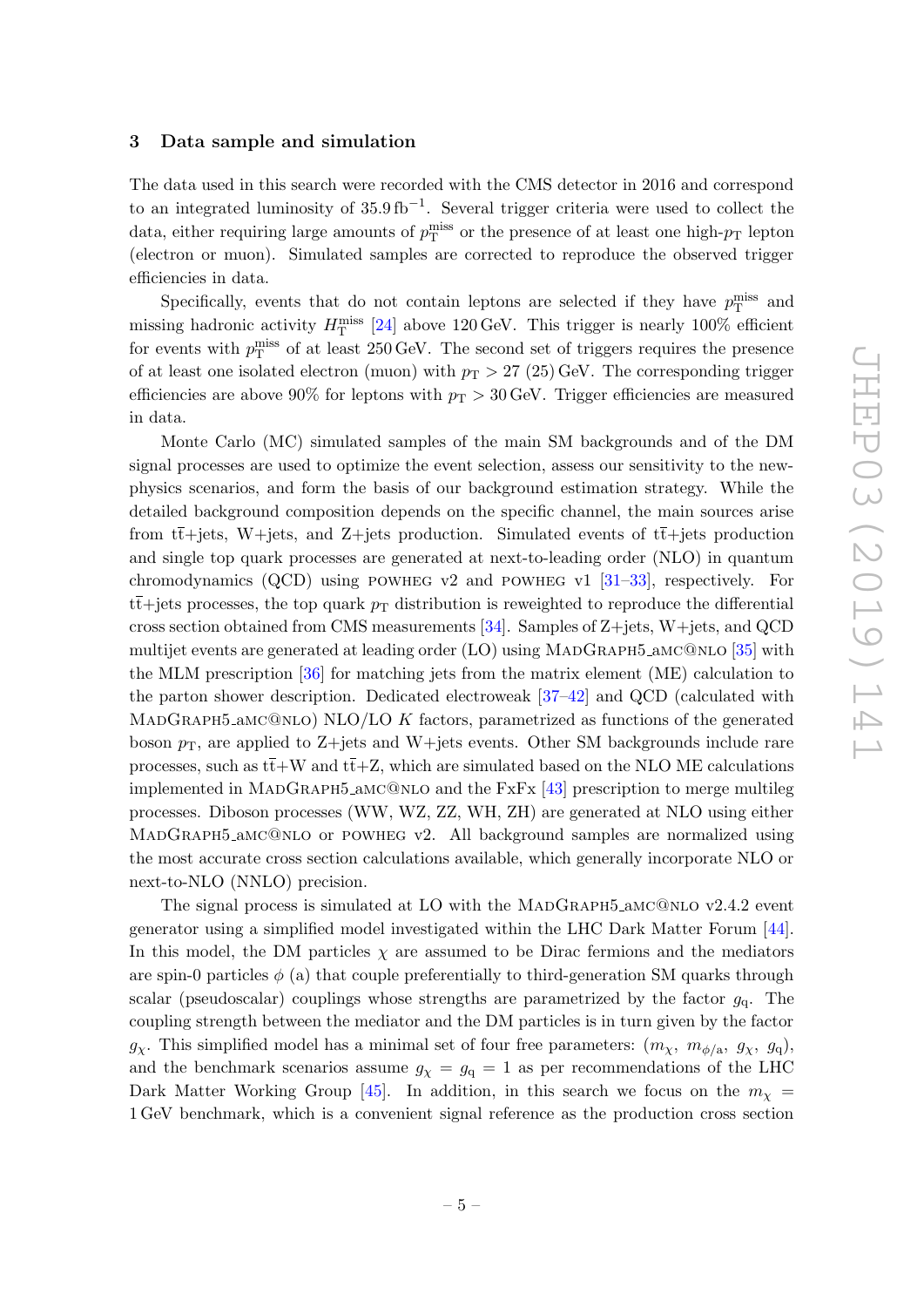## 3 Data sample and simulation

The data used in this search were recorded with the CMS detector in 2016 and correspond to an integrated luminosity of 35.9 fb$^{-1}$. Several trigger criteria were used to collect the data, either requiring large amounts of $p_{\mathrm{T}}^{\mathrm{miss}}$ or the presence of at least one high-$p_{\mathrm{T}}$ lepton (electron or muon). Simulated samples are corrected to reproduce the observed trigger efficiencies in data.

Specifically, events that do not contain leptons are selected if they have $p_{\mathrm{T}}^{\mathrm{miss}}$ and missing hadronic activity $H_{\mathrm{T}}^{\mathrm{miss}}$ [24] above 120 GeV. This trigger is nearly 100% efficient for events with $p_{\mathrm{T}}^{\mathrm{miss}}$ of at least 250 GeV. The second set of triggers requires the presence of at least one isolated electron (muon) with $p_{\mathrm{T}} > 27$ (25) GeV. The corresponding trigger efficiencies are above 90% for leptons with $p_{\mathrm{T}} > 30$ GeV. Trigger efficiencies are measured in data.

Monte Carlo (MC) simulated samples of the main SM backgrounds and of the DM signal processes are used to optimize the event selection, assess our sensitivity to the new-physics scenarios, and form the basis of our background estimation strategy. While the detailed background composition depends on the specific channel, the main sources arise from $\mathrm{t\bar{t}}$+jets, W+jets, and Z+jets production. Simulated events of $\mathrm{t\bar{t}}$+jets production and single top quark processes are generated at next-to-leading order (NLO) in quantum chromodynamics (QCD) using POWHEG v2 and POWHEG v1 [31–33], respectively. For $\mathrm{t\bar{t}}$+jets processes, the top quark $p_{\mathrm{T}}$ distribution is reweighted to reproduce the differential cross section obtained from CMS measurements [34]. Samples of Z+jets, W+jets, and QCD multijet events are generated at leading order (LO) using MadGraph5_aMC@NLO [35] with the MLM prescription [36] for matching jets from the matrix element (ME) calculation to the parton shower description. Dedicated electroweak [37–42] and QCD (calculated with MadGraph5_aMC@NLO) NLO/LO $K$ factors, parametrized as functions of the generated boson $p_{\mathrm{T}}$, are applied to Z+jets and W+jets events. Other SM backgrounds include rare processes, such as $\mathrm{t\bar{t}}$+W and $\mathrm{t\bar{t}}$+Z, which are simulated based on the NLO ME calculations implemented in MadGraph5_aMC@NLO and the FxFx [43] prescription to merge multileg processes. Diboson processes (WW, WZ, ZZ, WH, ZH) are generated at NLO using either MadGraph5_aMC@NLO or POWHEG v2. All background samples are normalized using the most accurate cross section calculations available, which generally incorporate NLO or next-to-NLO (NNLO) precision.

The signal process is simulated at LO with the MadGraph5_aMC@NLO v2.4.2 event generator using a simplified model investigated within the LHC Dark Matter Forum [44]. In this model, the DM particles $\chi$ are assumed to be Dirac fermions and the mediators are spin-0 particles $\phi$ (a) that couple preferentially to third-generation SM quarks through scalar (pseudoscalar) couplings whose strengths are parametrized by the factor $g_{\mathrm{q}}$. The coupling strength between the mediator and the DM particles is in turn given by the factor $g_{\chi}$. This simplified model has a minimal set of four free parameters: ($m_{\chi}$, $m_{\phi/\mathrm{a}}$, $g_{\chi}$, $g_{\mathrm{q}}$), and the benchmark scenarios assume $g_{\chi} = g_{\mathrm{q}} = 1$ as per recommendations of the LHC Dark Matter Working Group [45]. In addition, in this search we focus on the $m_{\chi} = 1$ GeV benchmark, which is a convenient signal reference as the production cross section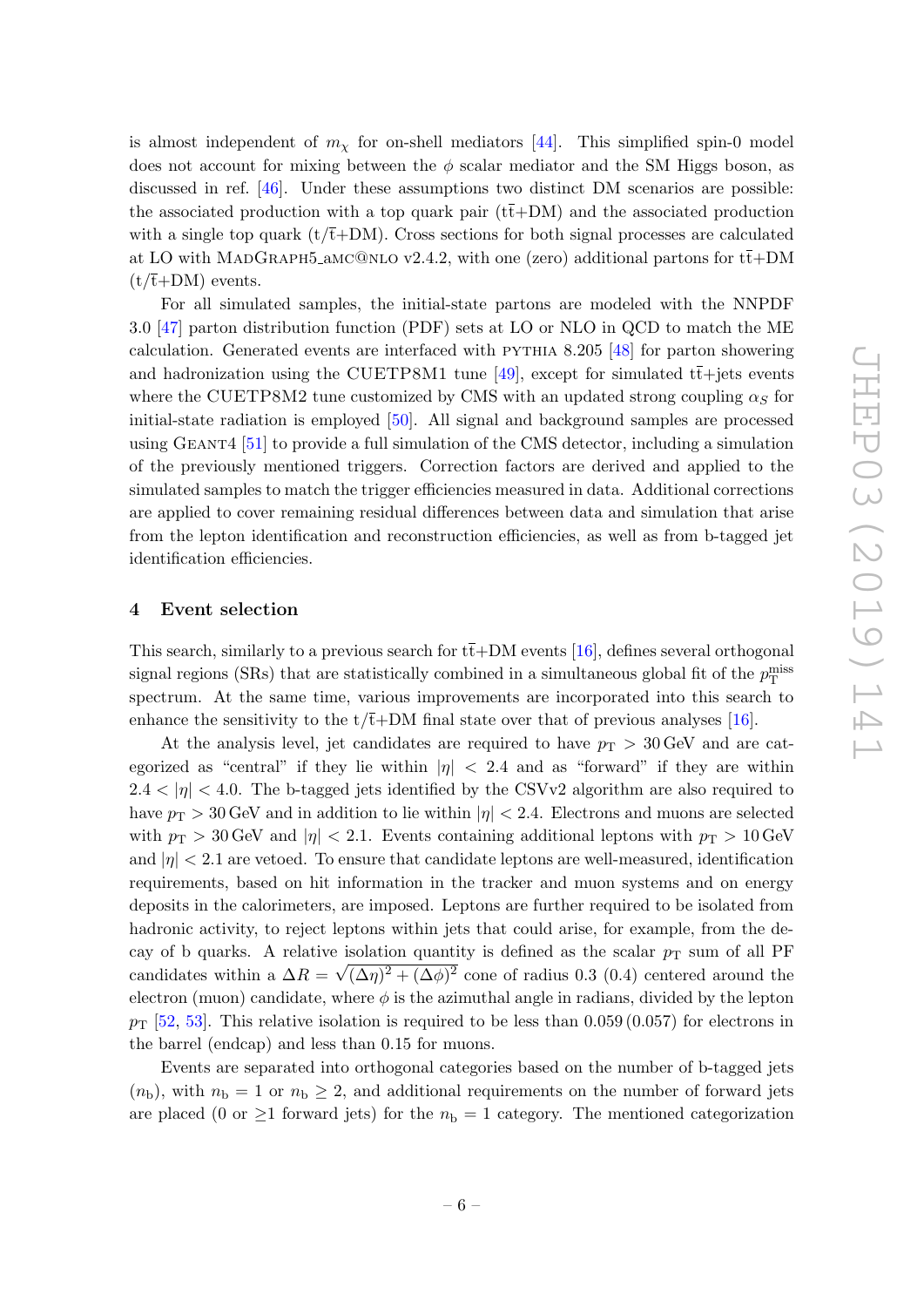is almost independent of $m_\chi$ for on-shell mediators [44]. This simplified spin-0 model does not account for mixing between the $\phi$ scalar mediator and the SM Higgs boson, as discussed in ref. [46]. Under these assumptions two distinct DM scenarios are possible: the associated production with a top quark pair ($\mathrm{t\bar{t}}$+DM) and the associated production with a single top quark ($\mathrm{t/\bar{t}}$+DM). Cross sections for both signal processes are calculated at LO with MadGraph5_amc@nlo v2.4.2, with one (zero) additional partons for $\mathrm{t\bar{t}}$+DM ($\mathrm{t/\bar{t}}$+DM) events.

For all simulated samples, the initial-state partons are modeled with the NNPDF 3.0 [47] parton distribution function (PDF) sets at LO or NLO in QCD to match the ME calculation. Generated events are interfaced with pythia 8.205 [48] for parton showering and hadronization using the CUETP8M1 tune [49], except for simulated $\mathrm{t\bar{t}}$+jets events where the CUETP8M2 tune customized by CMS with an updated strong coupling $\alpha_S$ for initial-state radiation is employed [50]. All signal and background samples are processed using Geant4 [51] to provide a full simulation of the CMS detector, including a simulation of the previously mentioned triggers. Correction factors are derived and applied to the simulated samples to match the trigger efficiencies measured in data. Additional corrections are applied to cover remaining residual differences between data and simulation that arise from the lepton identification and reconstruction efficiencies, as well as from b-tagged jet identification efficiencies.

## 4 Event selection

This search, similarly to a previous search for $\mathrm{t\bar{t}}$+DM events [16], defines several orthogonal signal regions (SRs) that are statistically combined in a simultaneous global fit of the $p_{\mathrm{T}}^{\mathrm{miss}}$ spectrum. At the same time, various improvements are incorporated into this search to enhance the sensitivity to the $\mathrm{t/\bar{t}}$+DM final state over that of previous analyses [16].

At the analysis level, jet candidates are required to have $p_{\mathrm{T}} > 30\,\mathrm{GeV}$ and are categorized as "central" if they lie within $|\eta| < 2.4$ and as "forward" if they are within $2.4 < |\eta| < 4.0$. The b-tagged jets identified by the CSVv2 algorithm are also required to have $p_{\mathrm{T}} > 30\,\mathrm{GeV}$ and in addition to lie within $|\eta| < 2.4$. Electrons and muons are selected with $p_{\mathrm{T}} > 30\,\mathrm{GeV}$ and $|\eta| < 2.1$. Events containing additional leptons with $p_{\mathrm{T}} > 10\,\mathrm{GeV}$ and $|\eta| < 2.1$ are vetoed. To ensure that candidate leptons are well-measured, identification requirements, based on hit information in the tracker and muon systems and on energy deposits in the calorimeters, are imposed. Leptons are further required to be isolated from hadronic activity, to reject leptons within jets that could arise, for example, from the decay of b quarks. A relative isolation quantity is defined as the scalar $p_{\mathrm{T}}$ sum of all PF candidates within a $\Delta R = \sqrt{(\Delta\eta)^2 + (\Delta\phi)^2}$ cone of radius 0.3 (0.4) centered around the electron (muon) candidate, where $\phi$ is the azimuthal angle in radians, divided by the lepton $p_{\mathrm{T}}$ [52, 53]. This relative isolation is required to be less than 0.059 (0.057) for electrons in the barrel (endcap) and less than 0.15 for muons.

Events are separated into orthogonal categories based on the number of b-tagged jets ($n_{\mathrm{b}}$), with $n_{\mathrm{b}} = 1$ or $n_{\mathrm{b}} \geq 2$, and additional requirements on the number of forward jets are placed (0 or $\geq$1 forward jets) for the $n_{\mathrm{b}} = 1$ category. The mentioned categorization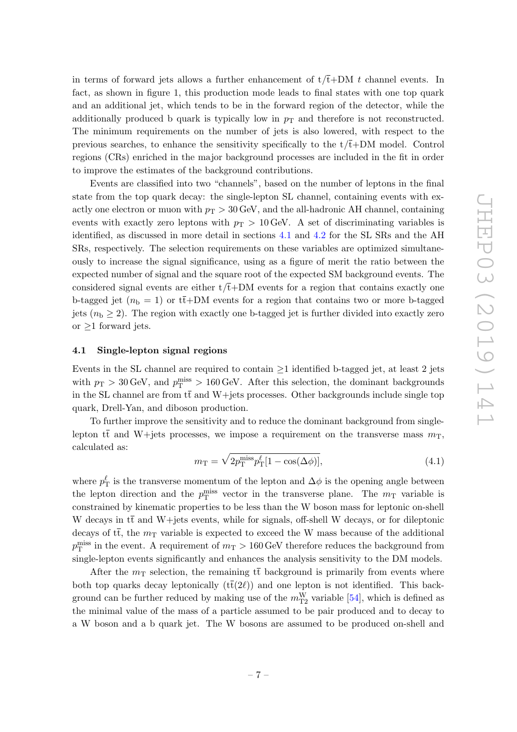in terms of forward jets allows a further enhancement of $t/\bar{t}$+DM $t$ channel events. In fact, as shown in figure 1, this production mode leads to final states with one top quark and an additional jet, which tends to be in the forward region of the detector, while the additionally produced b quark is typically low in $p_T$ and therefore is not reconstructed. The minimum requirements on the number of jets is also lowered, with respect to the previous searches, to enhance the sensitivity specifically to the $t/\bar{t}$+DM model. Control regions (CRs) enriched in the major background processes are included in the fit in order to improve the estimates of the background contributions.

Events are classified into two "channels", based on the number of leptons in the final state from the top quark decay: the single-lepton SL channel, containing events with exactly one electron or muon with $p_T > 30\,\text{GeV}$, and the all-hadronic AH channel, containing events with exactly zero leptons with $p_T > 10\,\text{GeV}$. A set of discriminating variables is identified, as discussed in more detail in sections 4.1 and 4.2 for the SL SRs and the AH SRs, respectively. The selection requirements on these variables are optimized simultaneously to increase the signal significance, using as a figure of merit the ratio between the expected number of signal and the square root of the expected SM background events. The considered signal events are either $t/\bar{t}$+DM events for a region that contains exactly one b-tagged jet ($n_b = 1$) or $t\bar{t}$+DM events for a region that contains two or more b-tagged jets ($n_b \geq 2$). The region with exactly one b-tagged jet is further divided into exactly zero or $\geq$1 forward jets.

### 4.1 Single-lepton signal regions

Events in the SL channel are required to contain $\geq$1 identified b-tagged jet, at least 2 jets with $p_T > 30\,\text{GeV}$, and $p_T^{\text{miss}} > 160\,\text{GeV}$. After this selection, the dominant backgrounds in the SL channel are from $t\bar{t}$ and W+jets processes. Other backgrounds include single top quark, Drell-Yan, and diboson production.

To further improve the sensitivity and to reduce the dominant background from single-lepton $t\bar{t}$ and W+jets processes, we impose a requirement on the transverse mass $m_T$, calculated as:

$$m_T = \sqrt{2 p_T^{\text{miss}} p_T^{\ell} [1 - \cos(\Delta\phi)]}, \tag{4.1}$$

where $p_T^{\ell}$ is the transverse momentum of the lepton and $\Delta\phi$ is the opening angle between the lepton direction and the $p_T^{\text{miss}}$ vector in the transverse plane. The $m_T$ variable is constrained by kinematic properties to be less than the W boson mass for leptonic on-shell W decays in $t\bar{t}$ and W+jets events, while for signals, off-shell W decays, or for dileptonic decays of $t\bar{t}$, the $m_T$ variable is expected to exceed the W mass because of the additional $p_T^{\text{miss}}$ in the event. A requirement of $m_T > 160\,\text{GeV}$ therefore reduces the background from single-lepton events significantly and enhances the analysis sensitivity to the DM models.

After the $m_T$ selection, the remaining $t\bar{t}$ background is primarily from events where both top quarks decay leptonically ($t\bar{t}(2\ell)$) and one lepton is not identified. This background can be further reduced by making use of the $m_{T2}^{W}$ variable [54], which is defined as the minimal value of the mass of a particle assumed to be pair produced and to decay to a W boson and a b quark jet. The W bosons are assumed to be produced on-shell and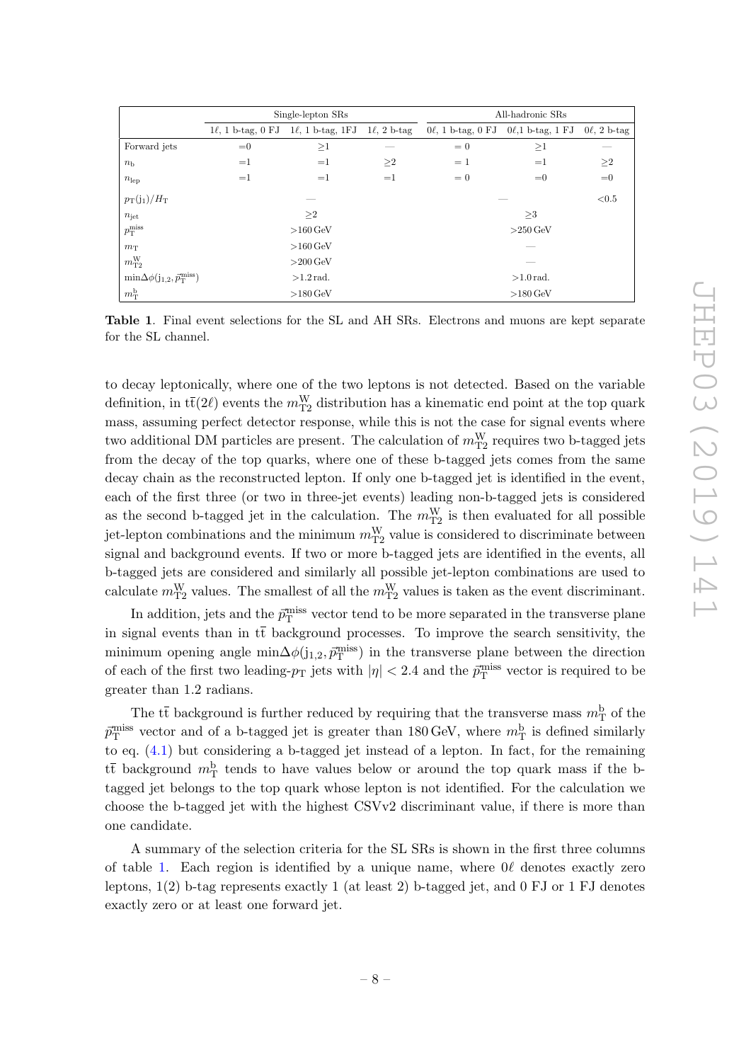| | Single-lepton SRs | | | All-hadronic SRs | | |
|---|---|---|---|---|---|---|
| | $1\ell$, 1 b-tag, 0 FJ | $1\ell$, 1 b-tag, 1FJ | $1\ell$, 2 b-tag | $0\ell$, 1 b-tag, 0 FJ | $0\ell$,1 b-tag, 1 FJ | $0\ell$, 2 b-tag |
| Forward jets | =0 | $\geq$1 | — | = 0 | $\geq$1 | — |
| $n_{\mathrm{b}}$ | =1 | =1 | $\geq$2 | = 1 | =1 | $\geq$2 |
| $n_{\mathrm{lep}}$ | =1 | =1 | =1 | = 0 | =0 | =0 |
| $p_{\mathrm{T}}(\mathrm{j}_1)/H_{\mathrm{T}}$ | — | | | — | | <0.5 |
| $n_{\mathrm{jet}}$ | $\geq$2 | | | $\geq$3 | | |
| $p_{\mathrm{T}}^{\mathrm{miss}}$ | >160 GeV | | | >250 GeV | | |
| $m_{\mathrm{T}}$ | >160 GeV | | | — | | |
| $m_{\mathrm{T2}}^{\mathrm{W}}$ | >200 GeV | | | — | | |
| $\min\Delta\phi(\mathrm{j}_{1,2}, \vec{p}_{\mathrm{T}}^{\mathrm{miss}})$ | >1.2 rad. | | | >1.0 rad. | | |
| $m_{\mathrm{T}}^{\mathrm{b}}$ | >180 GeV | | | >180 GeV | | |

**Table 1**. Final event selections for the SL and AH SRs. Electrons and muons are kept separate for the SL channel.

to decay leptonically, where one of the two leptons is not detected. Based on the variable definition, in $\mathrm{t\bar{t}}(2\ell)$ events the $m_{\mathrm{T2}}^{\mathrm{W}}$ distribution has a kinematic end point at the top quark mass, assuming perfect detector response, while this is not the case for signal events where two additional DM particles are present. The calculation of $m_{\mathrm{T2}}^{\mathrm{W}}$ requires two b-tagged jets from the decay of the top quarks, where one of these b-tagged jets comes from the same decay chain as the reconstructed lepton. If only one b-tagged jet is identified in the event, each of the first three (or two in three-jet events) leading non-b-tagged jets is considered as the second b-tagged jet in the calculation. The $m_{\mathrm{T2}}^{\mathrm{W}}$ is then evaluated for all possible jet-lepton combinations and the minimum $m_{\mathrm{T2}}^{\mathrm{W}}$ value is considered to discriminate between signal and background events. If two or more b-tagged jets are identified in the events, all b-tagged jets are considered and similarly all possible jet-lepton combinations are used to calculate $m_{\mathrm{T2}}^{\mathrm{W}}$ values. The smallest of all the $m_{\mathrm{T2}}^{\mathrm{W}}$ values is taken as the event discriminant.

In addition, jets and the $\vec{p}_{\mathrm{T}}^{\mathrm{miss}}$ vector tend to be more separated in the transverse plane in signal events than in $\mathrm{t\bar{t}}$ background processes. To improve the search sensitivity, the minimum opening angle $\min\Delta\phi(\mathrm{j}_{1,2}, \vec{p}_{\mathrm{T}}^{\mathrm{miss}})$ in the transverse plane between the direction of each of the first two leading-$p_{\mathrm{T}}$ jets with $|\eta| < 2.4$ and the $\vec{p}_{\mathrm{T}}^{\mathrm{miss}}$ vector is required to be greater than 1.2 radians.

The $\mathrm{t\bar{t}}$ background is further reduced by requiring that the transverse mass $m_{\mathrm{T}}^{\mathrm{b}}$ of the $\vec{p}_{\mathrm{T}}^{\mathrm{miss}}$ vector and of a b-tagged jet is greater than 180 GeV, where $m_{\mathrm{T}}^{\mathrm{b}}$ is defined similarly to eq. (4.1) but considering a b-tagged jet instead of a lepton. In fact, for the remaining $\mathrm{t\bar{t}}$ background $m_{\mathrm{T}}^{\mathrm{b}}$ tends to have values below or around the top quark mass if the b-tagged jet belongs to the top quark whose lepton is not identified. For the calculation we choose the b-tagged jet with the highest CSVv2 discriminant value, if there is more than one candidate.

A summary of the selection criteria for the SL SRs is shown in the first three columns of table 1. Each region is identified by a unique name, where $0\ell$ denotes exactly zero leptons, 1(2) b-tag represents exactly 1 (at least 2) b-tagged jet, and 0 FJ or 1 FJ denotes exactly zero or at least one forward jet.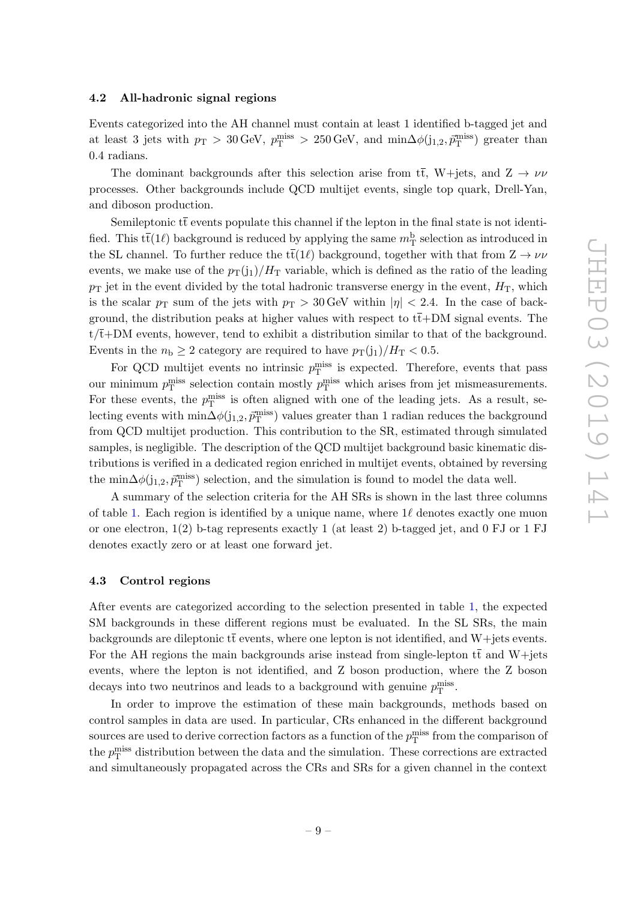### 4.2 All-hadronic signal regions

Events categorized into the AH channel must contain at least 1 identified b-tagged jet and at least 3 jets with $p_{\mathrm{T}} > 30\,\mathrm{GeV}$, $p_{\mathrm{T}}^{\mathrm{miss}} > 250\,\mathrm{GeV}$, and $\min\Delta\phi(\mathrm{j}_{1,2}, \vec{p}_{\mathrm{T}}^{\mathrm{miss}})$ greater than 0.4 radians.

The dominant backgrounds after this selection arise from $\mathrm{t\bar{t}}$, W+jets, and $\mathrm{Z} \rightarrow \nu\nu$ processes. Other backgrounds include QCD multijet events, single top quark, Drell-Yan, and diboson production.

Semileptonic $\mathrm{t\bar{t}}$ events populate this channel if the lepton in the final state is not identified. This $\mathrm{t\bar{t}}(1\ell)$ background is reduced by applying the same $m_{\mathrm{T}}^{\mathrm{b}}$ selection as introduced in the SL channel. To further reduce the $\mathrm{t\bar{t}}(1\ell)$ background, together with that from $\mathrm{Z} \rightarrow \nu\nu$ events, we make use of the $p_{\mathrm{T}}(\mathrm{j}_1)/H_{\mathrm{T}}$ variable, which is defined as the ratio of the leading $p_{\mathrm{T}}$ jet in the event divided by the total hadronic transverse energy in the event, $H_{\mathrm{T}}$, which is the scalar $p_{\mathrm{T}}$ sum of the jets with $p_{\mathrm{T}} > 30\,\mathrm{GeV}$ within $|\eta| < 2.4$. In the case of background, the distribution peaks at higher values with respect to $\mathrm{t\bar{t}}$+DM signal events. The $\mathrm{t}/\mathrm{\bar{t}}$+DM events, however, tend to exhibit a distribution similar to that of the background. Events in the $n_{\mathrm{b}} \geq 2$ category are required to have $p_{\mathrm{T}}(\mathrm{j}_1)/H_{\mathrm{T}} < 0.5$.

For QCD multijet events no intrinsic $p_{\mathrm{T}}^{\mathrm{miss}}$ is expected. Therefore, events that pass our minimum $p_{\mathrm{T}}^{\mathrm{miss}}$ selection contain mostly $p_{\mathrm{T}}^{\mathrm{miss}}$ which arises from jet mismeasurements. For these events, the $p_{\mathrm{T}}^{\mathrm{miss}}$ is often aligned with one of the leading jets. As a result, selecting events with $\min\Delta\phi(\mathrm{j}_{1,2}, \vec{p}_{\mathrm{T}}^{\mathrm{miss}})$ values greater than 1 radian reduces the background from QCD multijet production. This contribution to the SR, estimated through simulated samples, is negligible. The description of the QCD multijet background basic kinematic distributions is verified in a dedicated region enriched in multijet events, obtained by reversing the $\min\Delta\phi(\mathrm{j}_{1,2}, \vec{p}_{\mathrm{T}}^{\mathrm{miss}})$ selection, and the simulation is found to model the data well.

A summary of the selection criteria for the AH SRs is shown in the last three columns of table 1. Each region is identified by a unique name, where $1\ell$ denotes exactly one muon or one electron, 1(2) b-tag represents exactly 1 (at least 2) b-tagged jet, and 0 FJ or 1 FJ denotes exactly zero or at least one forward jet.

### 4.3 Control regions

After events are categorized according to the selection presented in table 1, the expected SM backgrounds in these different regions must be evaluated. In the SL SRs, the main backgrounds are dileptonic $\mathrm{t\bar{t}}$ events, where one lepton is not identified, and W+jets events. For the AH regions the main backgrounds arise instead from single-lepton $\mathrm{t\bar{t}}$ and W+jets events, where the lepton is not identified, and Z boson production, where the Z boson decays into two neutrinos and leads to a background with genuine $p_{\mathrm{T}}^{\mathrm{miss}}$.

In order to improve the estimation of these main backgrounds, methods based on control samples in data are used. In particular, CRs enhanced in the different background sources are used to derive correction factors as a function of the $p_{\mathrm{T}}^{\mathrm{miss}}$ from the comparison of the $p_{\mathrm{T}}^{\mathrm{miss}}$ distribution between the data and the simulation. These corrections are extracted and simultaneously propagated across the CRs and SRs for a given channel in the context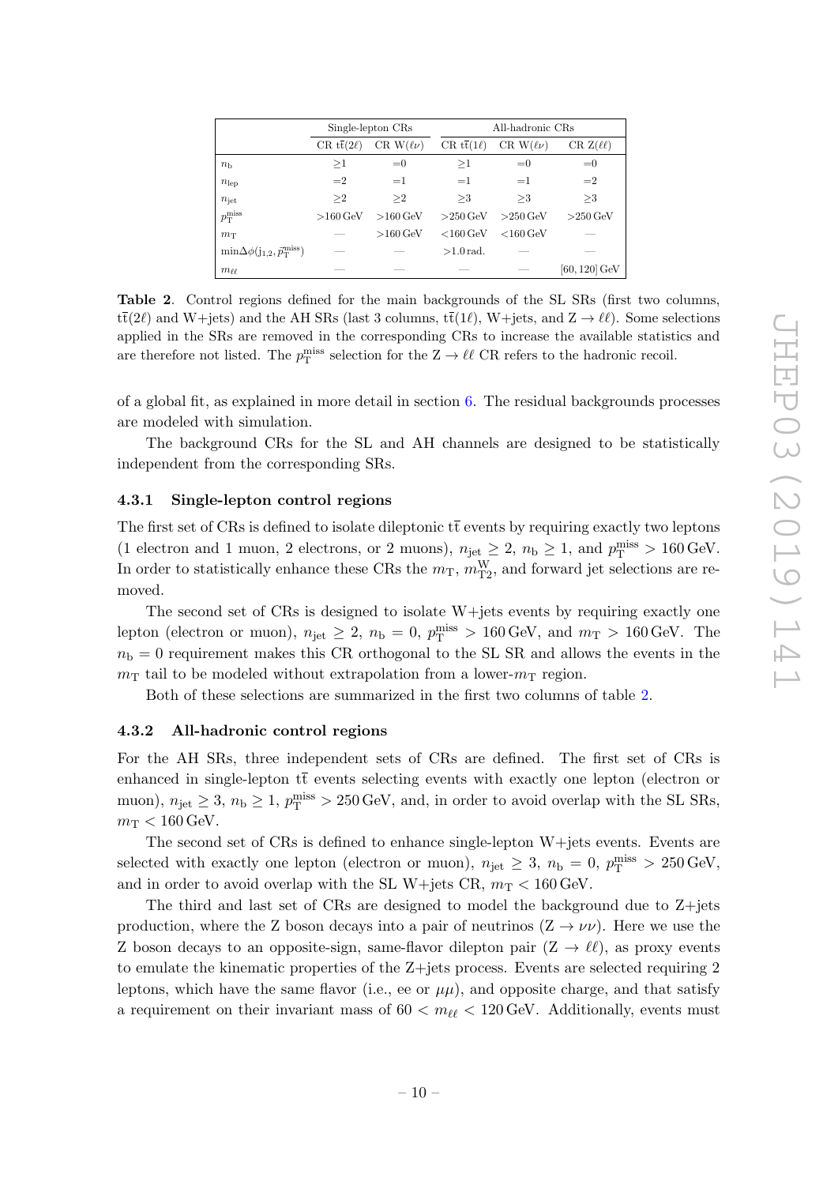| | Single-lepton CRs | | All-hadronic CRs | | |
|---|---|---|---|---|---|
| | CR $t\bar{t}(2\ell)$ | CR $W(\ell\nu)$ | CR $t\bar{t}(1\ell)$ | CR $W(\ell\nu)$ | CR $Z(\ell\ell)$ |
| $n_b$ | $\geq 1$ | $=0$ | $\geq 1$ | $=0$ | $=0$ |
| $n_{lep}$ | $=2$ | $=1$ | $=1$ | $=1$ | $=2$ |
| $n_{jet}$ | $\geq 2$ | $\geq 2$ | $\geq 3$ | $\geq 3$ | $\geq 3$ |
| $p_T^{miss}$ | $>160$ GeV | $>160$ GeV | $>250$ GeV | $>250$ GeV | $>250$ GeV |
| $m_T$ | — | $>160$ GeV | $<160$ GeV | $<160$ GeV | — |
| $\min\Delta\phi(j_{1,2}, \vec{p}_T^{miss})$ | — | — | $>1.0$ rad. | — | — |
| $m_{\ell\ell}$ | — | — | — | — | [60, 120] GeV |

**Table 2**. Control regions defined for the main backgrounds of the SL SRs (first two columns, $t\bar{t}(2\ell)$ and W+jets) and the AH SRs (last 3 columns, $t\bar{t}(1\ell)$, W+jets, and $Z \to \ell\ell$). Some selections applied in the SRs are removed in the corresponding CRs to increase the available statistics and are therefore not listed. The $p_T^{miss}$ selection for the $Z \to \ell\ell$ CR refers to the hadronic recoil.

of a global fit, as explained in more detail in section 6. The residual backgrounds processes are modeled with simulation.

The background CRs for the SL and AH channels are designed to be statistically independent from the corresponding SRs.

### 4.3.1 Single-lepton control regions

The first set of CRs is defined to isolate dileptonic $t\bar{t}$ events by requiring exactly two leptons (1 electron and 1 muon, 2 electrons, or 2 muons), $n_{jet} \geq 2$, $n_b \geq 1$, and $p_T^{miss} > 160$ GeV. In order to statistically enhance these CRs the $m_T$, $m_{T2}^W$, and forward jet selections are removed.

The second set of CRs is designed to isolate W+jets events by requiring exactly one lepton (electron or muon), $n_{jet} \geq 2$, $n_b = 0$, $p_T^{miss} > 160$ GeV, and $m_T > 160$ GeV. The $n_b = 0$ requirement makes this CR orthogonal to the SL SR and allows the events in the $m_T$ tail to be modeled without extrapolation from a lower-$m_T$ region.

Both of these selections are summarized in the first two columns of table 2.

### 4.3.2 All-hadronic control regions

For the AH SRs, three independent sets of CRs are defined. The first set of CRs is enhanced in single-lepton $t\bar{t}$ events selecting events with exactly one lepton (electron or muon), $n_{jet} \geq 3$, $n_b \geq 1$, $p_T^{miss} > 250$ GeV, and, in order to avoid overlap with the SL SRs, $m_T < 160$ GeV.

The second set of CRs is defined to enhance single-lepton W+jets events. Events are selected with exactly one lepton (electron or muon), $n_{jet} \geq 3$, $n_b = 0$, $p_T^{miss} > 250$ GeV, and in order to avoid overlap with the SL W+jets CR, $m_T < 160$ GeV.

The third and last set of CRs are designed to model the background due to Z+jets production, where the Z boson decays into a pair of neutrinos ($Z \to \nu\nu$). Here we use the Z boson decays to an opposite-sign, same-flavor dilepton pair ($Z \to \ell\ell$), as proxy events to emulate the kinematic properties of the Z+jets process. Events are selected requiring 2 leptons, which have the same flavor (i.e., ee or $\mu\mu$), and opposite charge, and that satisfy a requirement on their invariant mass of $60 < m_{\ell\ell} < 120$ GeV. Additionally, events must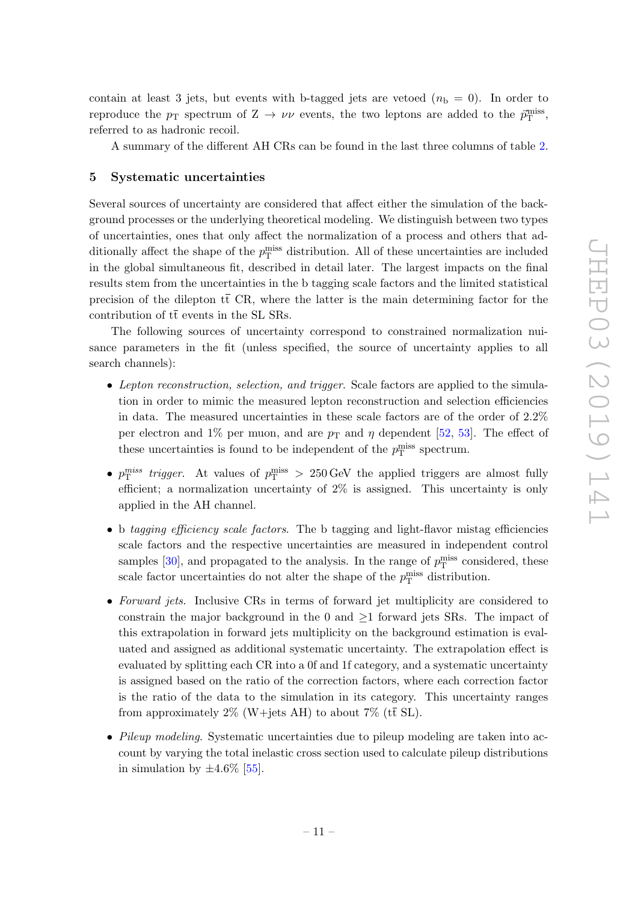contain at least 3 jets, but events with b-tagged jets are vetoed ($n_{\mathrm{b}} = 0$). In order to reproduce the $p_{\mathrm{T}}$ spectrum of $\mathrm{Z} \to \nu\nu$ events, the two leptons are added to the $\vec{p}_{\mathrm{T}}^{\,\mathrm{miss}}$, referred to as hadronic recoil.

A summary of the different AH CRs can be found in the last three columns of table 2.

## 5 Systematic uncertainties

Several sources of uncertainty are considered that affect either the simulation of the background processes or the underlying theoretical modeling. We distinguish between two types of uncertainties, ones that only affect the normalization of a process and others that additionally affect the shape of the $p_{\mathrm{T}}^{\mathrm{miss}}$ distribution. All of these uncertainties are included in the global simultaneous fit, described in detail later. The largest impacts on the final results stem from the uncertainties in the b tagging scale factors and the limited statistical precision of the dilepton $\mathrm{t\bar{t}}$ CR, where the latter is the main determining factor for the contribution of $\mathrm{t\bar{t}}$ events in the SL SRs.

The following sources of uncertainty correspond to constrained normalization nuisance parameters in the fit (unless specified, the source of uncertainty applies to all search channels):

- *Lepton reconstruction, selection, and trigger.* Scale factors are applied to the simulation in order to mimic the measured lepton reconstruction and selection efficiencies in data. The measured uncertainties in these scale factors are of the order of 2.2% per electron and 1% per muon, and are $p_{\mathrm{T}}$ and $\eta$ dependent [52, 53]. The effect of these uncertainties is found to be independent of the $p_{\mathrm{T}}^{\mathrm{miss}}$ spectrum.

- *$p_{\mathrm{T}}^{miss}$ trigger.* At values of $p_{\mathrm{T}}^{\mathrm{miss}} > 250\,\mathrm{GeV}$ the applied triggers are almost fully efficient; a normalization uncertainty of 2% is assigned. This uncertainty is only applied in the AH channel.

- b *tagging efficiency scale factors.* The b tagging and light-flavor mistag efficiencies scale factors and the respective uncertainties are measured in independent control samples [30], and propagated to the analysis. In the range of $p_{\mathrm{T}}^{\mathrm{miss}}$ considered, these scale factor uncertainties do not alter the shape of the $p_{\mathrm{T}}^{\mathrm{miss}}$ distribution.

- *Forward jets.* Inclusive CRs in terms of forward jet multiplicity are considered to constrain the major background in the 0 and $\geq$1 forward jets SRs. The impact of this extrapolation in forward jets multiplicity on the background estimation is evaluated and assigned as additional systematic uncertainty. The extrapolation effect is evaluated by splitting each CR into a 0f and 1f category, and a systematic uncertainty is assigned based on the ratio of the correction factors, where each correction factor is the ratio of the data to the simulation in its category. This uncertainty ranges from approximately 2% (W+jets AH) to about 7% ($\mathrm{t\bar{t}}$ SL).

- *Pileup modeling.* Systematic uncertainties due to pileup modeling are taken into account by varying the total inelastic cross section used to calculate pileup distributions in simulation by $\pm 4.6\%$ [55].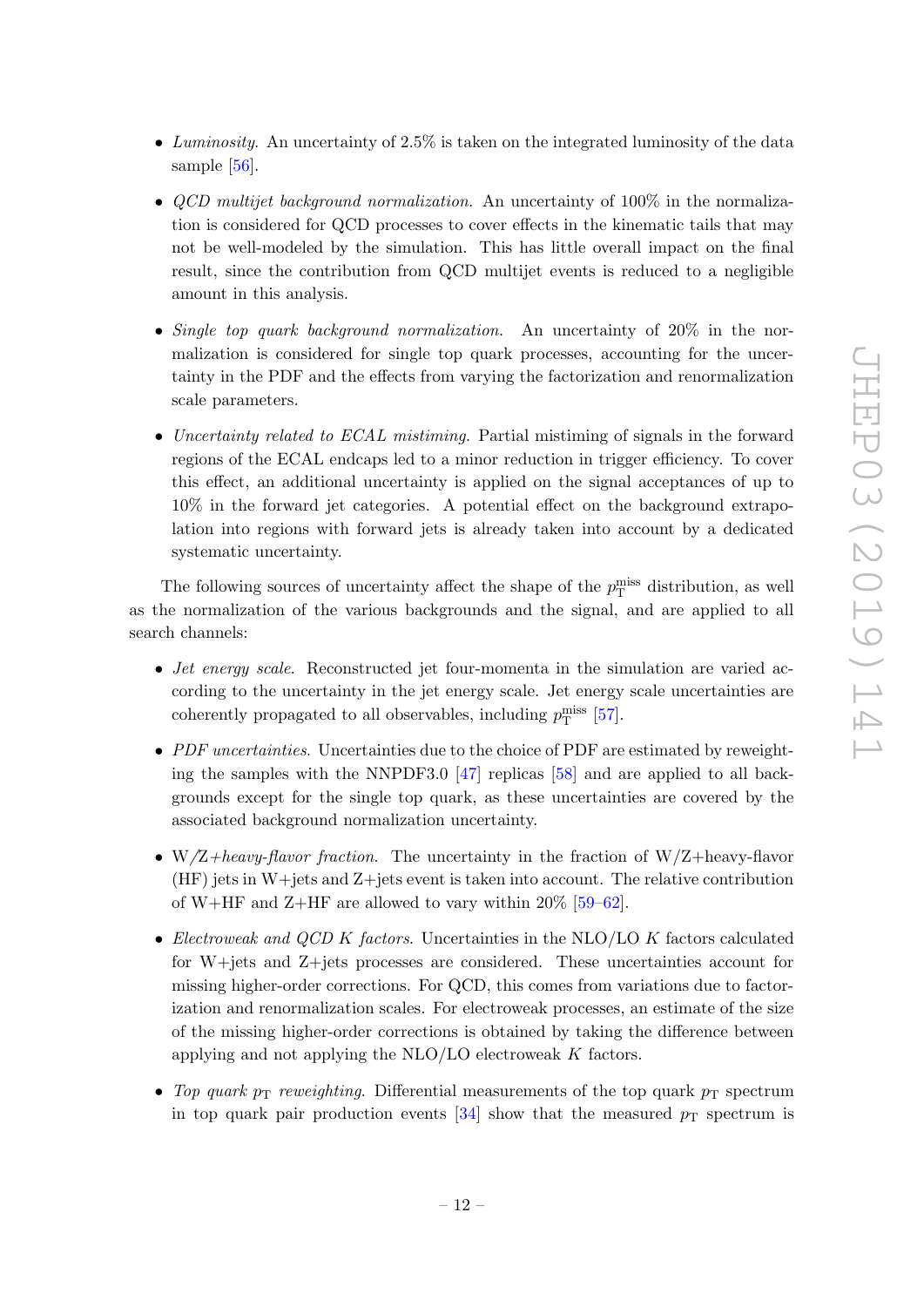- *Luminosity.* An uncertainty of 2.5% is taken on the integrated luminosity of the data sample [56].
- *QCD multijet background normalization.* An uncertainty of 100% in the normalization is considered for QCD processes to cover effects in the kinematic tails that may not be well-modeled by the simulation. This has little overall impact on the final result, since the contribution from QCD multijet events is reduced to a negligible amount in this analysis.
- *Single top quark background normalization.* An uncertainty of 20% in the normalization is considered for single top quark processes, accounting for the uncertainty in the PDF and the effects from varying the factorization and renormalization scale parameters.
- *Uncertainty related to ECAL mistiming.* Partial mistiming of signals in the forward regions of the ECAL endcaps led to a minor reduction in trigger efficiency. To cover this effect, an additional uncertainty is applied on the signal acceptances of up to 10% in the forward jet categories. A potential effect on the background extrapolation into regions with forward jets is already taken into account by a dedicated systematic uncertainty.

The following sources of uncertainty affect the shape of the $p_{\mathrm{T}}^{\mathrm{miss}}$ distribution, as well as the normalization of the various backgrounds and the signal, and are applied to all search channels:

- *Jet energy scale.* Reconstructed jet four-momenta in the simulation are varied according to the uncertainty in the jet energy scale. Jet energy scale uncertainties are coherently propagated to all observables, including $p_{\mathrm{T}}^{\mathrm{miss}}$ [57].
- *PDF uncertainties.* Uncertainties due to the choice of PDF are estimated by reweighting the samples with the NNPDF3.0 [47] replicas [58] and are applied to all backgrounds except for the single top quark, as these uncertainties are covered by the associated background normalization uncertainty.
- W/Z+*heavy-flavor fraction.* The uncertainty in the fraction of W/Z+heavy-flavor (HF) jets in W+jets and Z+jets event is taken into account. The relative contribution of W+HF and Z+HF are allowed to vary within 20% [59–62].
- *Electroweak and QCD K factors.* Uncertainties in the NLO/LO $K$ factors calculated for W+jets and Z+jets processes are considered. These uncertainties account for missing higher-order corrections. For QCD, this comes from variations due to factorization and renormalization scales. For electroweak processes, an estimate of the size of the missing higher-order corrections is obtained by taking the difference between applying and not applying the NLO/LO electroweak $K$ factors.
- *Top quark $p_{\mathrm{T}}$ reweighting.* Differential measurements of the top quark $p_{\mathrm{T}}$ spectrum in top quark pair production events [34] show that the measured $p_{\mathrm{T}}$ spectrum is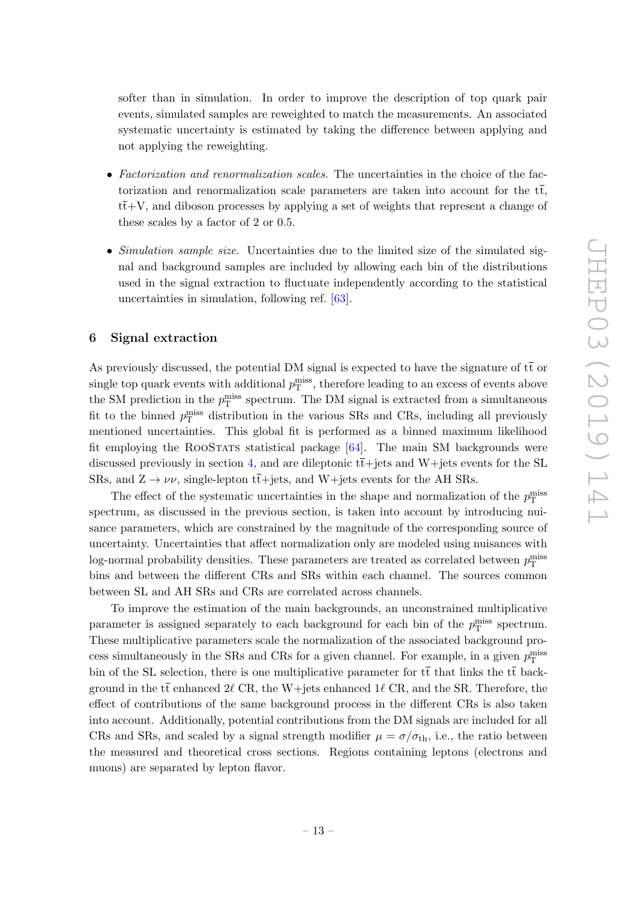softer than in simulation. In order to improve the description of top quark pair events, simulated samples are reweighted to match the measurements. An associated systematic uncertainty is estimated by taking the difference between applying and not applying the reweighting.

- *Factorization and renormalization scales.* The uncertainties in the choice of the factorization and renormalization scale parameters are taken into account for the $\mathrm{t\bar{t}}$, $\mathrm{t\bar{t}}$+V, and diboson processes by applying a set of weights that represent a change of these scales by a factor of 2 or 0.5.

- *Simulation sample size.* Uncertainties due to the limited size of the simulated signal and background samples are included by allowing each bin of the distributions used in the signal extraction to fluctuate independently according to the statistical uncertainties in simulation, following ref. [63].

## 6 Signal extraction

As previously discussed, the potential DM signal is expected to have the signature of $\mathrm{t\bar{t}}$ or single top quark events with additional $p_{\mathrm{T}}^{\mathrm{miss}}$, therefore leading to an excess of events above the SM prediction in the $p_{\mathrm{T}}^{\mathrm{miss}}$ spectrum. The DM signal is extracted from a simultaneous fit to the binned $p_{\mathrm{T}}^{\mathrm{miss}}$ distribution in the various SRs and CRs, including all previously mentioned uncertainties. This global fit is performed as a binned maximum likelihood fit employing the RooStats statistical package [64]. The main SM backgrounds were discussed previously in section 4, and are dileptonic $\mathrm{t\bar{t}}$+jets and W+jets events for the SL SRs, and $\mathrm{Z} \to \nu\nu$, single-lepton $\mathrm{t\bar{t}}$+jets, and W+jets events for the AH SRs.

The effect of the systematic uncertainties in the shape and normalization of the $p_{\mathrm{T}}^{\mathrm{miss}}$ spectrum, as discussed in the previous section, is taken into account by introducing nuisance parameters, which are constrained by the magnitude of the corresponding source of uncertainty. Uncertainties that affect normalization only are modeled using nuisances with log-normal probability densities. These parameters are treated as correlated between $p_{\mathrm{T}}^{\mathrm{miss}}$ bins and between the different CRs and SRs within each channel. The sources common between SL and AH SRs and CRs are correlated across channels.

To improve the estimation of the main backgrounds, an unconstrained multiplicative parameter is assigned separately to each background for each bin of the $p_{\mathrm{T}}^{\mathrm{miss}}$ spectrum. These multiplicative parameters scale the normalization of the associated background process simultaneously in the SRs and CRs for a given channel. For example, in a given $p_{\mathrm{T}}^{\mathrm{miss}}$ bin of the SL selection, there is one multiplicative parameter for $\mathrm{t\bar{t}}$ that links the $\mathrm{t\bar{t}}$ background in the $\mathrm{t\bar{t}}$ enhanced $2\ell$ CR, the W+jets enhanced $1\ell$ CR, and the SR. Therefore, the effect of contributions of the same background process in the different CRs is also taken into account. Additionally, potential contributions from the DM signals are included for all CRs and SRs, and scaled by a signal strength modifier $\mu = \sigma/\sigma_{\mathrm{th}}$, i.e., the ratio between the measured and theoretical cross sections. Regions containing leptons (electrons and muons) are separated by lepton flavor.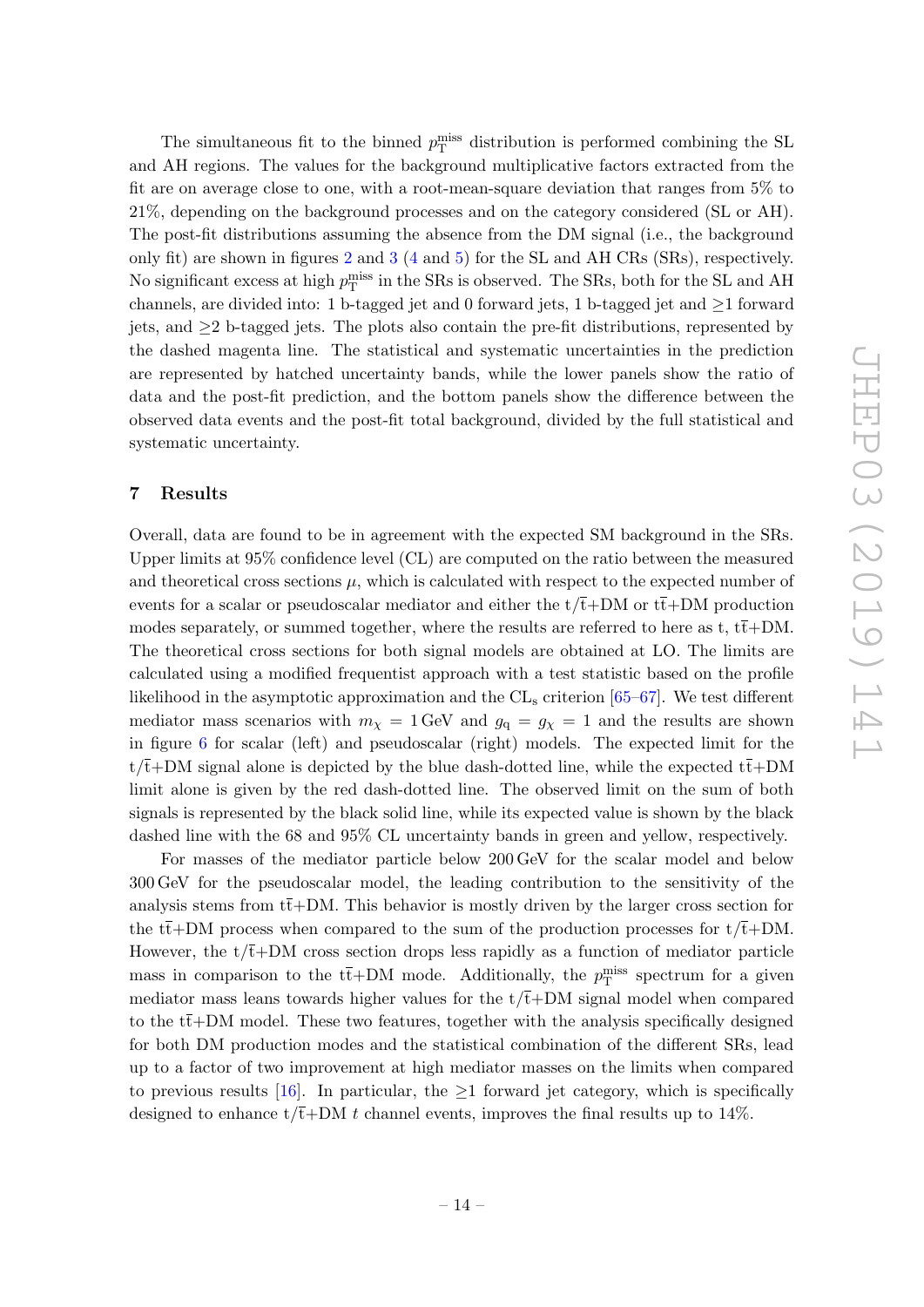The simultaneous fit to the binned $p_{\mathrm{T}}^{\mathrm{miss}}$ distribution is performed combining the SL and AH regions. The values for the background multiplicative factors extracted from the fit are on average close to one, with a root-mean-square deviation that ranges from 5% to 21%, depending on the background processes and on the category considered (SL or AH). The post-fit distributions assuming the absence from the DM signal (i.e., the background only fit) are shown in figures 2 and 3 (4 and 5) for the SL and AH CRs (SRs), respectively. No significant excess at high $p_{\mathrm{T}}^{\mathrm{miss}}$ in the SRs is observed. The SRs, both for the SL and AH channels, are divided into: 1 b-tagged jet and 0 forward jets, 1 b-tagged jet and ≥1 forward jets, and ≥2 b-tagged jets. The plots also contain the pre-fit distributions, represented by the dashed magenta line. The statistical and systematic uncertainties in the prediction are represented by hatched uncertainty bands, while the lower panels show the ratio of data and the post-fit prediction, and the bottom panels show the difference between the observed data events and the post-fit total background, divided by the full statistical and systematic uncertainty.

## 7 Results

Overall, data are found to be in agreement with the expected SM background in the SRs. Upper limits at 95% confidence level (CL) are computed on the ratio between the measured and theoretical cross sections $\mu$, which is calculated with respect to the expected number of events for a scalar or pseudoscalar mediator and either the $\mathrm{t}/\bar{\mathrm{t}}$+DM or $\mathrm{t\bar{t}}$+DM production modes separately, or summed together, where the results are referred to here as t, $\mathrm{t\bar{t}}$+DM. The theoretical cross sections for both signal models are obtained at LO. The limits are calculated using a modified frequentist approach with a test statistic based on the profile likelihood in the asymptotic approximation and the $\mathrm{CL_s}$ criterion [65–67]. We test different mediator mass scenarios with $m_\chi = 1\,\mathrm{GeV}$ and $g_\mathrm{q} = g_\chi = 1$ and the results are shown in figure 6 for scalar (left) and pseudoscalar (right) models. The expected limit for the $\mathrm{t}/\bar{\mathrm{t}}$+DM signal alone is depicted by the blue dash-dotted line, while the expected $\mathrm{t\bar{t}}$+DM limit alone is given by the red dash-dotted line. The observed limit on the sum of both signals is represented by the black solid line, while its expected value is shown by the black dashed line with the 68 and 95% CL uncertainty bands in green and yellow, respectively.

For masses of the mediator particle below 200 GeV for the scalar model and below 300 GeV for the pseudoscalar model, the leading contribution to the sensitivity of the analysis stems from $\mathrm{t\bar{t}}$+DM. This behavior is mostly driven by the larger cross section for the $\mathrm{t\bar{t}}$+DM process when compared to the sum of the production processes for $\mathrm{t}/\bar{\mathrm{t}}$+DM. However, the $\mathrm{t}/\bar{\mathrm{t}}$+DM cross section drops less rapidly as a function of mediator particle mass in comparison to the $\mathrm{t\bar{t}}$+DM mode. Additionally, the $p_{\mathrm{T}}^{\mathrm{miss}}$ spectrum for a given mediator mass leans towards higher values for the $\mathrm{t}/\bar{\mathrm{t}}$+DM signal model when compared to the $\mathrm{t\bar{t}}$+DM model. These two features, together with the analysis specifically designed for both DM production modes and the statistical combination of the different SRs, lead up to a factor of two improvement at high mediator masses on the limits when compared to previous results [16]. In particular, the ≥1 forward jet category, which is specifically designed to enhance $\mathrm{t}/\bar{\mathrm{t}}$+DM $t$ channel events, improves the final results up to 14%.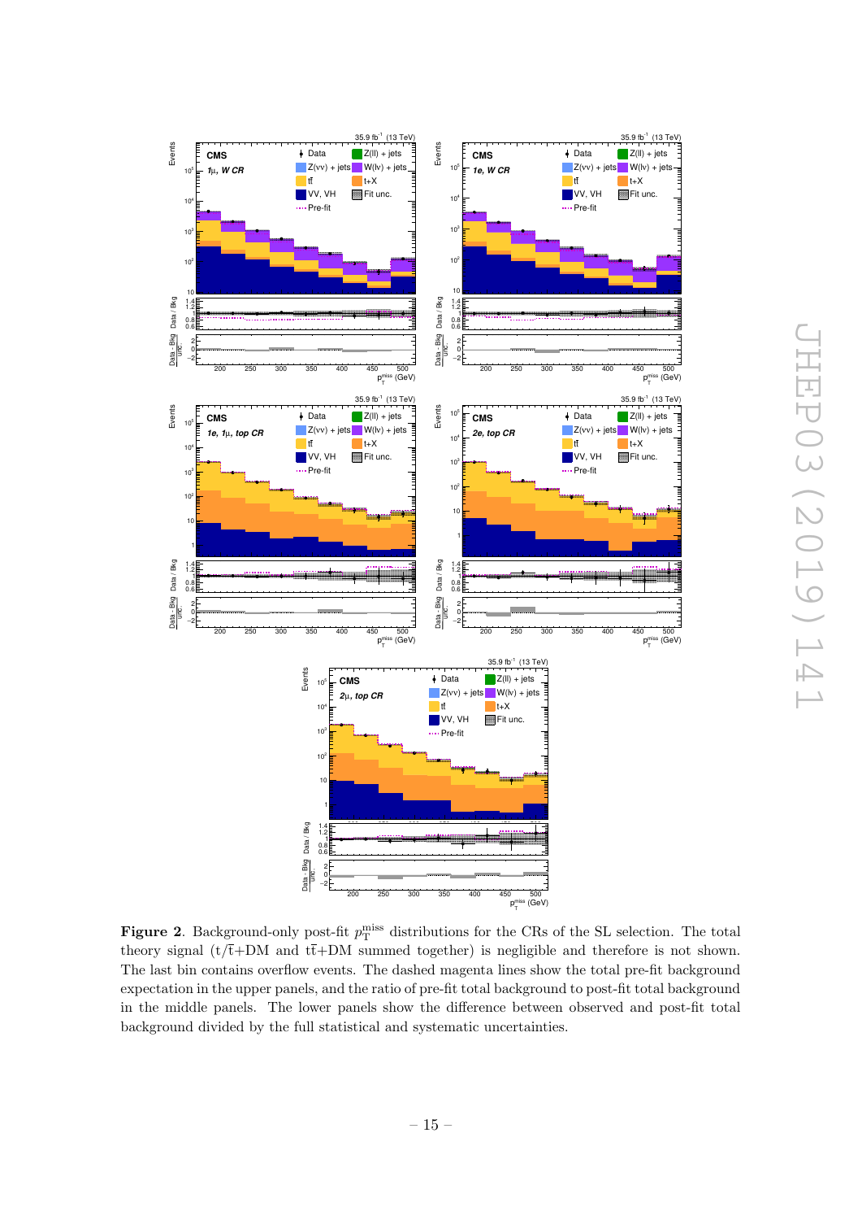**Figure 2**. Background-only post-fit $p_T^{miss}$ distributions for the CRs of the SL selection. The total theory signal (t/$\bar{t}$+DM and t$\bar{t}$+DM summed together) is negligible and therefore is not shown. The last bin contains overflow events. The dashed magenta lines show the total pre-fit background expectation in the upper panels, and the ratio of pre-fit total background to post-fit total background in the middle panels. The lower panels show the difference between observed and post-fit total background divided by the full statistical and systematic uncertainties.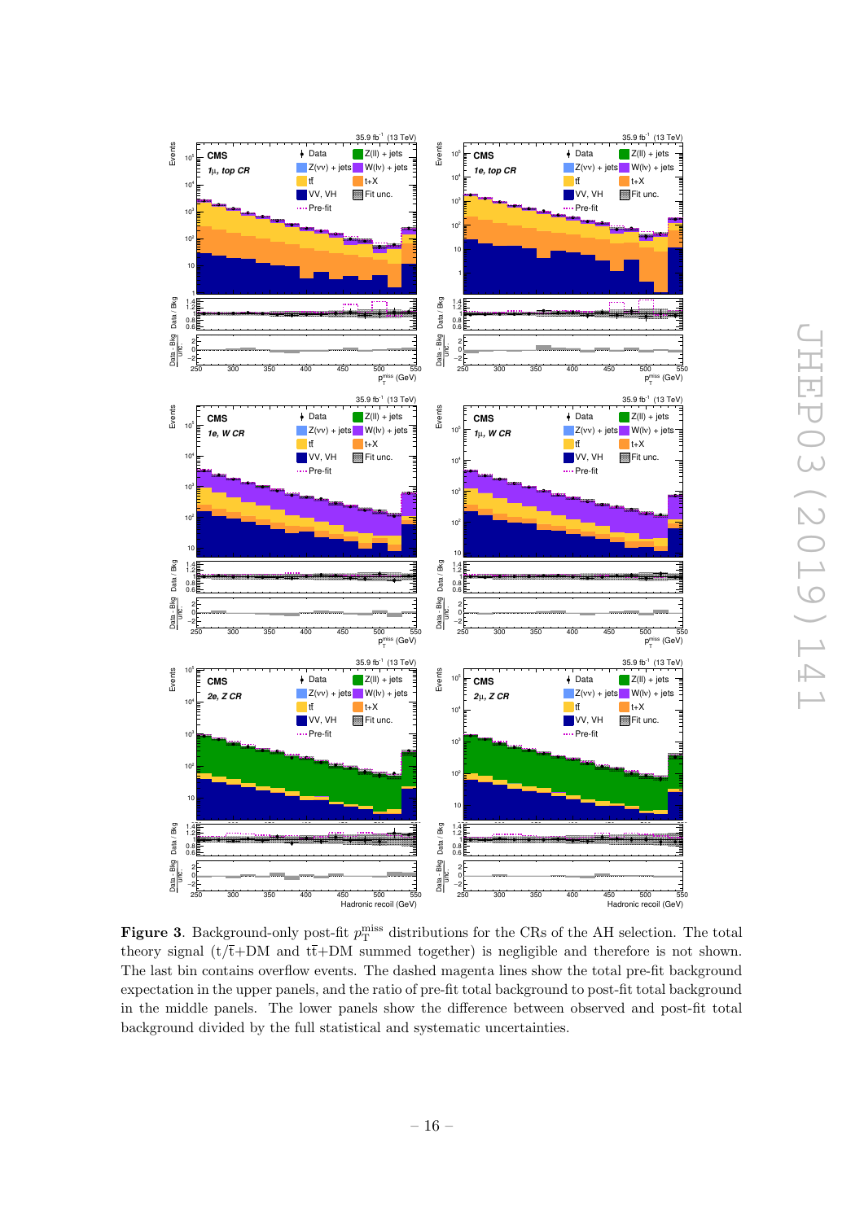**Figure 3**. Background-only post-fit $p_T^{miss}$ distributions for the CRs of the AH selection. The total theory signal (t/$\bar{t}$+DM and t$\bar{t}$+DM summed together) is negligible and therefore is not shown. The last bin contains overflow events. The dashed magenta lines show the total pre-fit background expectation in the upper panels, and the ratio of pre-fit total background to post-fit total background in the middle panels. The lower panels show the difference between observed and post-fit total background divided by the full statistical and systematic uncertainties.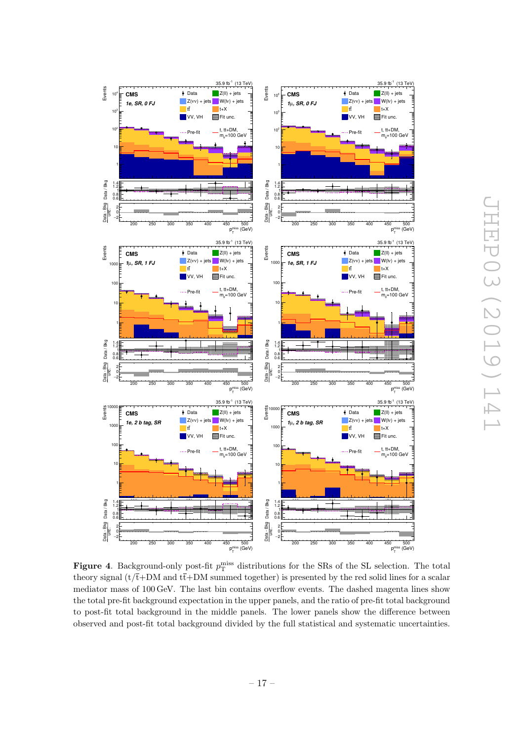**Figure 4**. Background-only post-fit $p_T^{miss}$ distributions for the SRs of the SL selection. The total theory signal (t/$\bar{t}$+DM and t$\bar{t}$+DM summed together) is presented by the red solid lines for a scalar mediator mass of 100 GeV. The last bin contains overflow events. The dashed magenta lines show the total pre-fit background expectation in the upper panels, and the ratio of pre-fit total background to post-fit total background in the middle panels. The lower panels show the difference between observed and post-fit total background divided by the full statistical and systematic uncertainties.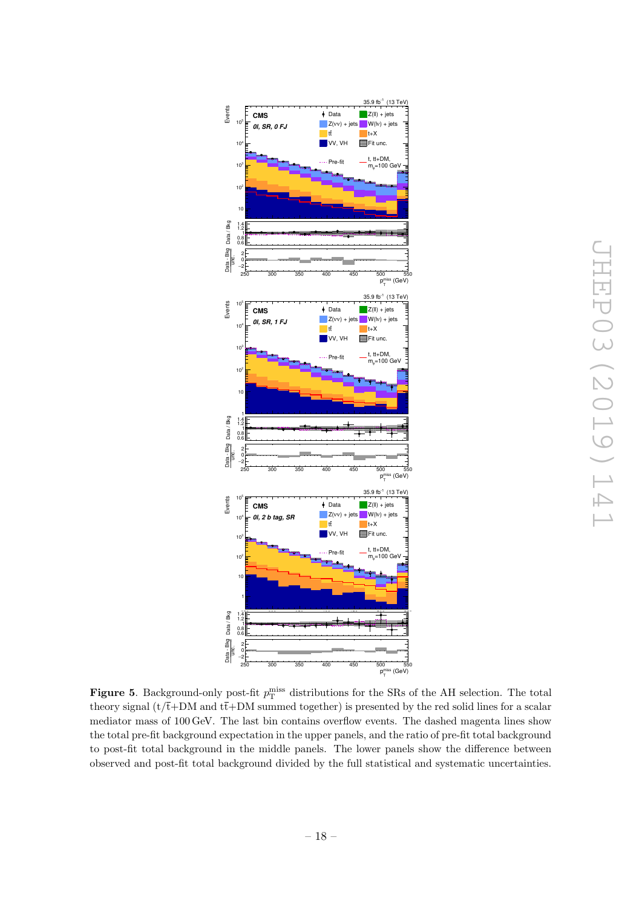**Figure 5**. Background-only post-fit $p_{\mathrm{T}}^{\mathrm{miss}}$ distributions for the SRs of the AH selection. The total theory signal (t/$\bar{\mathrm{t}}$+DM and t$\bar{\mathrm{t}}$+DM summed together) is presented by the red solid lines for a scalar mediator mass of 100 GeV. The last bin contains overflow events. The dashed magenta lines show the total pre-fit background expectation in the upper panels, and the ratio of pre-fit total background to post-fit total background in the middle panels. The lower panels show the difference between observed and post-fit total background divided by the full statistical and systematic uncertainties.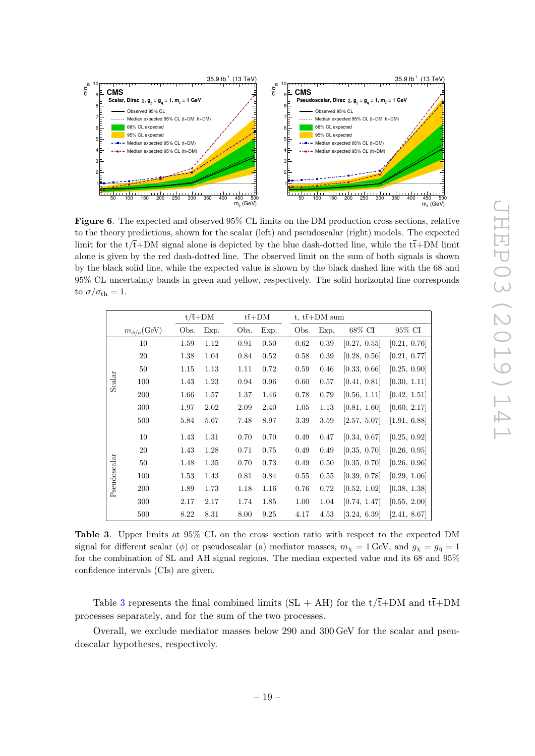**Figure 6**. The expected and observed 95% CL limits on the DM production cross sections, relative to the theory predictions, shown for the scalar (left) and pseudoscalar (right) models. The expected limit for the t/$\bar{\text{t}}$+DM signal is depicted by the blue dash-dotted line, while the t$\bar{\text{t}}$+DM limit alone is given by the red dash-dotted line. The observed limit on the sum of both signals is shown by the black solid line, while the expected value is shown by the black dashed line with the 68 and 95% CL uncertainty bands in green and yellow, respectively. The solid horizontal line corresponds to $\sigma/\sigma_{\text{th}} = 1$.

| | $m_{\phi/\text{a}}$(GeV) | t/$\bar{\text{t}}$+DM | | t$\bar{\text{t}}$+DM | | t, t$\bar{\text{t}}$+DM sum | | | |
|---|---|---|---|---|---|---|---|---|---|
| | | Obs. | Exp. | Obs. | Exp. | Obs. | Exp. | 68% CI | 95% CI |
| Scalar | 10 | 1.59 | 1.12 | 0.91 | 0.50 | 0.62 | 0.39 | [0.27, 0.55] | [0.21, 0.76] |
| | 20 | 1.38 | 1.04 | 0.84 | 0.52 | 0.58 | 0.39 | [0.28, 0.56] | [0.21, 0.77] |
| | 50 | 1.15 | 1.13 | 1.11 | 0.72 | 0.59 | 0.46 | [0.33, 0.66] | [0.25, 0.90] |
| | 100 | 1.43 | 1.23 | 0.94 | 0.96 | 0.60 | 0.57 | [0.41, 0.81] | [0.30, 1.11] |
| | 200 | 1.66 | 1.57 | 1.37 | 1.46 | 0.78 | 0.79 | [0.56, 1.11] | [0.42, 1.51] |
| | 300 | 1.97 | 2.02 | 2.09 | 2.40 | 1.05 | 1.13 | [0.81, 1.60] | [0.60, 2.17] |
| | 500 | 5.84 | 5.67 | 7.48 | 8.97 | 3.39 | 3.59 | [2.57, 5.07] | [1.91, 6.88] |
| Pseudoscalar | 10 | 1.43 | 1.31 | 0.70 | 0.70 | 0.49 | 0.47 | [0.34, 0.67] | [0.25, 0.92] |
| | 20 | 1.43 | 1.28 | 0.71 | 0.75 | 0.49 | 0.49 | [0.35, 0.70] | [0.26, 0.95] |
| | 50 | 1.48 | 1.35 | 0.70 | 0.73 | 0.49 | 0.50 | [0.35, 0.70] | [0.26, 0.96] |
| | 100 | 1.53 | 1.43 | 0.81 | 0.84 | 0.55 | 0.55 | [0.39, 0.78] | [0.29, 1.06] |
| | 200 | 1.89 | 1.73 | 1.18 | 1.16 | 0.76 | 0.72 | [0.52, 1.02] | [0.38, 1.38] |
| | 300 | 2.17 | 2.17 | 1.74 | 1.85 | 1.00 | 1.04 | [0.74, 1.47] | [0.55, 2.00] |
| | 500 | 8.22 | 8.31 | 8.00 | 9.25 | 4.17 | 4.53 | [3.24, 6.39] | [2.41, 8.67] |

**Table 3**. Upper limits at 95% CL on the cross section ratio with respect to the expected DM signal for different scalar ($\phi$) or pseudoscalar (a) mediator masses, $m_\chi = 1\,\text{GeV}$, and $g_\chi = g_\text{q} = 1$ for the combination of SL and AH signal regions. The median expected value and its 68 and 95% confidence intervals (CIs) are given.

Table 3 represents the final combined limits (SL + AH) for the t/$\bar{\text{t}}$+DM and t$\bar{\text{t}}$+DM processes separately, and for the sum of the two processes.

Overall, we exclude mediator masses below 290 and 300 GeV for the scalar and pseudoscalar hypotheses, respectively.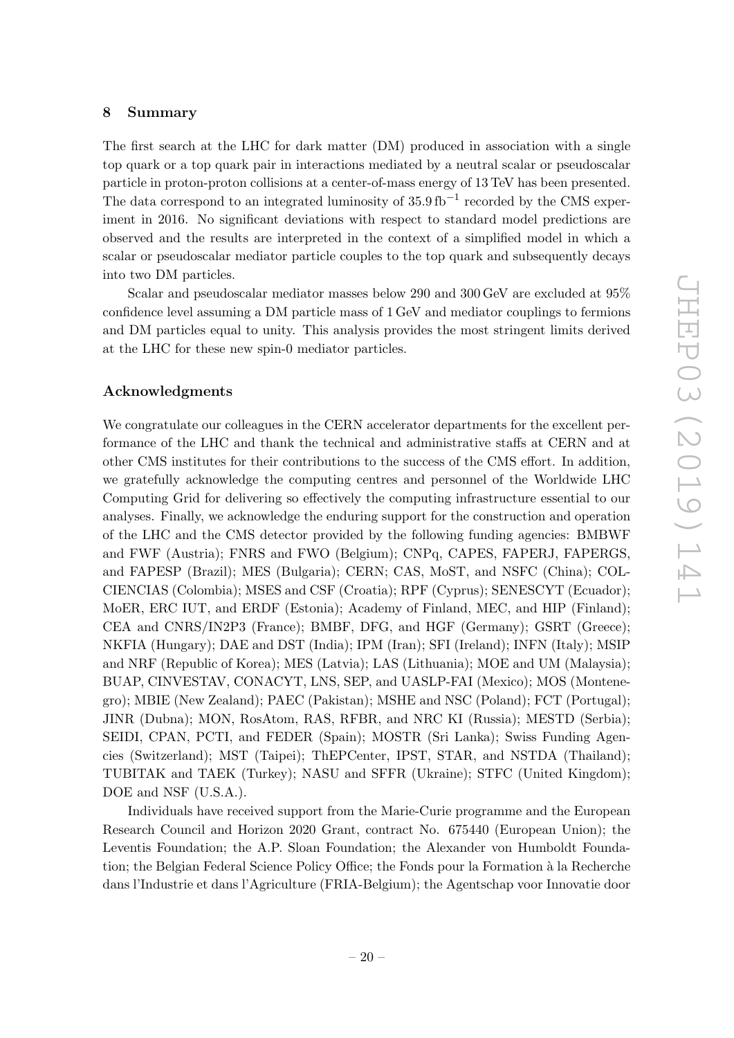## 8 Summary

The first search at the LHC for dark matter (DM) produced in association with a single top quark or a top quark pair in interactions mediated by a neutral scalar or pseudoscalar particle in proton-proton collisions at a center-of-mass energy of 13 TeV has been presented. The data correspond to an integrated luminosity of $35.9\,\text{fb}^{-1}$ recorded by the CMS experiment in 2016. No significant deviations with respect to standard model predictions are observed and the results are interpreted in the context of a simplified model in which a scalar or pseudoscalar mediator particle couples to the top quark and subsequently decays into two DM particles.

Scalar and pseudoscalar mediator masses below 290 and 300 GeV are excluded at 95% confidence level assuming a DM particle mass of 1 GeV and mediator couplings to fermions and DM particles equal to unity. This analysis provides the most stringent limits derived at the LHC for these new spin-0 mediator particles.

### Acknowledgments

We congratulate our colleagues in the CERN accelerator departments for the excellent performance of the LHC and thank the technical and administrative staffs at CERN and at other CMS institutes for their contributions to the success of the CMS effort. In addition, we gratefully acknowledge the computing centres and personnel of the Worldwide LHC Computing Grid for delivering so effectively the computing infrastructure essential to our analyses. Finally, we acknowledge the enduring support for the construction and operation of the LHC and the CMS detector provided by the following funding agencies: BMBWF and FWF (Austria); FNRS and FWO (Belgium); CNPq, CAPES, FAPERJ, FAPERGS, and FAPESP (Brazil); MES (Bulgaria); CERN; CAS, MoST, and NSFC (China); COLCIENCIAS (Colombia); MSES and CSF (Croatia); RPF (Cyprus); SENESCYT (Ecuador); MoER, ERC IUT, and ERDF (Estonia); Academy of Finland, MEC, and HIP (Finland); CEA and CNRS/IN2P3 (France); BMBF, DFG, and HGF (Germany); GSRT (Greece); NKFIA (Hungary); DAE and DST (India); IPM (Iran); SFI (Ireland); INFN (Italy); MSIP and NRF (Republic of Korea); MES (Latvia); LAS (Lithuania); MOE and UM (Malaysia); BUAP, CINVESTAV, CONACYT, LNS, SEP, and UASLP-FAI (Mexico); MOS (Montenegro); MBIE (New Zealand); PAEC (Pakistan); MSHE and NSC (Poland); FCT (Portugal); JINR (Dubna); MON, RosAtom, RAS, RFBR, and NRC KI (Russia); MESTD (Serbia); SEIDI, CPAN, PCTI, and FEDER (Spain); MOSTR (Sri Lanka); Swiss Funding Agencies (Switzerland); MST (Taipei); ThEPCenter, IPST, STAR, and NSTDA (Thailand); TUBITAK and TAEK (Turkey); NASU and SFFR (Ukraine); STFC (United Kingdom); DOE and NSF (U.S.A.).

Individuals have received support from the Marie-Curie programme and the European Research Council and Horizon 2020 Grant, contract No. 675440 (European Union); the Leventis Foundation; the A.P. Sloan Foundation; the Alexander von Humboldt Foundation; the Belgian Federal Science Policy Office; the Fonds pour la Formation à la Recherche dans l'Industrie et dans l'Agriculture (FRIA-Belgium); the Agentschap voor Innovatie door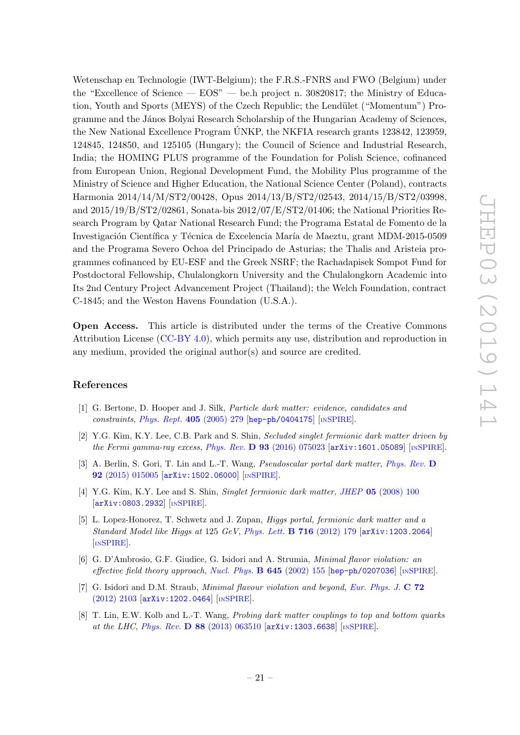Wetenschap en Technologie (IWT-Belgium); the F.R.S.-FNRS and FWO (Belgium) under the "Excellence of Science — EOS" — be.h project n. 30820817; the Ministry of Education, Youth and Sports (MEYS) of the Czech Republic; the Lendület ("Momentum") Programme and the János Bolyai Research Scholarship of the Hungarian Academy of Sciences, the New National Excellence Program ÚNKP, the NKFIA research grants 123842, 123959, 124845, 124850, and 125105 (Hungary); the Council of Science and Industrial Research, India; the HOMING PLUS programme of the Foundation for Polish Science, cofinanced from European Union, Regional Development Fund, the Mobility Plus programme of the Ministry of Science and Higher Education, the National Science Center (Poland), contracts Harmonia 2014/14/M/ST2/00428, Opus 2014/13/B/ST2/02543, 2014/15/B/ST2/03998, and 2015/19/B/ST2/02861, Sonata-bis 2012/07/E/ST2/01406; the National Priorities Research Program by Qatar National Research Fund; the Programa Estatal de Fomento de la Investigación Científica y Técnica de Excelencia María de Maeztu, grant MDM-2015-0509 and the Programa Severo Ochoa del Principado de Asturias; the Thalis and Aristeia programmes cofinanced by EU-ESF and the Greek NSRF; the Rachadapisek Sompot Fund for Postdoctoral Fellowship, Chulalongkorn University and the Chulalongkorn Academic into Its 2nd Century Project Advancement Project (Thailand); the Welch Foundation, contract C-1845; and the Weston Havens Foundation (U.S.A.).

**Open Access.** This article is distributed under the terms of the Creative Commons Attribution License (CC-BY 4.0), which permits any use, distribution and reproduction in any medium, provided the original author(s) and source are credited.

## References

[1] G. Bertone, D. Hooper and J. Silk, *Particle dark matter: evidence, candidates and constraints*, Phys. Rept. **405** (2005) 279 [hep-ph/0404175] [INSPIRE].

[2] Y.G. Kim, K.Y. Lee, C.B. Park and S. Shin, *Secluded singlet fermionic dark matter driven by the Fermi gamma-ray excess*, Phys. Rev. **D 93** (2016) 075023 [arXiv:1601.05089] [INSPIRE].

[3] A. Berlin, S. Gori, T. Lin and L.-T. Wang, *Pseudoscalar portal dark matter*, Phys. Rev. **D 92** (2015) 015005 [arXiv:1502.06000] [INSPIRE].

[4] Y.G. Kim, K.Y. Lee and S. Shin, *Singlet fermionic dark matter*, JHEP **05** (2008) 100 [arXiv:0803.2932] [INSPIRE].

[5] L. Lopez-Honorez, T. Schwetz and J. Zupan, *Higgs portal, fermionic dark matter and a Standard Model like Higgs at* 125 *GeV*, Phys. Lett. **B 716** (2012) 179 [arXiv:1203.2064] [INSPIRE].

[6] G. D'Ambrosio, G.F. Giudice, G. Isidori and A. Strumia, *Minimal flavor violation: an effective field theory approach*, Nucl. Phys. **B 645** (2002) 155 [hep-ph/0207036] [INSPIRE].

[7] G. Isidori and D.M. Straub, *Minimal flavour violation and beyond*, Eur. Phys. J. **C 72** (2012) 2103 [arXiv:1202.0464] [INSPIRE].

[8] T. Lin, E.W. Kolb and L.-T. Wang, *Probing dark matter couplings to top and bottom quarks at the LHC*, Phys. Rev. **D 88** (2013) 063510 [arXiv:1303.6638] [INSPIRE].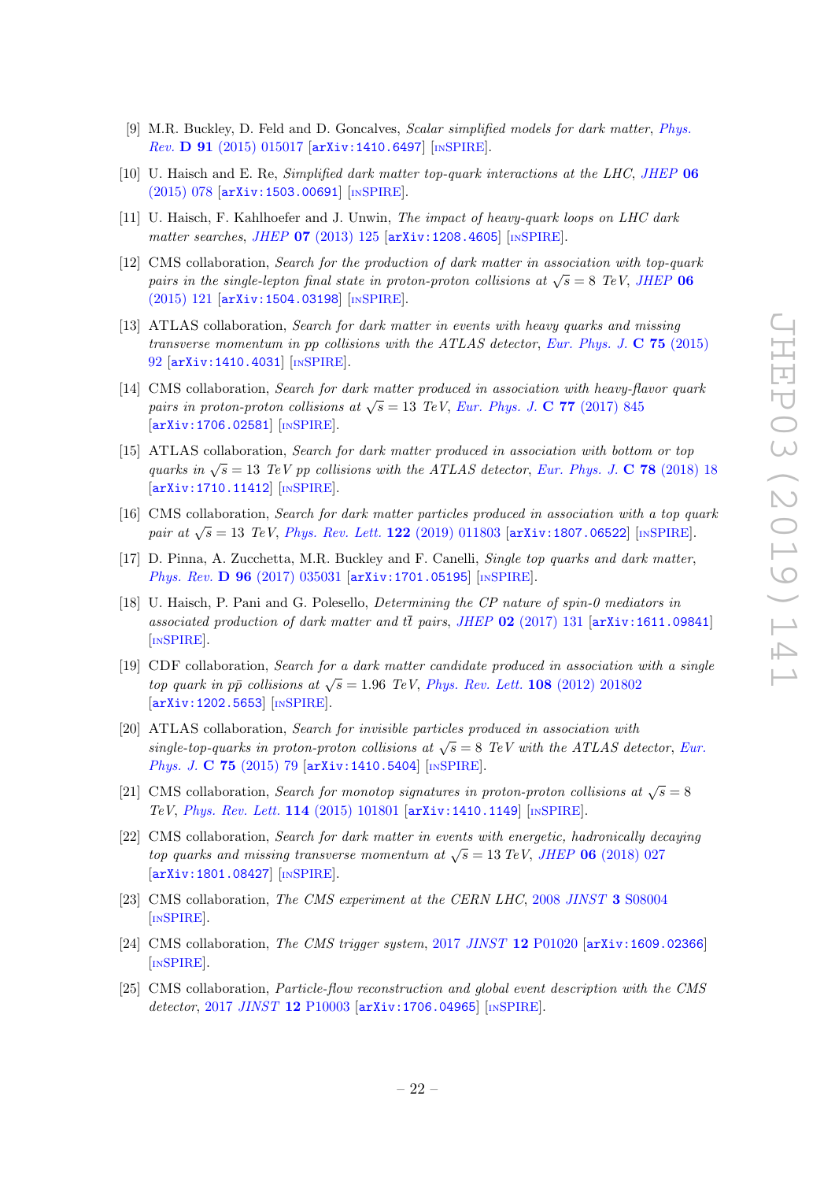[9] M.R. Buckley, D. Feld and D. Goncalves, *Scalar simplified models for dark matter*, *Phys. Rev.* **D 91** (2015) 015017 [arXiv:1410.6497] [INSPIRE].

[10] U. Haisch and E. Re, *Simplified dark matter top-quark interactions at the LHC*, *JHEP* **06** (2015) 078 [arXiv:1503.00691] [INSPIRE].

[11] U. Haisch, F. Kahlhoefer and J. Unwin, *The impact of heavy-quark loops on LHC dark matter searches*, *JHEP* **07** (2013) 125 [arXiv:1208.4605] [INSPIRE].

[12] CMS collaboration, *Search for the production of dark matter in association with top-quark pairs in the single-lepton final state in proton-proton collisions at* $\sqrt{s} = 8$ *TeV*, *JHEP* **06** (2015) 121 [arXiv:1504.03198] [INSPIRE].

[13] ATLAS collaboration, *Search for dark matter in events with heavy quarks and missing transverse momentum in pp collisions with the ATLAS detector*, *Eur. Phys. J.* **C 75** (2015) 92 [arXiv:1410.4031] [INSPIRE].

[14] CMS collaboration, *Search for dark matter produced in association with heavy-flavor quark pairs in proton-proton collisions at* $\sqrt{s} = 13$ *TeV*, *Eur. Phys. J.* **C 77** (2017) 845 [arXiv:1706.02581] [INSPIRE].

[15] ATLAS collaboration, *Search for dark matter produced in association with bottom or top quarks in* $\sqrt{s} = 13$ *TeV pp collisions with the ATLAS detector*, *Eur. Phys. J.* **C 78** (2018) 18 [arXiv:1710.11412] [INSPIRE].

[16] CMS collaboration, *Search for dark matter particles produced in association with a top quark pair at* $\sqrt{s} = 13$ *TeV*, *Phys. Rev. Lett.* **122** (2019) 011803 [arXiv:1807.06522] [INSPIRE].

[17] D. Pinna, A. Zucchetta, M.R. Buckley and F. Canelli, *Single top quarks and dark matter*, *Phys. Rev.* **D 96** (2017) 035031 [arXiv:1701.05195] [INSPIRE].

[18] U. Haisch, P. Pani and G. Polesello, *Determining the CP nature of spin-0 mediators in associated production of dark matter and* $t\bar{t}$ *pairs*, *JHEP* **02** (2017) 131 [arXiv:1611.09841] [INSPIRE].

[19] CDF collaboration, *Search for a dark matter candidate produced in association with a single top quark in* $p\bar{p}$ *collisions at* $\sqrt{s} = 1.96$ *TeV*, *Phys. Rev. Lett.* **108** (2012) 201802 [arXiv:1202.5653] [INSPIRE].

[20] ATLAS collaboration, *Search for invisible particles produced in association with single-top-quarks in proton-proton collisions at* $\sqrt{s} = 8$ *TeV with the ATLAS detector*, *Eur. Phys. J.* **C 75** (2015) 79 [arXiv:1410.5404] [INSPIRE].

[21] CMS collaboration, *Search for monotop signatures in proton-proton collisions at* $\sqrt{s} = 8$ *TeV*, *Phys. Rev. Lett.* **114** (2015) 101801 [arXiv:1410.1149] [INSPIRE].

[22] CMS collaboration, *Search for dark matter in events with energetic, hadronically decaying top quarks and missing transverse momentum at* $\sqrt{s} = 13$ *TeV*, *JHEP* **06** (2018) 027 [arXiv:1801.08427] [INSPIRE].

[23] CMS collaboration, *The CMS experiment at the CERN LHC*, 2008 *JINST* **3** S08004 [INSPIRE].

[24] CMS collaboration, *The CMS trigger system*, 2017 *JINST* **12** P01020 [arXiv:1609.02366] [INSPIRE].

[25] CMS collaboration, *Particle-flow reconstruction and global event description with the CMS detector*, 2017 *JINST* **12** P10003 [arXiv:1706.04965] [INSPIRE].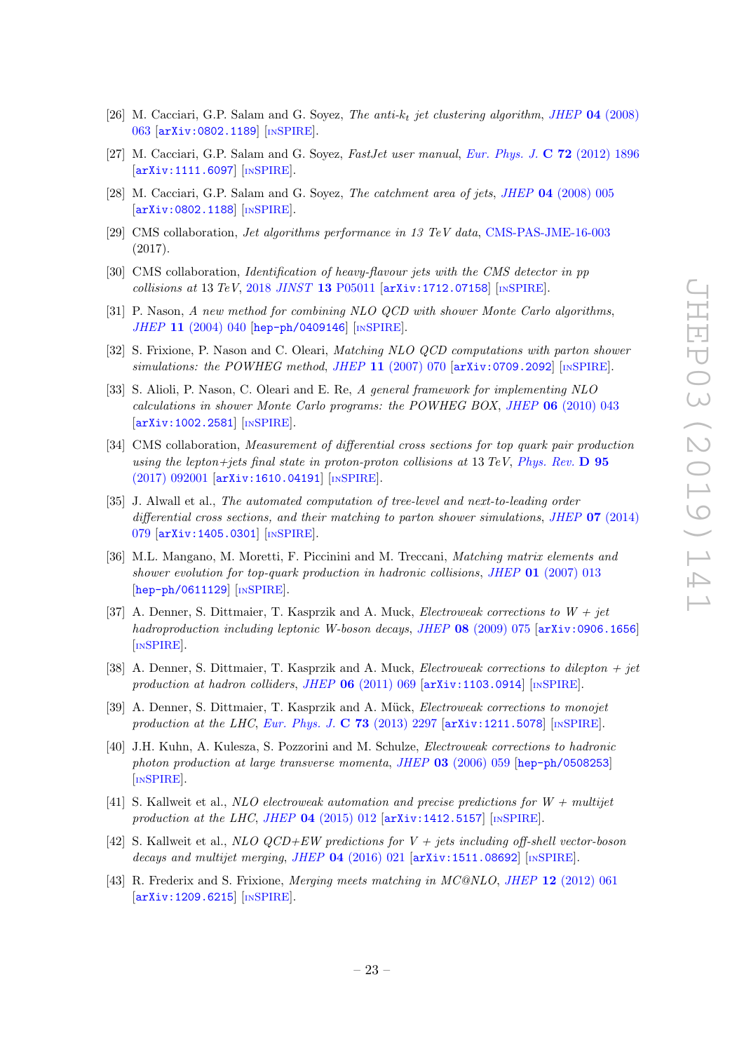[26] M. Cacciari, G.P. Salam and G. Soyez, *The anti-$k_t$ jet clustering algorithm*, JHEP **04** (2008) 063 [arXiv:0802.1189] [INSPIRE].

[27] M. Cacciari, G.P. Salam and G. Soyez, *FastJet user manual*, *Eur. Phys. J.* **C 72** (2012) 1896 [arXiv:1111.6097] [INSPIRE].

[28] M. Cacciari, G.P. Salam and G. Soyez, *The catchment area of jets*, JHEP **04** (2008) 005 [arXiv:0802.1188] [INSPIRE].

[29] CMS collaboration, *Jet algorithms performance in 13 TeV data*, CMS-PAS-JME-16-003 (2017).

[30] CMS collaboration, *Identification of heavy-flavour jets with the CMS detector in pp collisions at* 13 *TeV*, 2018 *JINST* **13** P05011 [arXiv:1712.07158] [INSPIRE].

[31] P. Nason, *A new method for combining NLO QCD with shower Monte Carlo algorithms*, JHEP **11** (2004) 040 [hep-ph/0409146] [INSPIRE].

[32] S. Frixione, P. Nason and C. Oleari, *Matching NLO QCD computations with parton shower simulations: the POWHEG method*, JHEP **11** (2007) 070 [arXiv:0709.2092] [INSPIRE].

[33] S. Alioli, P. Nason, C. Oleari and E. Re, *A general framework for implementing NLO calculations in shower Monte Carlo programs: the POWHEG BOX*, JHEP **06** (2010) 043 [arXiv:1002.2581] [INSPIRE].

[34] CMS collaboration, *Measurement of differential cross sections for top quark pair production using the lepton+jets final state in proton-proton collisions at* 13 *TeV*, *Phys. Rev.* **D 95** (2017) 092001 [arXiv:1610.04191] [INSPIRE].

[35] J. Alwall et al., *The automated computation of tree-level and next-to-leading order differential cross sections, and their matching to parton shower simulations*, JHEP **07** (2014) 079 [arXiv:1405.0301] [INSPIRE].

[36] M.L. Mangano, M. Moretti, F. Piccinini and M. Treccani, *Matching matrix elements and shower evolution for top-quark production in hadronic collisions*, JHEP **01** (2007) 013 [hep-ph/0611129] [INSPIRE].

[37] A. Denner, S. Dittmaier, T. Kasprzik and A. Muck, *Electroweak corrections to W + jet hadroproduction including leptonic W-boson decays*, JHEP **08** (2009) 075 [arXiv:0906.1656] [INSPIRE].

[38] A. Denner, S. Dittmaier, T. Kasprzik and A. Muck, *Electroweak corrections to dilepton + jet production at hadron colliders*, JHEP **06** (2011) 069 [arXiv:1103.0914] [INSPIRE].

[39] A. Denner, S. Dittmaier, T. Kasprzik and A. Mück, *Electroweak corrections to monojet production at the LHC*, *Eur. Phys. J.* **C 73** (2013) 2297 [arXiv:1211.5078] [INSPIRE].

[40] J.H. Kuhn, A. Kulesza, S. Pozzorini and M. Schulze, *Electroweak corrections to hadronic photon production at large transverse momenta*, JHEP **03** (2006) 059 [hep-ph/0508253] [INSPIRE].

[41] S. Kallweit et al., *NLO electroweak automation and precise predictions for W + multijet production at the LHC*, JHEP **04** (2015) 012 [arXiv:1412.5157] [INSPIRE].

[42] S. Kallweit et al., *NLO QCD+EW predictions for V + jets including off-shell vector-boson decays and multijet merging*, JHEP **04** (2016) 021 [arXiv:1511.08692] [INSPIRE].

[43] R. Frederix and S. Frixione, *Merging meets matching in MC@NLO*, JHEP **12** (2012) 061 [arXiv:1209.6215] [INSPIRE].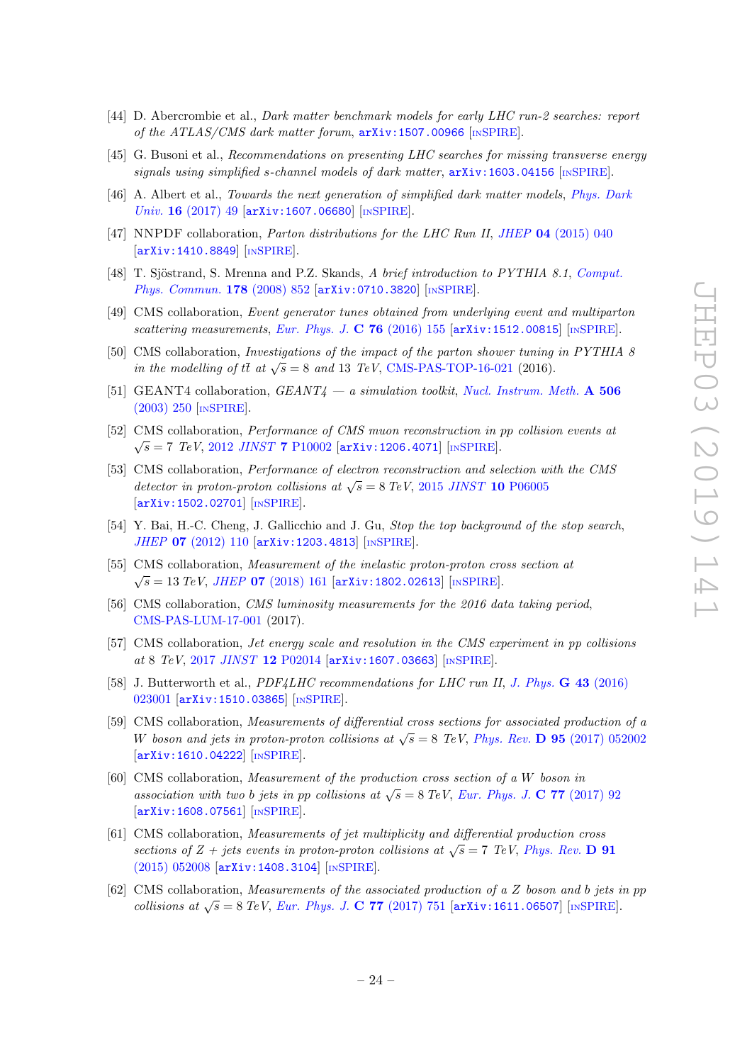[44] D. Abercrombie et al., *Dark matter benchmark models for early LHC run-2 searches: report of the ATLAS/CMS dark matter forum*, arXiv:1507.00966 [INSPIRE].

[45] G. Busoni et al., *Recommendations on presenting LHC searches for missing transverse energy signals using simplified s-channel models of dark matter*, arXiv:1603.04156 [INSPIRE].

[46] A. Albert et al., *Towards the next generation of simplified dark matter models*, Phys. Dark Univ. **16** (2017) 49 [arXiv:1607.06680] [INSPIRE].

[47] NNPDF collaboration, *Parton distributions for the LHC Run II*, JHEP **04** (2015) 040 [arXiv:1410.8849] [INSPIRE].

[48] T. Sjöstrand, S. Mrenna and P.Z. Skands, *A brief introduction to PYTHIA 8.1*, Comput. Phys. Commun. **178** (2008) 852 [arXiv:0710.3820] [INSPIRE].

[49] CMS collaboration, *Event generator tunes obtained from underlying event and multiparton scattering measurements*, Eur. Phys. J. **C 76** (2016) 155 [arXiv:1512.00815] [INSPIRE].

[50] CMS collaboration, *Investigations of the impact of the parton shower tuning in PYTHIA 8 in the modelling of $t\bar{t}$ at $\sqrt{s} = 8$ and 13 TeV*, CMS-PAS-TOP-16-021 (2016).

[51] GEANT4 collaboration, *GEANT4 — a simulation toolkit*, Nucl. Instrum. Meth. **A 506** (2003) 250 [INSPIRE].

[52] CMS collaboration, *Performance of CMS muon reconstruction in pp collision events at $\sqrt{s} = 7$ TeV*, 2012 JINST **7** P10002 [arXiv:1206.4071] [INSPIRE].

[53] CMS collaboration, *Performance of electron reconstruction and selection with the CMS detector in proton-proton collisions at $\sqrt{s} = 8$ TeV*, 2015 JINST **10** P06005 [arXiv:1502.02701] [INSPIRE].

[54] Y. Bai, H.-C. Cheng, J. Gallicchio and J. Gu, *Stop the top background of the stop search*, JHEP **07** (2012) 110 [arXiv:1203.4813] [INSPIRE].

[55] CMS collaboration, *Measurement of the inelastic proton-proton cross section at $\sqrt{s} = 13$ TeV*, JHEP **07** (2018) 161 [arXiv:1802.02613] [INSPIRE].

[56] CMS collaboration, *CMS luminosity measurements for the 2016 data taking period*, CMS-PAS-LUM-17-001 (2017).

[57] CMS collaboration, *Jet energy scale and resolution in the CMS experiment in pp collisions at 8 TeV*, 2017 JINST **12** P02014 [arXiv:1607.03663] [INSPIRE].

[58] J. Butterworth et al., *PDF4LHC recommendations for LHC run II*, J. Phys. **G 43** (2016) 023001 [arXiv:1510.03865] [INSPIRE].

[59] CMS collaboration, *Measurements of differential cross sections for associated production of a W boson and jets in proton-proton collisions at $\sqrt{s} = 8$ TeV*, Phys. Rev. **D 95** (2017) 052002 [arXiv:1610.04222] [INSPIRE].

[60] CMS collaboration, *Measurement of the production cross section of a W boson in association with two b jets in pp collisions at $\sqrt{s} = 8$ TeV*, Eur. Phys. J. **C 77** (2017) 92 [arXiv:1608.07561] [INSPIRE].

[61] CMS collaboration, *Measurements of jet multiplicity and differential production cross sections of Z + jets events in proton-proton collisions at $\sqrt{s} = 7$ TeV*, Phys. Rev. **D 91** (2015) 052008 [arXiv:1408.3104] [INSPIRE].

[62] CMS collaboration, *Measurements of the associated production of a Z boson and b jets in pp collisions at $\sqrt{s} = 8$ TeV*, Eur. Phys. J. **C 77** (2017) 751 [arXiv:1611.06507] [INSPIRE].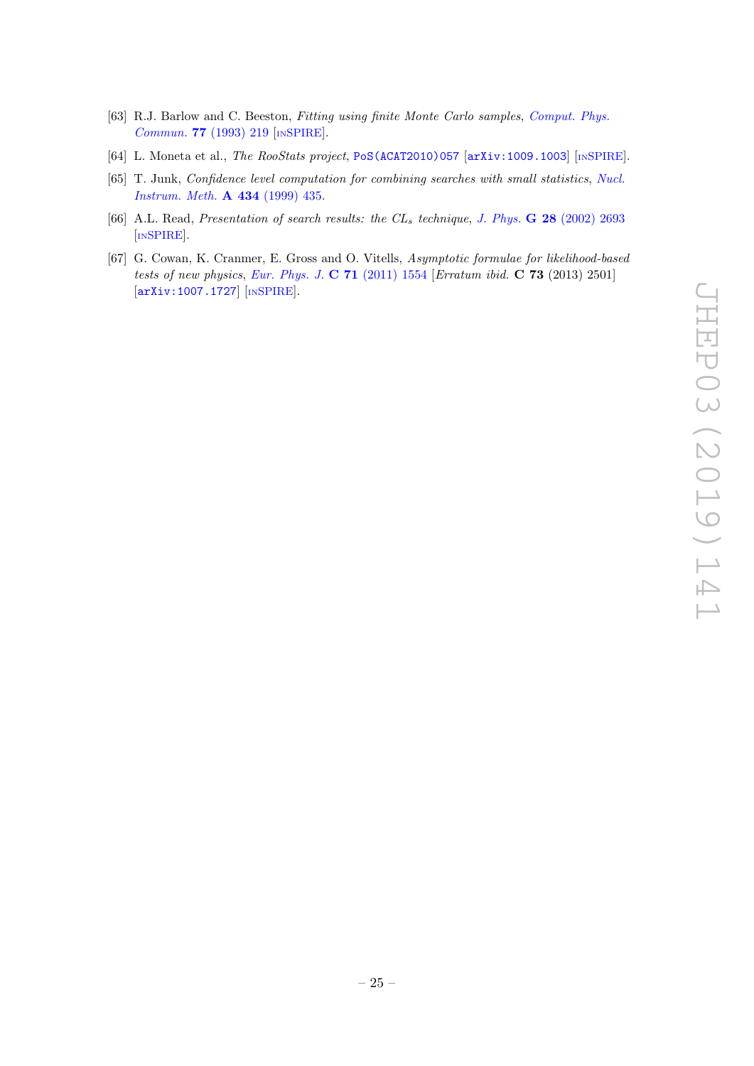[63] R.J. Barlow and C. Beeston, *Fitting using finite Monte Carlo samples*, *Comput. Phys. Commun.* **77** (1993) 219 [INSPIRE].

[64] L. Moneta et al., *The RooStats project*, PoS(ACAT2010)057 [arXiv:1009.1003] [INSPIRE].

[65] T. Junk, *Confidence level computation for combining searches with small statistics*, *Nucl. Instrum. Meth.* **A 434** (1999) 435.

[66] A.L. Read, *Presentation of search results: the $CL_s$ technique*, *J. Phys.* **G 28** (2002) 2693 [INSPIRE].

[67] G. Cowan, K. Cranmer, E. Gross and O. Vitells, *Asymptotic formulae for likelihood-based tests of new physics*, *Eur. Phys. J.* **C 71** (2011) 1554 [*Erratum ibid.* **C 73** (2013) 2501] [arXiv:1007.1727] [INSPIRE].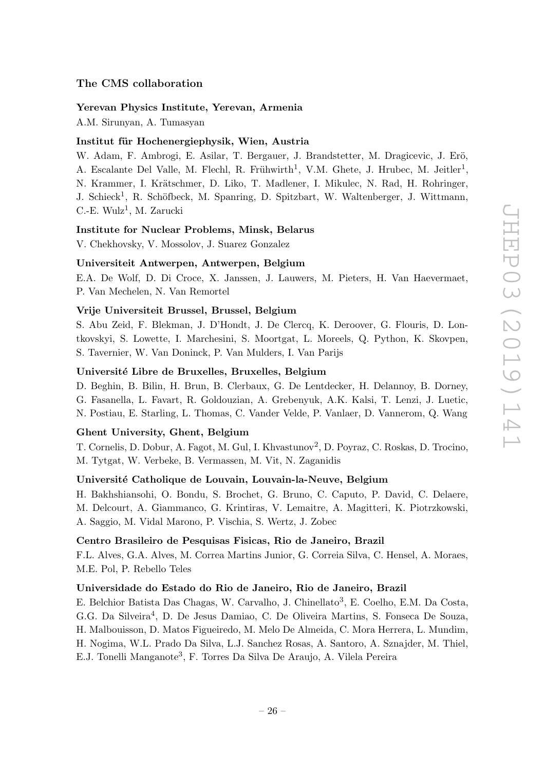## The CMS collaboration

### Yerevan Physics Institute, Yerevan, Armenia

A.M. Sirunyan, A. Tumasyan

### Institut für Hochenergiephysik, Wien, Austria

W. Adam, F. Ambrogi, E. Asilar, T. Bergauer, J. Brandstetter, M. Dragicevic, J. Erö, A. Escalante Del Valle, M. Flechl, R. Frühwirth[1], V.M. Ghete, J. Hrubec, M. Jeitler[1], N. Krammer, I. Krätschmer, D. Liko, T. Madlener, I. Mikulec, N. Rad, H. Rohringer, J. Schieck[1], R. Schöfbeck, M. Spanring, D. Spitzbart, W. Waltenberger, J. Wittmann, C.-E. Wulz[1], M. Zarucki

### Institute for Nuclear Problems, Minsk, Belarus

V. Chekhovsky, V. Mossolov, J. Suarez Gonzalez

### Universiteit Antwerpen, Antwerpen, Belgium

E.A. De Wolf, D. Di Croce, X. Janssen, J. Lauwers, M. Pieters, H. Van Haevermaet, P. Van Mechelen, N. Van Remortel

### Vrije Universiteit Brussel, Brussel, Belgium

S. Abu Zeid, F. Blekman, J. D'Hondt, J. De Clercq, K. Deroover, G. Flouris, D. Lontkovskyi, S. Lowette, I. Marchesini, S. Moortgat, L. Moreels, Q. Python, K. Skovpen, S. Tavernier, W. Van Doninck, P. Van Mulders, I. Van Parijs

### Université Libre de Bruxelles, Bruxelles, Belgium

D. Beghin, B. Bilin, H. Brun, B. Clerbaux, G. De Lentdecker, H. Delannoy, B. Dorney, G. Fasanella, L. Favart, R. Goldouzian, A. Grebenyuk, A.K. Kalsi, T. Lenzi, J. Luetic, N. Postiau, E. Starling, L. Thomas, C. Vander Velde, P. Vanlaer, D. Vannerom, Q. Wang

### Ghent University, Ghent, Belgium

T. Cornelis, D. Dobur, A. Fagot, M. Gul, I. Khvastunov[2], D. Poyraz, C. Roskas, D. Trocino, M. Tytgat, W. Verbeke, B. Vermassen, M. Vit, N. Zaganidis

### Université Catholique de Louvain, Louvain-la-Neuve, Belgium

H. Bakhshiansohi, O. Bondu, S. Brochet, G. Bruno, C. Caputo, P. David, C. Delaere, M. Delcourt, A. Giammanco, G. Krintiras, V. Lemaitre, A. Magitteri, K. Piotrzkowski, A. Saggio, M. Vidal Marono, P. Vischia, S. Wertz, J. Zobec

### Centro Brasileiro de Pesquisas Fisicas, Rio de Janeiro, Brazil

F.L. Alves, G.A. Alves, M. Correa Martins Junior, G. Correia Silva, C. Hensel, A. Moraes, M.E. Pol, P. Rebello Teles

### Universidade do Estado do Rio de Janeiro, Rio de Janeiro, Brazil

E. Belchior Batista Das Chagas, W. Carvalho, J. Chinellato[3], E. Coelho, E.M. Da Costa, G.G. Da Silveira[4], D. De Jesus Damiao, C. De Oliveira Martins, S. Fonseca De Souza, H. Malbouisson, D. Matos Figueiredo, M. Melo De Almeida, C. Mora Herrera, L. Mundim, H. Nogima, W.L. Prado Da Silva, L.J. Sanchez Rosas, A. Santoro, A. Sznajder, M. Thiel, E.J. Tonelli Manganote[3], F. Torres Da Silva De Araujo, A. Vilela Pereira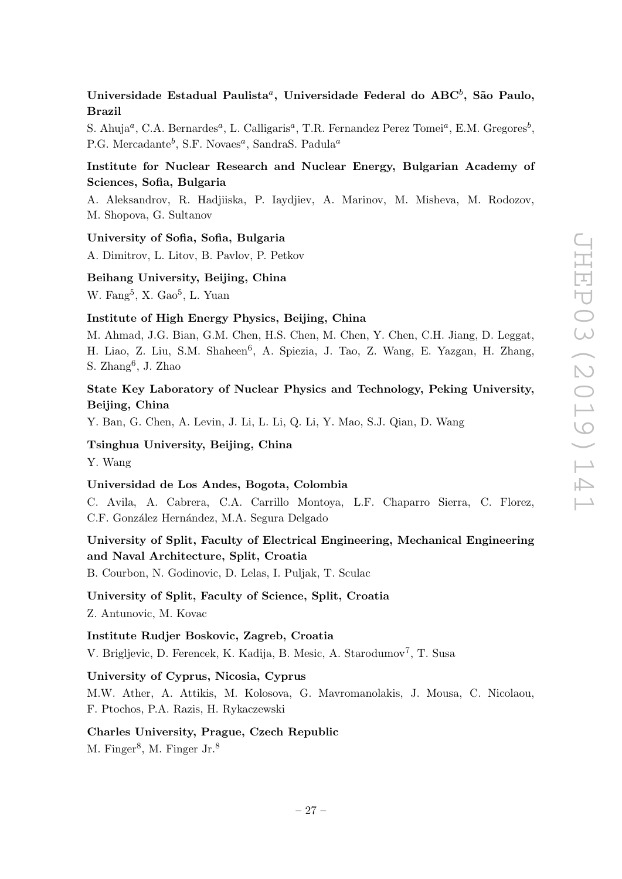**Universidade Estadual Paulista[a], Universidade Federal do ABC[b], São Paulo, Brazil**

S. Ahuja[a], C.A. Bernardes[a], L. Calligaris[a], T.R. Fernandez Perez Tomei[a], E.M. Gregores[b], P.G. Mercadante[b], S.F. Novaes[a], SandraS. Padula[a]

**Institute for Nuclear Research and Nuclear Energy, Bulgarian Academy of Sciences, Sofia, Bulgaria**

A. Aleksandrov, R. Hadjiiska, P. Iaydjiev, A. Marinov, M. Misheva, M. Rodozov, M. Shopova, G. Sultanov

**University of Sofia, Sofia, Bulgaria**

A. Dimitrov, L. Litov, B. Pavlov, P. Petkov

**Beihang University, Beijing, China**

W. Fang[5], X. Gao[5], L. Yuan

**Institute of High Energy Physics, Beijing, China**

M. Ahmad, J.G. Bian, G.M. Chen, H.S. Chen, M. Chen, Y. Chen, C.H. Jiang, D. Leggat, H. Liao, Z. Liu, S.M. Shaheen[6], A. Spiezia, J. Tao, Z. Wang, E. Yazgan, H. Zhang, S. Zhang[6], J. Zhao

**State Key Laboratory of Nuclear Physics and Technology, Peking University, Beijing, China**

Y. Ban, G. Chen, A. Levin, J. Li, L. Li, Q. Li, Y. Mao, S.J. Qian, D. Wang

**Tsinghua University, Beijing, China**

Y. Wang

**Universidad de Los Andes, Bogota, Colombia**

C. Avila, A. Cabrera, C.A. Carrillo Montoya, L.F. Chaparro Sierra, C. Florez, C.F. González Hernández, M.A. Segura Delgado

**University of Split, Faculty of Electrical Engineering, Mechanical Engineering and Naval Architecture, Split, Croatia**

B. Courbon, N. Godinovic, D. Lelas, I. Puljak, T. Sculac

**University of Split, Faculty of Science, Split, Croatia**

Z. Antunovic, M. Kovac

**Institute Rudjer Boskovic, Zagreb, Croatia**

V. Brigljevic, D. Ferencek, K. Kadija, B. Mesic, A. Starodumov[7], T. Susa

**University of Cyprus, Nicosia, Cyprus**

M.W. Ather, A. Attikis, M. Kolosova, G. Mavromanolakis, J. Mousa, C. Nicolaou, F. Ptochos, P.A. Razis, H. Rykaczewski

**Charles University, Prague, Czech Republic**

M. Finger[8], M. Finger Jr.[8]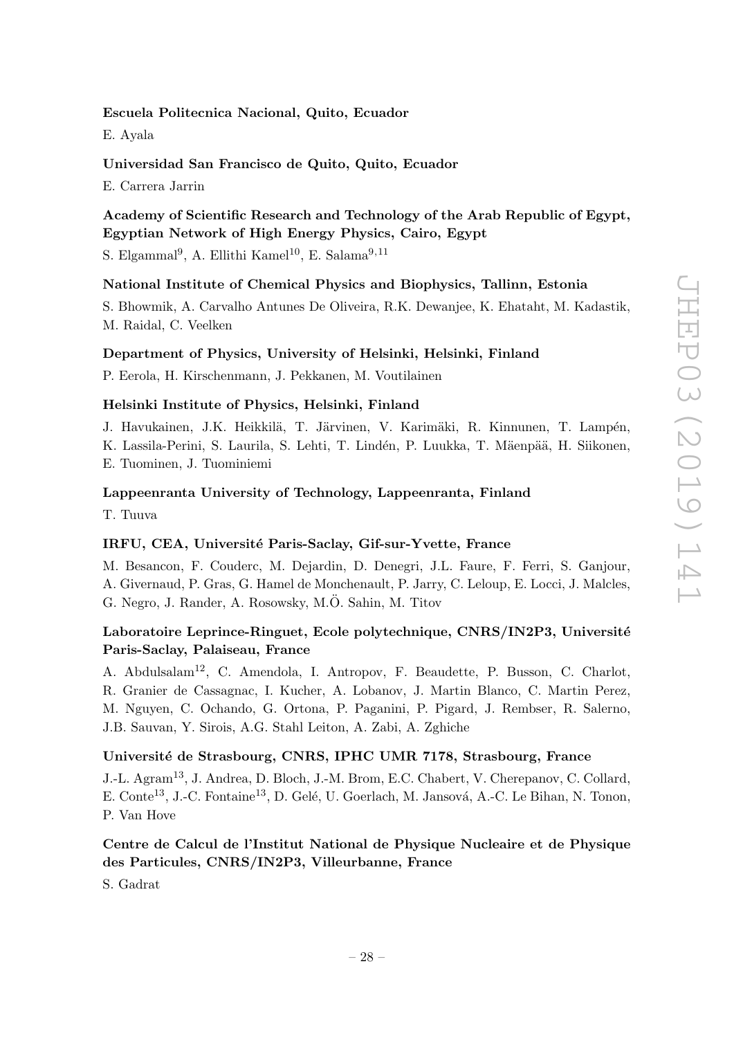**Escuela Politecnica Nacional, Quito, Ecuador**

E. Ayala

**Universidad San Francisco de Quito, Quito, Ecuador**

E. Carrera Jarrin

**Academy of Scientific Research and Technology of the Arab Republic of Egypt, Egyptian Network of High Energy Physics, Cairo, Egypt**

S. Elgammal[9], A. Ellithi Kamel[10], E. Salama[9,11]

**National Institute of Chemical Physics and Biophysics, Tallinn, Estonia**

S. Bhowmik, A. Carvalho Antunes De Oliveira, R.K. Dewanjee, K. Ehataht, M. Kadastik, M. Raidal, C. Veelken

**Department of Physics, University of Helsinki, Helsinki, Finland**

P. Eerola, H. Kirschenmann, J. Pekkanen, M. Voutilainen

**Helsinki Institute of Physics, Helsinki, Finland**

J. Havukainen, J.K. Heikkilä, T. Järvinen, V. Karimäki, R. Kinnunen, T. Lampén, K. Lassila-Perini, S. Laurila, S. Lehti, T. Lindén, P. Luukka, T. Mäenpää, H. Siikonen, E. Tuominen, J. Tuominiemi

**Lappeenranta University of Technology, Lappeenranta, Finland**

T. Tuuva

**IRFU, CEA, Université Paris-Saclay, Gif-sur-Yvette, France**

M. Besancon, F. Couderc, M. Dejardin, D. Denegri, J.L. Faure, F. Ferri, S. Ganjour, A. Givernaud, P. Gras, G. Hamel de Monchenault, P. Jarry, C. Leloup, E. Locci, J. Malcles, G. Negro, J. Rander, A. Rosowsky, M.Ö. Sahin, M. Titov

**Laboratoire Leprince-Ringuet, Ecole polytechnique, CNRS/IN2P3, Université Paris-Saclay, Palaiseau, France**

A. Abdulsalam[12], C. Amendola, I. Antropov, F. Beaudette, P. Busson, C. Charlot, R. Granier de Cassagnac, I. Kucher, A. Lobanov, J. Martin Blanco, C. Martin Perez, M. Nguyen, C. Ochando, G. Ortona, P. Paganini, P. Pigard, J. Rembser, R. Salerno, J.B. Sauvan, Y. Sirois, A.G. Stahl Leiton, A. Zabi, A. Zghiche

**Université de Strasbourg, CNRS, IPHC UMR 7178, Strasbourg, France**

J.-L. Agram[13], J. Andrea, D. Bloch, J.-M. Brom, E.C. Chabert, V. Cherepanov, C. Collard, E. Conte[13], J.-C. Fontaine[13], D. Gelé, U. Goerlach, M. Jansová, A.-C. Le Bihan, N. Tonon, P. Van Hove

**Centre de Calcul de l'Institut National de Physique Nucleaire et de Physique des Particules, CNRS/IN2P3, Villeurbanne, France**

S. Gadrat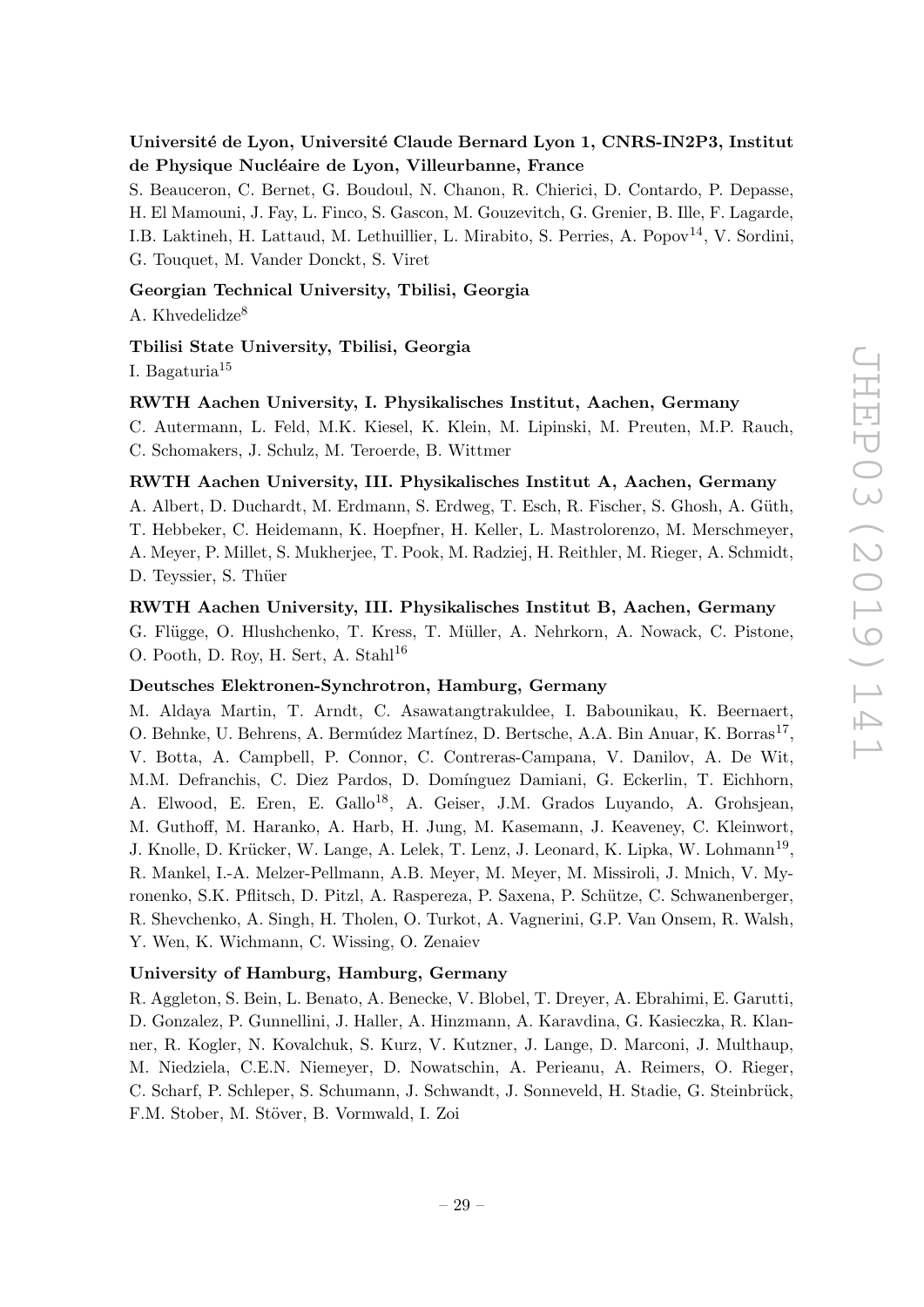**Université de Lyon, Université Claude Bernard Lyon 1, CNRS-IN2P3, Institut de Physique Nucléaire de Lyon, Villeurbanne, France**

S. Beauceron, C. Bernet, G. Boudoul, N. Chanon, R. Chierici, D. Contardo, P. Depasse, H. El Mamouni, J. Fay, L. Finco, S. Gascon, M. Gouzevitch, G. Grenier, B. Ille, F. Lagarde, I.B. Laktineh, H. Lattaud, M. Lethuillier, L. Mirabito, S. Perries, A. Popov[14], V. Sordini, G. Touquet, M. Vander Donckt, S. Viret

**Georgian Technical University, Tbilisi, Georgia**

A. Khvedelidze[8]

**Tbilisi State University, Tbilisi, Georgia**

I. Bagaturia[15]

**RWTH Aachen University, I. Physikalisches Institut, Aachen, Germany**

C. Autermann, L. Feld, M.K. Kiesel, K. Klein, M. Lipinski, M. Preuten, M.P. Rauch, C. Schomakers, J. Schulz, M. Teroerde, B. Wittmer

**RWTH Aachen University, III. Physikalisches Institut A, Aachen, Germany**

A. Albert, D. Duchardt, M. Erdmann, S. Erdweg, T. Esch, R. Fischer, S. Ghosh, A. Güth, T. Hebbeker, C. Heidemann, K. Hoepfner, H. Keller, L. Mastrolorenzo, M. Merschmeyer, A. Meyer, P. Millet, S. Mukherjee, T. Pook, M. Radziej, H. Reithler, M. Rieger, A. Schmidt, D. Teyssier, S. Thüer

**RWTH Aachen University, III. Physikalisches Institut B, Aachen, Germany**

G. Flügge, O. Hlushchenko, T. Kress, T. Müller, A. Nehrkorn, A. Nowack, C. Pistone, O. Pooth, D. Roy, H. Sert, A. Stahl[16]

**Deutsches Elektronen-Synchrotron, Hamburg, Germany**

M. Aldaya Martin, T. Arndt, C. Asawatangtrakuldee, I. Babounikau, K. Beernaert, O. Behnke, U. Behrens, A. Bermúdez Martínez, D. Bertsche, A.A. Bin Anuar, K. Borras[17], V. Botta, A. Campbell, P. Connor, C. Contreras-Campana, V. Danilov, A. De Wit, M.M. Defranchis, C. Diez Pardos, D. Domínguez Damiani, G. Eckerlin, T. Eichhorn, A. Elwood, E. Eren, E. Gallo[18], A. Geiser, J.M. Grados Luyando, A. Grohsjean, M. Guthoff, M. Haranko, A. Harb, H. Jung, M. Kasemann, J. Keaveney, C. Kleinwort, J. Knolle, D. Krücker, W. Lange, A. Lelek, T. Lenz, J. Leonard, K. Lipka, W. Lohmann[19], R. Mankel, I.-A. Melzer-Pellmann, A.B. Meyer, M. Meyer, M. Missiroli, J. Mnich, V. Myronenko, S.K. Pflitsch, D. Pitzl, A. Raspereza, P. Saxena, P. Schütze, C. Schwanenberger, R. Shevchenko, A. Singh, H. Tholen, O. Turkot, A. Vagnerini, G.P. Van Onsem, R. Walsh, Y. Wen, K. Wichmann, C. Wissing, O. Zenaiev

**University of Hamburg, Hamburg, Germany**

R. Aggleton, S. Bein, L. Benato, A. Benecke, V. Blobel, T. Dreyer, A. Ebrahimi, E. Garutti, D. Gonzalez, P. Gunnellini, J. Haller, A. Hinzmann, A. Karavdina, G. Kasieczka, R. Klanner, R. Kogler, N. Kovalchuk, S. Kurz, V. Kutzner, J. Lange, D. Marconi, J. Multhaup, M. Niedziela, C.E.N. Niemeyer, D. Nowatschin, A. Perieanu, A. Reimers, O. Rieger, C. Scharf, P. Schleper, S. Schumann, J. Schwandt, J. Sonneveld, H. Stadie, G. Steinbrück, F.M. Stober, M. Stöver, B. Vormwald, I. Zoi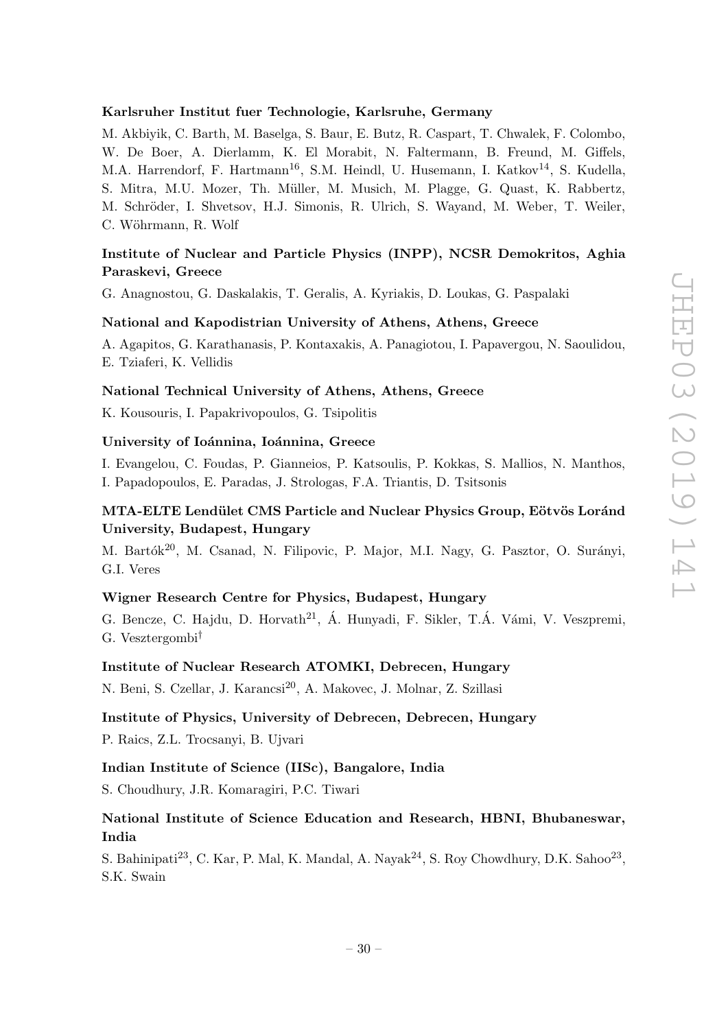**Karlsruher Institut fuer Technologie, Karlsruhe, Germany**

M. Akbiyik, C. Barth, M. Baselga, S. Baur, E. Butz, R. Caspart, T. Chwalek, F. Colombo, W. De Boer, A. Dierlamm, K. El Morabit, N. Faltermann, B. Freund, M. Giffels, M.A. Harrendorf, F. Hartmann[16], S.M. Heindl, U. Husemann, I. Katkov[14], S. Kudella, S. Mitra, M.U. Mozer, Th. Müller, M. Musich, M. Plagge, G. Quast, K. Rabbertz, M. Schröder, I. Shvetsov, H.J. Simonis, R. Ulrich, S. Wayand, M. Weber, T. Weiler, C. Wöhrmann, R. Wolf

**Institute of Nuclear and Particle Physics (INPP), NCSR Demokritos, Aghia Paraskevi, Greece**

G. Anagnostou, G. Daskalakis, T. Geralis, A. Kyriakis, D. Loukas, G. Paspalaki

**National and Kapodistrian University of Athens, Athens, Greece**

A. Agapitos, G. Karathanasis, P. Kontaxakis, A. Panagiotou, I. Papavergou, N. Saoulidou, E. Tziaferi, K. Vellidis

**National Technical University of Athens, Athens, Greece**

K. Kousouris, I. Papakrivopoulos, G. Tsipolitis

**University of Ioánnina, Ioánnina, Greece**

I. Evangelou, C. Foudas, P. Gianneios, P. Katsoulis, P. Kokkas, S. Mallios, N. Manthos, I. Papadopoulos, E. Paradas, J. Strologas, F.A. Triantis, D. Tsitsonis

**MTA-ELTE Lendület CMS Particle and Nuclear Physics Group, Eötvös Loránd University, Budapest, Hungary**

M. Bartók[20], M. Csanad, N. Filipovic, P. Major, M.I. Nagy, G. Pasztor, O. Surányi, G.I. Veres

**Wigner Research Centre for Physics, Budapest, Hungary**

G. Bencze, C. Hajdu, D. Horvath[21], Á. Hunyadi, F. Sikler, T.Á. Vámi, V. Veszpremi, G. Vesztergombi[†]

**Institute of Nuclear Research ATOMKI, Debrecen, Hungary**

N. Beni, S. Czellar, J. Karancsi[20], A. Makovec, J. Molnar, Z. Szillasi

**Institute of Physics, University of Debrecen, Debrecen, Hungary**

P. Raics, Z.L. Trocsanyi, B. Ujvari

**Indian Institute of Science (IISc), Bangalore, India**

S. Choudhury, J.R. Komaragiri, P.C. Tiwari

**National Institute of Science Education and Research, HBNI, Bhubaneswar, India**

S. Bahinipati[23], C. Kar, P. Mal, K. Mandal, A. Nayak[24], S. Roy Chowdhury, D.K. Sahoo[23], S.K. Swain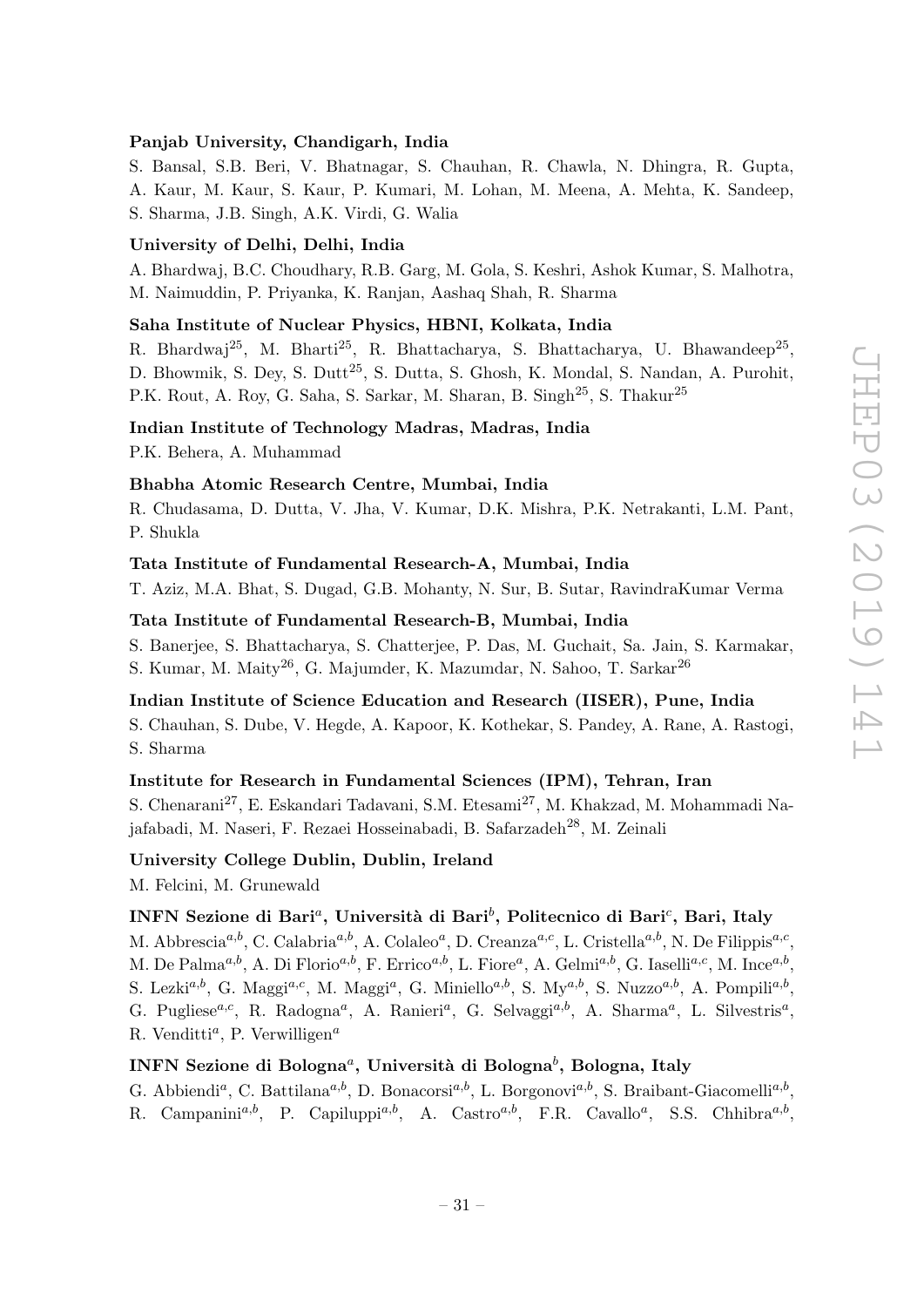**Panjab University, Chandigarh, India**

S. Bansal, S.B. Beri, V. Bhatnagar, S. Chauhan, R. Chawla, N. Dhingra, R. Gupta, A. Kaur, M. Kaur, S. Kaur, P. Kumari, M. Lohan, M. Meena, A. Mehta, K. Sandeep, S. Sharma, J.B. Singh, A.K. Virdi, G. Walia

**University of Delhi, Delhi, India**

A. Bhardwaj, B.C. Choudhary, R.B. Garg, M. Gola, S. Keshri, Ashok Kumar, S. Malhotra, M. Naimuddin, P. Priyanka, K. Ranjan, Aashaq Shah, R. Sharma

**Saha Institute of Nuclear Physics, HBNI, Kolkata, India**

R. Bhardwaj[25], M. Bharti[25], R. Bhattacharya, S. Bhattacharya, U. Bhawandeep[25], D. Bhowmik, S. Dey, S. Dutt[25], S. Dutta, S. Ghosh, K. Mondal, S. Nandan, A. Purohit, P.K. Rout, A. Roy, G. Saha, S. Sarkar, M. Sharan, B. Singh[25], S. Thakur[25]

**Indian Institute of Technology Madras, Madras, India**

P.K. Behera, A. Muhammad

**Bhabha Atomic Research Centre, Mumbai, India**

R. Chudasama, D. Dutta, V. Jha, V. Kumar, D.K. Mishra, P.K. Netrakanti, L.M. Pant, P. Shukla

**Tata Institute of Fundamental Research-A, Mumbai, India**

T. Aziz, M.A. Bhat, S. Dugad, G.B. Mohanty, N. Sur, B. Sutar, RavindraKumar Verma

**Tata Institute of Fundamental Research-B, Mumbai, India**

S. Banerjee, S. Bhattacharya, S. Chatterjee, P. Das, M. Guchait, Sa. Jain, S. Karmakar, S. Kumar, M. Maity[26], G. Majumder, K. Mazumdar, N. Sahoo, T. Sarkar[26]

**Indian Institute of Science Education and Research (IISER), Pune, India**

S. Chauhan, S. Dube, V. Hegde, A. Kapoor, K. Kothekar, S. Pandey, A. Rane, A. Rastogi, S. Sharma

**Institute for Research in Fundamental Sciences (IPM), Tehran, Iran**

S. Chenarani[27], E. Eskandari Tadavani, S.M. Etesami[27], M. Khakzad, M. Mohammadi Najafabadi, M. Naseri, F. Rezaei Hosseinabadi, B. Safarzadeh[28], M. Zeinali

**University College Dublin, Dublin, Ireland**

M. Felcini, M. Grunewald

**INFN Sezione di Bari[a], Università di Bari[b], Politecnico di Bari[c], Bari, Italy**

M. Abbrescia[a,b], C. Calabria[a,b], A. Colaleo[a], D. Creanza[a,c], L. Cristella[a,b], N. De Filippis[a,c], M. De Palma[a,b], A. Di Florio[a,b], F. Errico[a,b], L. Fiore[a], A. Gelmi[a,b], G. Iaselli[a,c], M. Ince[a,b], S. Lezki[a,b], G. Maggi[a,c], M. Maggi[a], G. Miniello[a,b], S. My[a,b], S. Nuzzo[a,b], A. Pompili[a,b], G. Pugliese[a,c], R. Radogna[a], A. Ranieri[a], G. Selvaggi[a,b], A. Sharma[a], L. Silvestris[a], R. Venditti[a], P. Verwilligen[a]

**INFN Sezione di Bologna[a], Università di Bologna[b], Bologna, Italy**

G. Abbiendi[a], C. Battilana[a,b], D. Bonacorsi[a,b], L. Borgonovi[a,b], S. Braibant-Giacomelli[a,b], R. Campanini[a,b], P. Capiluppi[a,b], A. Castro[a,b], F.R. Cavallo[a], S.S. Chhibra[a,b],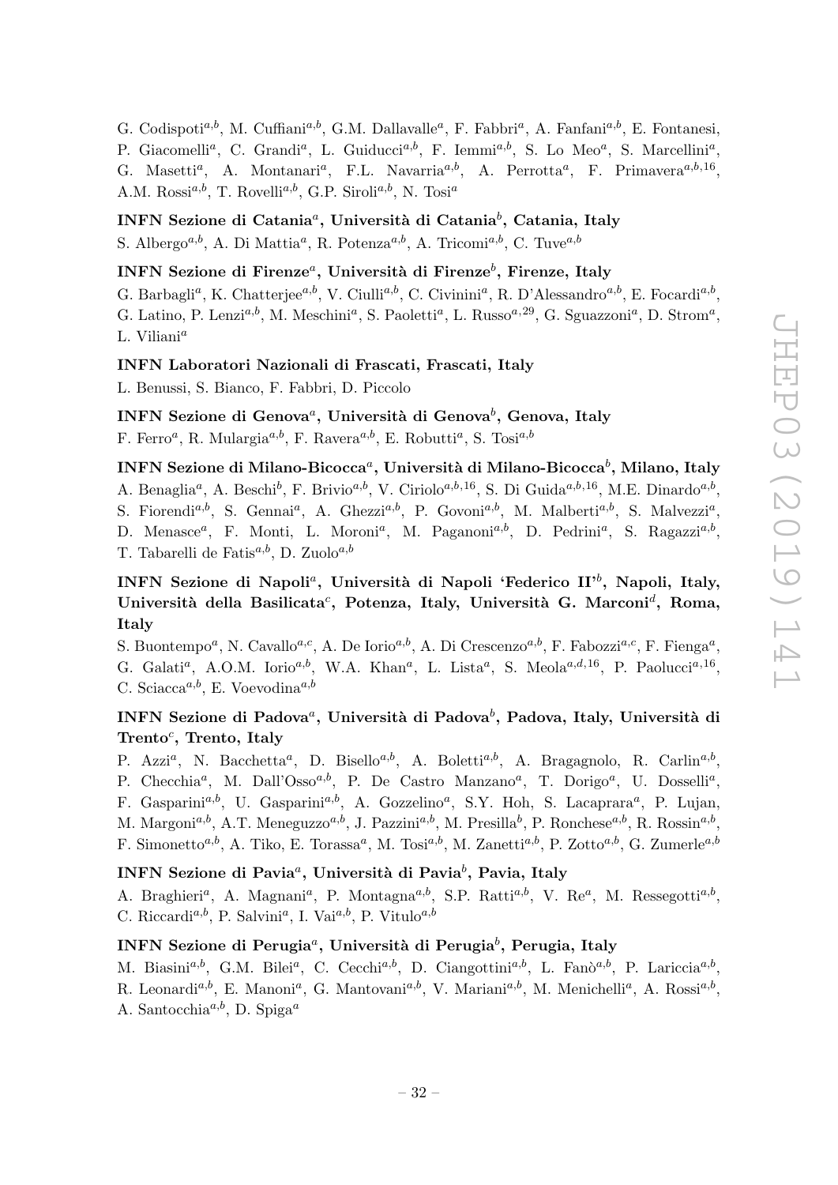G. Codispoti[a,b], M. Cuffiani[a,b], G.M. Dallavalle[a], F. Fabbri[a], A. Fanfani[a,b], E. Fontanesi, P. Giacomelli[a], C. Grandi[a], L. Guiducci[a,b], F. Iemmi[a,b], S. Lo Meo[a], S. Marcellini[a], G. Masetti[a], A. Montanari[a], F.L. Navarria[a,b], A. Perrotta[a], F. Primavera[a,b,16], A.M. Rossi[a,b], T. Rovelli[a,b], G.P. Siroli[a,b], N. Tosi[a]

**INFN Sezione di Catania[a], Università di Catania[b], Catania, Italy**

S. Albergo[a,b], A. Di Mattia[a], R. Potenza[a,b], A. Tricomi[a,b], C. Tuve[a,b]

**INFN Sezione di Firenze[a], Università di Firenze[b], Firenze, Italy**

G. Barbagli[a], K. Chatterjee[a,b], V. Ciulli[a,b], C. Civinini[a], R. D'Alessandro[a,b], E. Focardi[a,b], G. Latino, P. Lenzi[a,b], M. Meschini[a], S. Paoletti[a], L. Russo[a,29], G. Sguazzoni[a], D. Strom[a], L. Viliani[a]

**INFN Laboratori Nazionali di Frascati, Frascati, Italy**

L. Benussi, S. Bianco, F. Fabbri, D. Piccolo

**INFN Sezione di Genova[a], Università di Genova[b], Genova, Italy**

F. Ferro[a], R. Mulargia[a,b], F. Ravera[a,b], E. Robutti[a], S. Tosi[a,b]

**INFN Sezione di Milano-Bicocca[a], Università di Milano-Bicocca[b], Milano, Italy**

A. Benaglia[a], A. Beschi[b], F. Brivio[a,b], V. Ciriolo[a,b,16], S. Di Guida[a,b,16], M.E. Dinardo[a,b], S. Fiorendi[a,b], S. Gennai[a], A. Ghezzi[a,b], P. Govoni[a,b], M. Malberti[a,b], S. Malvezzi[a], D. Menasce[a], F. Monti, L. Moroni[a], M. Paganoni[a,b], D. Pedrini[a], S. Ragazzi[a,b], T. Tabarelli de Fatis[a,b], D. Zuolo[a,b]

**INFN Sezione di Napoli[a], Università di Napoli 'Federico II'[b], Napoli, Italy, Università della Basilicata[c], Potenza, Italy, Università G. Marconi[d], Roma, Italy**

S. Buontempo[a], N. Cavallo[a,c], A. De Iorio[a,b], A. Di Crescenzo[a,b], F. Fabozzi[a,c], F. Fienga[a], G. Galati[a], A.O.M. Iorio[a,b], W.A. Khan[a], L. Lista[a], S. Meola[a,d,16], P. Paolucci[a,16], C. Sciacca[a,b], E. Voevodina[a,b]

**INFN Sezione di Padova[a], Università di Padova[b], Padova, Italy, Università di Trento[c], Trento, Italy**

P. Azzi[a], N. Bacchetta[a], D. Bisello[a,b], A. Boletti[a,b], A. Bragagnolo, R. Carlin[a,b], P. Checchia[a], M. Dall'Osso[a,b], P. De Castro Manzano[a], T. Dorigo[a], U. Dosselli[a], F. Gasparini[a,b], U. Gasparini[a,b], A. Gozzelino[a], S.Y. Hoh, S. Lacaprara[a], P. Lujan, M. Margoni[a,b], A.T. Meneguzzo[a,b], J. Pazzini[a,b], M. Presilla[b], P. Ronchese[a,b], R. Rossin[a,b], F. Simonetto[a,b], A. Tiko, E. Torassa[a], M. Tosi[a,b], M. Zanetti[a,b], P. Zotto[a,b], G. Zumerle[a,b]

**INFN Sezione di Pavia[a], Università di Pavia[b], Pavia, Italy**

A. Braghieri[a], A. Magnani[a], P. Montagna[a,b], S.P. Ratti[a,b], V. Re[a], M. Ressegotti[a,b], C. Riccardi[a,b], P. Salvini[a], I. Vai[a,b], P. Vitulo[a,b]

**INFN Sezione di Perugia[a], Università di Perugia[b], Perugia, Italy**

M. Biasini[a,b], G.M. Bilei[a], C. Cecchi[a,b], D. Ciangottini[a,b], L. Fanò[a,b], P. Lariccia[a,b], R. Leonardi[a,b], E. Manoni[a], G. Mantovani[a,b], V. Mariani[a,b], M. Menichelli[a], A. Rossi[a,b], A. Santocchia[a,b], D. Spiga[a]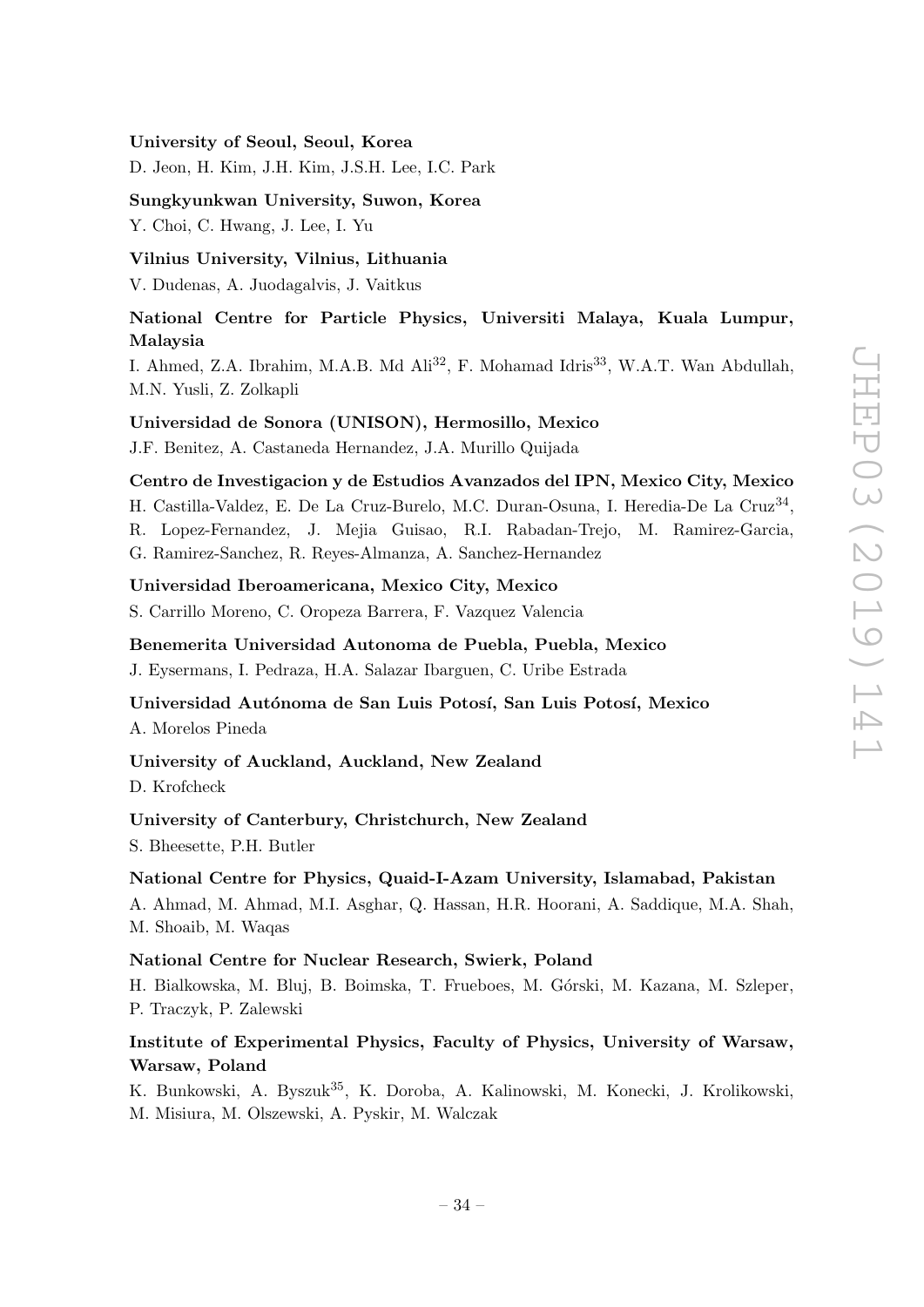**University of Seoul, Seoul, Korea**

D. Jeon, H. Kim, J.H. Kim, J.S.H. Lee, I.C. Park

**Sungkyunkwan University, Suwon, Korea**

Y. Choi, C. Hwang, J. Lee, I. Yu

**Vilnius University, Vilnius, Lithuania**

V. Dudenas, A. Juodagalvis, J. Vaitkus

**National Centre for Particle Physics, Universiti Malaya, Kuala Lumpur, Malaysia**

I. Ahmed, Z.A. Ibrahim, M.A.B. Md Ali[32], F. Mohamad Idris[33], W.A.T. Wan Abdullah, M.N. Yusli, Z. Zolkapli

**Universidad de Sonora (UNISON), Hermosillo, Mexico**

J.F. Benitez, A. Castaneda Hernandez, J.A. Murillo Quijada

**Centro de Investigacion y de Estudios Avanzados del IPN, Mexico City, Mexico**

H. Castilla-Valdez, E. De La Cruz-Burelo, M.C. Duran-Osuna, I. Heredia-De La Cruz[34], R. Lopez-Fernandez, J. Mejia Guisao, R.I. Rabadan-Trejo, M. Ramirez-Garcia, G. Ramirez-Sanchez, R. Reyes-Almanza, A. Sanchez-Hernandez

**Universidad Iberoamericana, Mexico City, Mexico**

S. Carrillo Moreno, C. Oropeza Barrera, F. Vazquez Valencia

**Benemerita Universidad Autonoma de Puebla, Puebla, Mexico**

J. Eysermans, I. Pedraza, H.A. Salazar Ibarguen, C. Uribe Estrada

**Universidad Autónoma de San Luis Potosí, San Luis Potosí, Mexico**

A. Morelos Pineda

**University of Auckland, Auckland, New Zealand**

D. Krofcheck

**University of Canterbury, Christchurch, New Zealand**

S. Bheesette, P.H. Butler

**National Centre for Physics, Quaid-I-Azam University, Islamabad, Pakistan**

A. Ahmad, M. Ahmad, M.I. Asghar, Q. Hassan, H.R. Hoorani, A. Saddique, M.A. Shah, M. Shoaib, M. Waqas

**National Centre for Nuclear Research, Swierk, Poland**

H. Bialkowska, M. Bluj, B. Boimska, T. Frueboes, M. Górski, M. Kazana, M. Szleper, P. Traczyk, P. Zalewski

**Institute of Experimental Physics, Faculty of Physics, University of Warsaw, Warsaw, Poland**

K. Bunkowski, A. Byszuk[35], K. Doroba, A. Kalinowski, M. Konecki, J. Krolikowski, M. Misiura, M. Olszewski, A. Pyskir, M. Walczak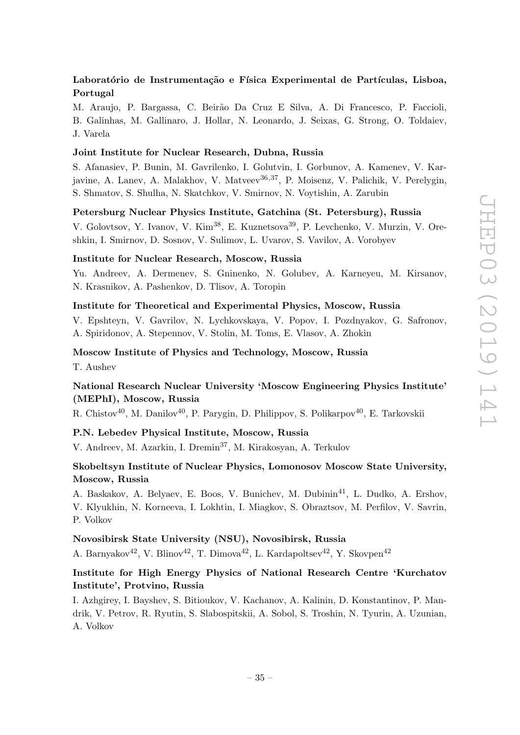**Laboratório de Instrumentação e Física Experimental de Partículas, Lisboa, Portugal**

M. Araujo, P. Bargassa, C. Beirão Da Cruz E Silva, A. Di Francesco, P. Faccioli, B. Galinhas, M. Gallinaro, J. Hollar, N. Leonardo, J. Seixas, G. Strong, O. Toldaiev, J. Varela

**Joint Institute for Nuclear Research, Dubna, Russia**

S. Afanasiev, P. Bunin, M. Gavrilenko, I. Golutvin, I. Gorbunov, A. Kamenev, V. Karjavine, A. Lanev, A. Malakhov, V. Matveev[36,37], P. Moisenz, V. Palichik, V. Perelygin, S. Shmatov, S. Shulha, N. Skatchkov, V. Smirnov, N. Voytishin, A. Zarubin

**Petersburg Nuclear Physics Institute, Gatchina (St. Petersburg), Russia**

V. Golovtsov, Y. Ivanov, V. Kim[38], E. Kuznetsova[39], P. Levchenko, V. Murzin, V. Oreshkin, I. Smirnov, D. Sosnov, V. Sulimov, L. Uvarov, S. Vavilov, A. Vorobyev

**Institute for Nuclear Research, Moscow, Russia**

Yu. Andreev, A. Dermenev, S. Gninenko, N. Golubev, A. Karneyeu, M. Kirsanov, N. Krasnikov, A. Pashenkov, D. Tlisov, A. Toropin

**Institute for Theoretical and Experimental Physics, Moscow, Russia**

V. Epshteyn, V. Gavrilov, N. Lychkovskaya, V. Popov, I. Pozdnyakov, G. Safronov, A. Spiridonov, A. Stepennov, V. Stolin, M. Toms, E. Vlasov, A. Zhokin

**Moscow Institute of Physics and Technology, Moscow, Russia**

T. Aushev

**National Research Nuclear University 'Moscow Engineering Physics Institute' (MEPhI), Moscow, Russia**

R. Chistov[40], M. Danilov[40], P. Parygin, D. Philippov, S. Polikarpov[40], E. Tarkovskii

**P.N. Lebedev Physical Institute, Moscow, Russia**

V. Andreev, M. Azarkin, I. Dremin[37], M. Kirakosyan, A. Terkulov

**Skobeltsyn Institute of Nuclear Physics, Lomonosov Moscow State University, Moscow, Russia**

A. Baskakov, A. Belyaev, E. Boos, V. Bunichev, M. Dubinin[41], L. Dudko, A. Ershov, V. Klyukhin, N. Korneeva, I. Lokhtin, I. Miagkov, S. Obraztsov, M. Perfilov, V. Savrin, P. Volkov

**Novosibirsk State University (NSU), Novosibirsk, Russia**

A. Barnyakov[42], V. Blinov[42], T. Dimova[42], L. Kardapoltsev[42], Y. Skovpen[42]

**Institute for High Energy Physics of National Research Centre 'Kurchatov Institute', Protvino, Russia**

I. Azhgirey, I. Bayshev, S. Bitioukov, V. Kachanov, A. Kalinin, D. Konstantinov, P. Mandrik, V. Petrov, R. Ryutin, S. Slabospitskii, A. Sobol, S. Troshin, N. Tyurin, A. Uzunian, A. Volkov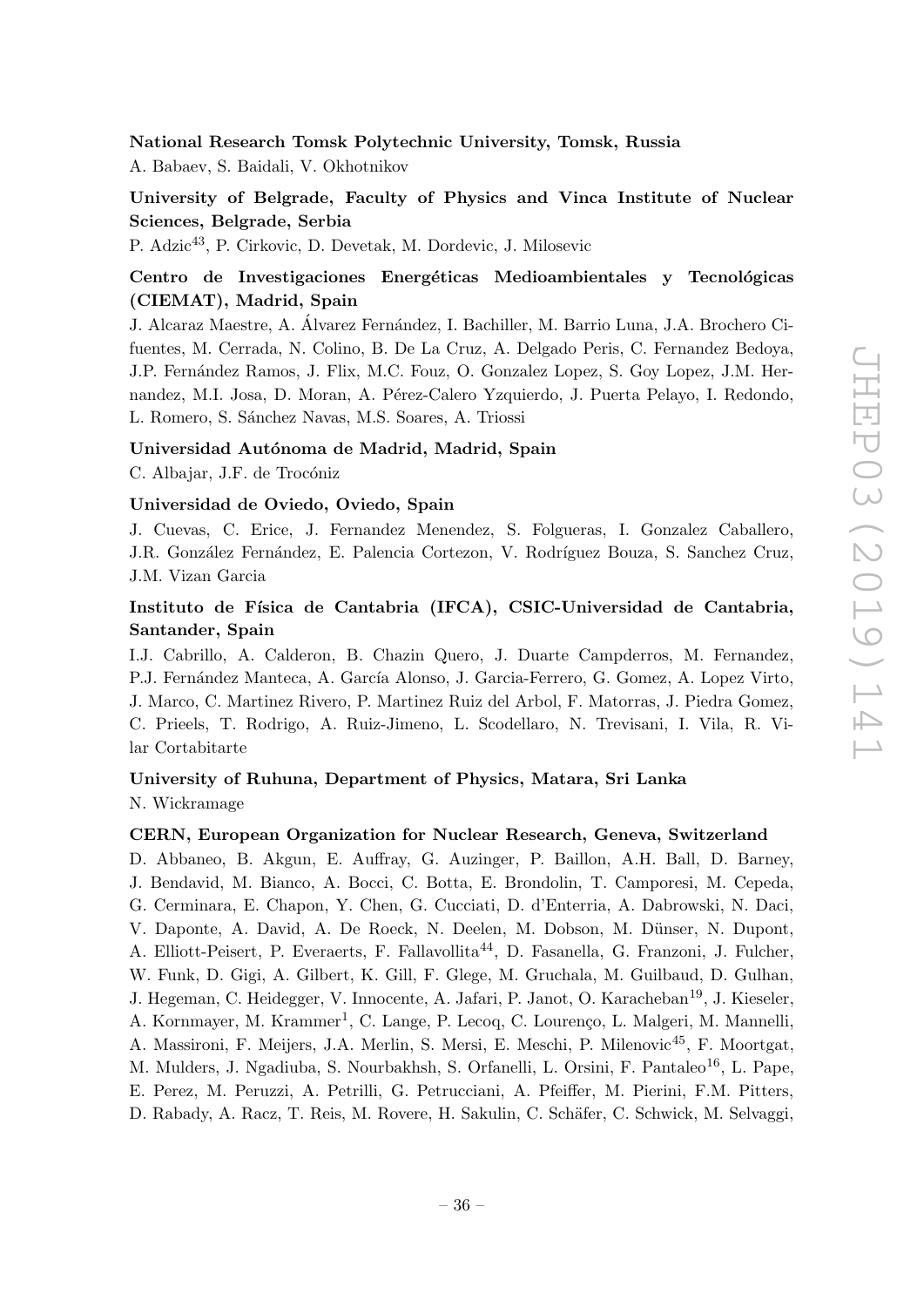**National Research Tomsk Polytechnic University, Tomsk, Russia**

A. Babaev, S. Baidali, V. Okhotnikov

**University of Belgrade, Faculty of Physics and Vinca Institute of Nuclear Sciences, Belgrade, Serbia**

P. Adzic[43], P. Cirkovic, D. Devetak, M. Dordevic, J. Milosevic

**Centro de Investigaciones Energéticas Medioambientales y Tecnológicas (CIEMAT), Madrid, Spain**

J. Alcaraz Maestre, A. Álvarez Fernández, I. Bachiller, M. Barrio Luna, J.A. Brochero Cifuentes, M. Cerrada, N. Colino, B. De La Cruz, A. Delgado Peris, C. Fernandez Bedoya, J.P. Fernández Ramos, J. Flix, M.C. Fouz, O. Gonzalez Lopez, S. Goy Lopez, J.M. Hernandez, M.I. Josa, D. Moran, A. Pérez-Calero Yzquierdo, J. Puerta Pelayo, I. Redondo, L. Romero, S. Sánchez Navas, M.S. Soares, A. Triossi

**Universidad Autónoma de Madrid, Madrid, Spain**

C. Albajar, J.F. de Trocóniz

**Universidad de Oviedo, Oviedo, Spain**

J. Cuevas, C. Erice, J. Fernandez Menendez, S. Folgueras, I. Gonzalez Caballero, J.R. González Fernández, E. Palencia Cortezon, V. Rodríguez Bouza, S. Sanchez Cruz, J.M. Vizan Garcia

**Instituto de Física de Cantabria (IFCA), CSIC-Universidad de Cantabria, Santander, Spain**

I.J. Cabrillo, A. Calderon, B. Chazin Quero, J. Duarte Campderros, M. Fernandez, P.J. Fernández Manteca, A. García Alonso, J. Garcia-Ferrero, G. Gomez, A. Lopez Virto, J. Marco, C. Martinez Rivero, P. Martinez Ruiz del Arbol, F. Matorras, J. Piedra Gomez, C. Prieels, T. Rodrigo, A. Ruiz-Jimeno, L. Scodellaro, N. Trevisani, I. Vila, R. Vilar Cortabitarte

**University of Ruhuna, Department of Physics, Matara, Sri Lanka**

N. Wickramage

**CERN, European Organization for Nuclear Research, Geneva, Switzerland**

D. Abbaneo, B. Akgun, E. Auffray, G. Auzinger, P. Baillon, A.H. Ball, D. Barney, J. Bendavid, M. Bianco, A. Bocci, C. Botta, E. Brondolin, T. Camporesi, M. Cepeda, G. Cerminara, E. Chapon, Y. Chen, G. Cucciati, D. d'Enterria, A. Dabrowski, N. Daci, V. Daponte, A. David, A. De Roeck, N. Deelen, M. Dobson, M. Dünser, N. Dupont, A. Elliott-Peisert, P. Everaerts, F. Fallavollita[44], D. Fasanella, G. Franzoni, J. Fulcher, W. Funk, D. Gigi, A. Gilbert, K. Gill, F. Glege, M. Gruchala, M. Guilbaud, D. Gulhan, J. Hegeman, C. Heidegger, V. Innocente, A. Jafari, P. Janot, O. Karacheban[19], J. Kieseler, A. Kornmayer, M. Krammer[1], C. Lange, P. Lecoq, C. Lourenço, L. Malgeri, M. Mannelli, A. Massironi, F. Meijers, J.A. Merlin, S. Mersi, E. Meschi, P. Milenovic[45], F. Moortgat, M. Mulders, J. Ngadiuba, S. Nourbakhsh, S. Orfanelli, L. Orsini, F. Pantaleo[16], L. Pape, E. Perez, M. Peruzzi, A. Petrilli, G. Petrucciani, A. Pfeiffer, M. Pierini, F.M. Pitters, D. Rabady, A. Racz, T. Reis, M. Rovere, H. Sakulin, C. Schäfer, C. Schwick, M. Selvaggi,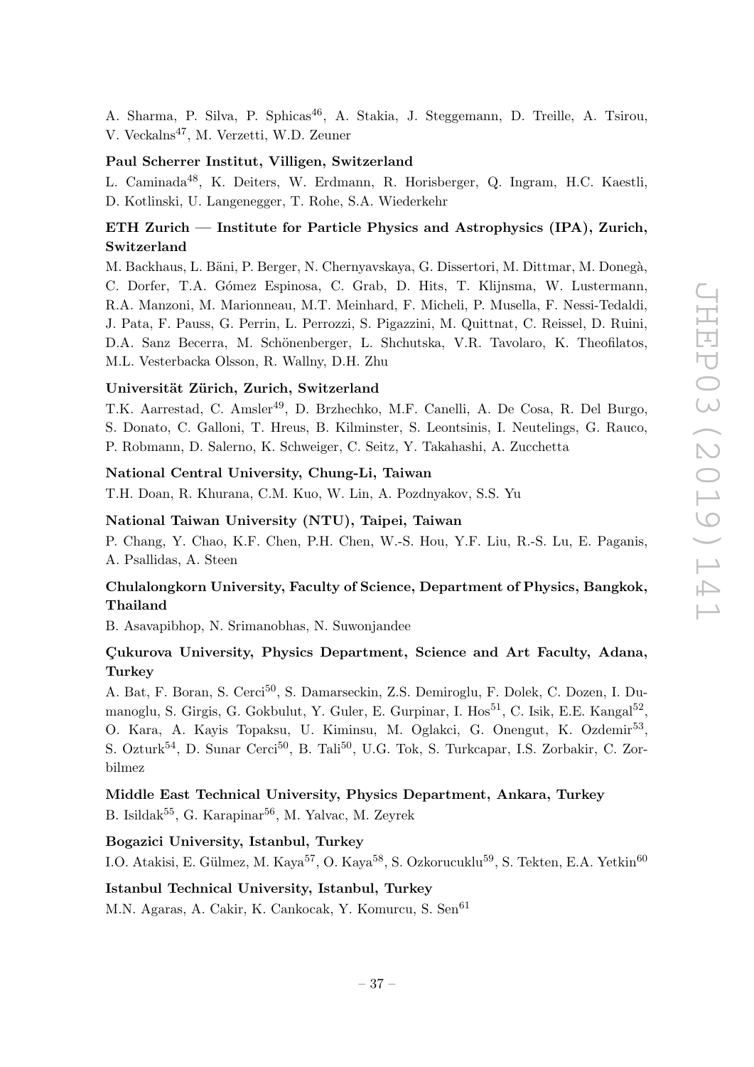A. Sharma, P. Silva, P. Sphicas[46], A. Stakia, J. Steggemann, D. Treille, A. Tsirou, V. Veckalns[47], M. Verzetti, W.D. Zeuner

**Paul Scherrer Institut, Villigen, Switzerland**

L. Caminada[48], K. Deiters, W. Erdmann, R. Horisberger, Q. Ingram, H.C. Kaestli, D. Kotlinski, U. Langenegger, T. Rohe, S.A. Wiederkehr

**ETH Zurich — Institute for Particle Physics and Astrophysics (IPA), Zurich, Switzerland**

M. Backhaus, L. Bäni, P. Berger, N. Chernyavskaya, G. Dissertori, M. Dittmar, M. Donegà, C. Dorfer, T.A. Gómez Espinosa, C. Grab, D. Hits, T. Klijnsma, W. Lustermann, R.A. Manzoni, M. Marionneau, M.T. Meinhard, F. Micheli, P. Musella, F. Nessi-Tedaldi, J. Pata, F. Pauss, G. Perrin, L. Perrozzi, S. Pigazzini, M. Quittnat, C. Reissel, D. Ruini, D.A. Sanz Becerra, M. Schönenberger, L. Shchutska, V.R. Tavolaro, K. Theofilatos, M.L. Vesterbacka Olsson, R. Wallny, D.H. Zhu

**Universität Zürich, Zurich, Switzerland**

T.K. Aarrestad, C. Amsler[49], D. Brzhechko, M.F. Canelli, A. De Cosa, R. Del Burgo, S. Donato, C. Galloni, T. Hreus, B. Kilminster, S. Leontsinis, I. Neutelings, G. Rauco, P. Robmann, D. Salerno, K. Schweiger, C. Seitz, Y. Takahashi, A. Zucchetta

**National Central University, Chung-Li, Taiwan**

T.H. Doan, R. Khurana, C.M. Kuo, W. Lin, A. Pozdnyakov, S.S. Yu

**National Taiwan University (NTU), Taipei, Taiwan**

P. Chang, Y. Chao, K.F. Chen, P.H. Chen, W.-S. Hou, Y.F. Liu, R.-S. Lu, E. Paganis, A. Psallidas, A. Steen

**Chulalongkorn University, Faculty of Science, Department of Physics, Bangkok, Thailand**

B. Asavapibhop, N. Srimanobhas, N. Suwonjandee

**Çukurova University, Physics Department, Science and Art Faculty, Adana, Turkey**

A. Bat, F. Boran, S. Cerci[50], S. Damarseckin, Z.S. Demiroglu, F. Dolek, C. Dozen, I. Dumanoglu, S. Girgis, G. Gokbulut, Y. Guler, E. Gurpinar, I. Hos[51], C. Isik, E.E. Kangal[52], O. Kara, A. Kayis Topaksu, U. Kiminsu, M. Oglakci, G. Onengut, K. Ozdemir[53], S. Ozturk[54], D. Sunar Cerci[50], B. Tali[50], U.G. Tok, S. Turkcapar, I.S. Zorbakir, C. Zorbilmez

**Middle East Technical University, Physics Department, Ankara, Turkey**

B. Isildak[55], G. Karapinar[56], M. Yalvac, M. Zeyrek

**Bogazici University, Istanbul, Turkey**

I.O. Atakisi, E. Gülmez, M. Kaya[57], O. Kaya[58], S. Ozkorucuklu[59], S. Tekten, E.A. Yetkin[60]

**Istanbul Technical University, Istanbul, Turkey**

M.N. Agaras, A. Cakir, K. Cankocak, Y. Komurcu, S. Sen[61]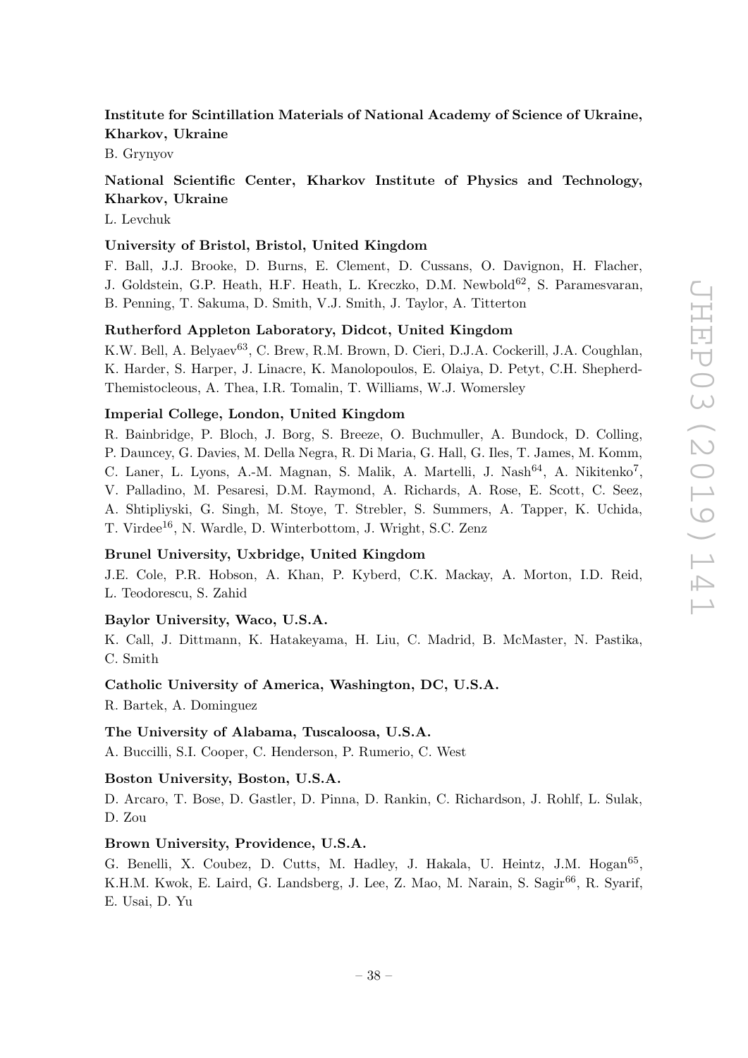**Institute for Scintillation Materials of National Academy of Science of Ukraine, Kharkov, Ukraine**

B. Grynyov

**National Scientific Center, Kharkov Institute of Physics and Technology, Kharkov, Ukraine**

L. Levchuk

**University of Bristol, Bristol, United Kingdom**

F. Ball, J.J. Brooke, D. Burns, E. Clement, D. Cussans, O. Davignon, H. Flacher, J. Goldstein, G.P. Heath, H.F. Heath, L. Kreczko, D.M. Newbold[62], S. Paramesvaran, B. Penning, T. Sakuma, D. Smith, V.J. Smith, J. Taylor, A. Titterton

**Rutherford Appleton Laboratory, Didcot, United Kingdom**

K.W. Bell, A. Belyaev[63], C. Brew, R.M. Brown, D. Cieri, D.J.A. Cockerill, J.A. Coughlan, K. Harder, S. Harper, J. Linacre, K. Manolopoulos, E. Olaiya, D. Petyt, C.H. Shepherd-Themistocleous, A. Thea, I.R. Tomalin, T. Williams, W.J. Womersley

**Imperial College, London, United Kingdom**

R. Bainbridge, P. Bloch, J. Borg, S. Breeze, O. Buchmuller, A. Bundock, D. Colling, P. Dauncey, G. Davies, M. Della Negra, R. Di Maria, G. Hall, G. Iles, T. James, M. Komm, C. Laner, L. Lyons, A.-M. Magnan, S. Malik, A. Martelli, J. Nash[64], A. Nikitenko[7], V. Palladino, M. Pesaresi, D.M. Raymond, A. Richards, A. Rose, E. Scott, C. Seez, A. Shtipliyski, G. Singh, M. Stoye, T. Strebler, S. Summers, A. Tapper, K. Uchida, T. Virdee[16], N. Wardle, D. Winterbottom, J. Wright, S.C. Zenz

**Brunel University, Uxbridge, United Kingdom**

J.E. Cole, P.R. Hobson, A. Khan, P. Kyberd, C.K. Mackay, A. Morton, I.D. Reid, L. Teodorescu, S. Zahid

**Baylor University, Waco, U.S.A.**

K. Call, J. Dittmann, K. Hatakeyama, H. Liu, C. Madrid, B. McMaster, N. Pastika, C. Smith

**Catholic University of America, Washington, DC, U.S.A.**

R. Bartek, A. Dominguez

**The University of Alabama, Tuscaloosa, U.S.A.**

A. Buccilli, S.I. Cooper, C. Henderson, P. Rumerio, C. West

**Boston University, Boston, U.S.A.**

D. Arcaro, T. Bose, D. Gastler, D. Pinna, D. Rankin, C. Richardson, J. Rohlf, L. Sulak, D. Zou

**Brown University, Providence, U.S.A.**

G. Benelli, X. Coubez, D. Cutts, M. Hadley, J. Hakala, U. Heintz, J.M. Hogan[65], K.H.M. Kwok, E. Laird, G. Landsberg, J. Lee, Z. Mao, M. Narain, S. Sagir[66], R. Syarif, E. Usai, D. Yu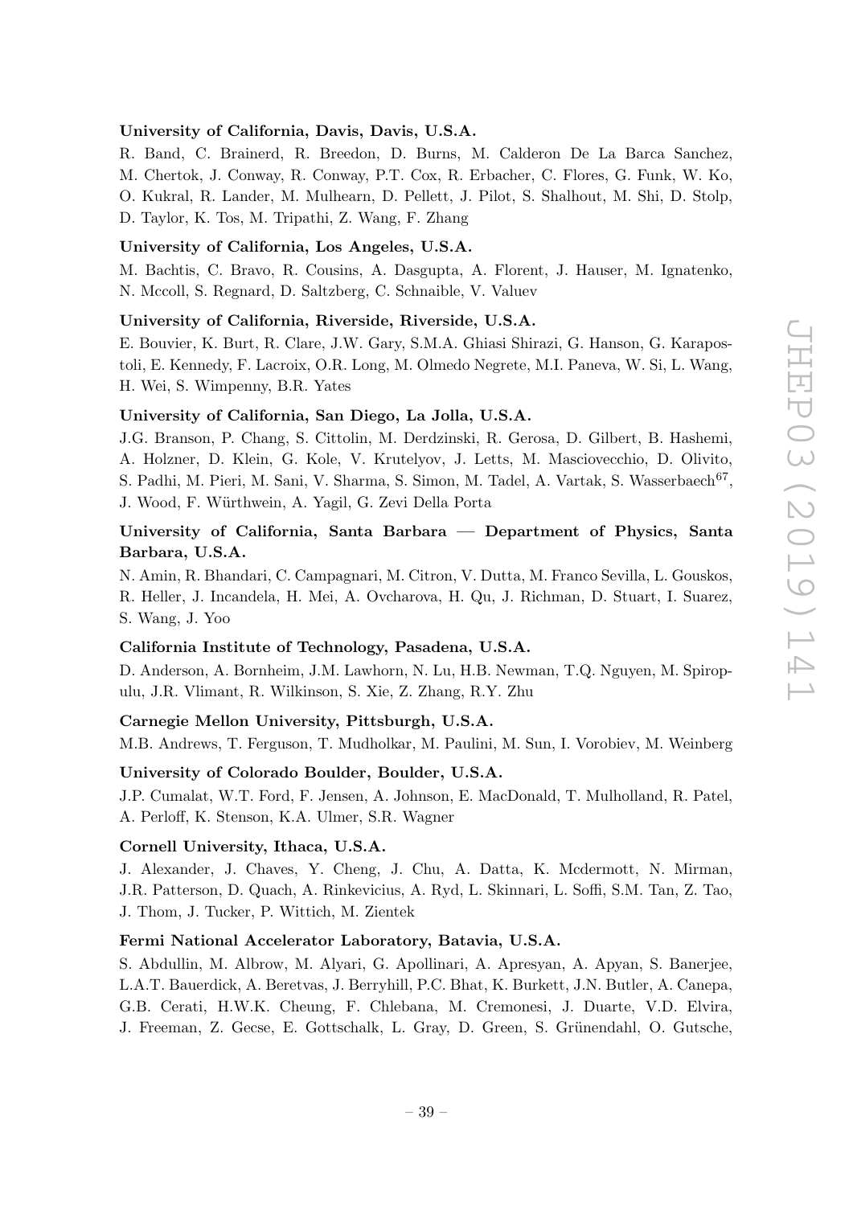**University of California, Davis, Davis, U.S.A.**

R. Band, C. Brainerd, R. Breedon, D. Burns, M. Calderon De La Barca Sanchez, M. Chertok, J. Conway, R. Conway, P.T. Cox, R. Erbacher, C. Flores, G. Funk, W. Ko, O. Kukral, R. Lander, M. Mulhearn, D. Pellett, J. Pilot, S. Shalhout, M. Shi, D. Stolp, D. Taylor, K. Tos, M. Tripathi, Z. Wang, F. Zhang

**University of California, Los Angeles, U.S.A.**

M. Bachtis, C. Bravo, R. Cousins, A. Dasgupta, A. Florent, J. Hauser, M. Ignatenko, N. Mccoll, S. Regnard, D. Saltzberg, C. Schnaible, V. Valuev

**University of California, Riverside, Riverside, U.S.A.**

E. Bouvier, K. Burt, R. Clare, J.W. Gary, S.M.A. Ghiasi Shirazi, G. Hanson, G. Karapostoli, E. Kennedy, F. Lacroix, O.R. Long, M. Olmedo Negrete, M.I. Paneva, W. Si, L. Wang, H. Wei, S. Wimpenny, B.R. Yates

**University of California, San Diego, La Jolla, U.S.A.**

J.G. Branson, P. Chang, S. Cittolin, M. Derdzinski, R. Gerosa, D. Gilbert, B. Hashemi, A. Holzner, D. Klein, G. Kole, V. Krutelyov, J. Letts, M. Masciovecchio, D. Olivito, S. Padhi, M. Pieri, M. Sani, V. Sharma, S. Simon, M. Tadel, A. Vartak, S. Wasserbaech[67], J. Wood, F. Würthwein, A. Yagil, G. Zevi Della Porta

**University of California, Santa Barbara — Department of Physics, Santa Barbara, U.S.A.**

N. Amin, R. Bhandari, C. Campagnari, M. Citron, V. Dutta, M. Franco Sevilla, L. Gouskos, R. Heller, J. Incandela, H. Mei, A. Ovcharova, H. Qu, J. Richman, D. Stuart, I. Suarez, S. Wang, J. Yoo

**California Institute of Technology, Pasadena, U.S.A.**

D. Anderson, A. Bornheim, J.M. Lawhorn, N. Lu, H.B. Newman, T.Q. Nguyen, M. Spiropulu, J.R. Vlimant, R. Wilkinson, S. Xie, Z. Zhang, R.Y. Zhu

**Carnegie Mellon University, Pittsburgh, U.S.A.**

M.B. Andrews, T. Ferguson, T. Mudholkar, M. Paulini, M. Sun, I. Vorobiev, M. Weinberg

**University of Colorado Boulder, Boulder, U.S.A.**

J.P. Cumalat, W.T. Ford, F. Jensen, A. Johnson, E. MacDonald, T. Mulholland, R. Patel, A. Perloff, K. Stenson, K.A. Ulmer, S.R. Wagner

**Cornell University, Ithaca, U.S.A.**

J. Alexander, J. Chaves, Y. Cheng, J. Chu, A. Datta, K. Mcdermott, N. Mirman, J.R. Patterson, D. Quach, A. Rinkevicius, A. Ryd, L. Skinnari, L. Soffi, S.M. Tan, Z. Tao, J. Thom, J. Tucker, P. Wittich, M. Zientek

**Fermi National Accelerator Laboratory, Batavia, U.S.A.**

S. Abdullin, M. Albrow, M. Alyari, G. Apollinari, A. Apresyan, A. Apyan, S. Banerjee, L.A.T. Bauerdick, A. Beretvas, J. Berryhill, P.C. Bhat, K. Burkett, J.N. Butler, A. Canepa, G.B. Cerati, H.W.K. Cheung, F. Chlebana, M. Cremonesi, J. Duarte, V.D. Elvira, J. Freeman, Z. Gecse, E. Gottschalk, L. Gray, D. Green, S. Grünendahl, O. Gutsche,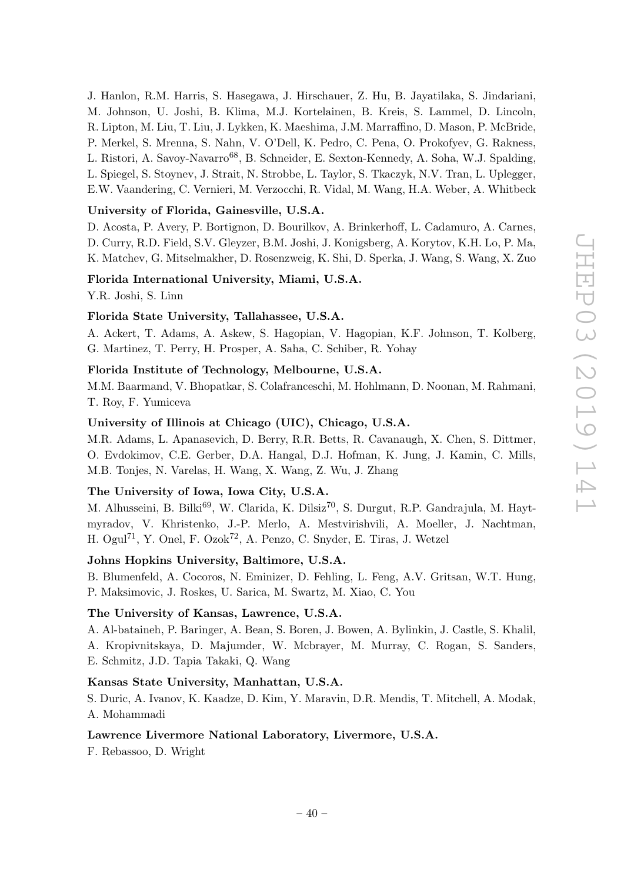J. Hanlon, R.M. Harris, S. Hasegawa, J. Hirschauer, Z. Hu, B. Jayatilaka, S. Jindariani, M. Johnson, U. Joshi, B. Klima, M.J. Kortelainen, B. Kreis, S. Lammel, D. Lincoln, R. Lipton, M. Liu, T. Liu, J. Lykken, K. Maeshima, J.M. Marraffino, D. Mason, P. McBride, P. Merkel, S. Mrenna, S. Nahn, V. O'Dell, K. Pedro, C. Pena, O. Prokofyev, G. Rakness, L. Ristori, A. Savoy-Navarro[68], B. Schneider, E. Sexton-Kennedy, A. Soha, W.J. Spalding, L. Spiegel, S. Stoynev, J. Strait, N. Strobbe, L. Taylor, S. Tkaczyk, N.V. Tran, L. Uplegger, E.W. Vaandering, C. Vernieri, M. Verzocchi, R. Vidal, M. Wang, H.A. Weber, A. Whitbeck

**University of Florida, Gainesville, U.S.A.**

D. Acosta, P. Avery, P. Bortignon, D. Bourilkov, A. Brinkerhoff, L. Cadamuro, A. Carnes, D. Curry, R.D. Field, S.V. Gleyzer, B.M. Joshi, J. Konigsberg, A. Korytov, K.H. Lo, P. Ma, K. Matchev, G. Mitselmakher, D. Rosenzweig, K. Shi, D. Sperka, J. Wang, S. Wang, X. Zuo

**Florida International University, Miami, U.S.A.**

Y.R. Joshi, S. Linn

**Florida State University, Tallahassee, U.S.A.**

A. Ackert, T. Adams, A. Askew, S. Hagopian, V. Hagopian, K.F. Johnson, T. Kolberg, G. Martinez, T. Perry, H. Prosper, A. Saha, C. Schiber, R. Yohay

**Florida Institute of Technology, Melbourne, U.S.A.**

M.M. Baarmand, V. Bhopatkar, S. Colafranceschi, M. Hohlmann, D. Noonan, M. Rahmani, T. Roy, F. Yumiceva

**University of Illinois at Chicago (UIC), Chicago, U.S.A.**

M.R. Adams, L. Apanasevich, D. Berry, R.R. Betts, R. Cavanaugh, X. Chen, S. Dittmer, O. Evdokimov, C.E. Gerber, D.A. Hangal, D.J. Hofman, K. Jung, J. Kamin, C. Mills, M.B. Tonjes, N. Varelas, H. Wang, X. Wang, Z. Wu, J. Zhang

**The University of Iowa, Iowa City, U.S.A.**

M. Alhusseini, B. Bilki[69], W. Clarida, K. Dilsiz[70], S. Durgut, R.P. Gandrajula, M. Haytmyradov, V. Khristenko, J.-P. Merlo, A. Mestvirishvili, A. Moeller, J. Nachtman, H. Ogul[71], Y. Onel, F. Ozok[72], A. Penzo, C. Snyder, E. Tiras, J. Wetzel

**Johns Hopkins University, Baltimore, U.S.A.**

B. Blumenfeld, A. Cocoros, N. Eminizer, D. Fehling, L. Feng, A.V. Gritsan, W.T. Hung, P. Maksimovic, J. Roskes, U. Sarica, M. Swartz, M. Xiao, C. You

**The University of Kansas, Lawrence, U.S.A.**

A. Al-bataineh, P. Baringer, A. Bean, S. Boren, J. Bowen, A. Bylinkin, J. Castle, S. Khalil, A. Kropivnitskaya, D. Majumder, W. Mcbrayer, M. Murray, C. Rogan, S. Sanders, E. Schmitz, J.D. Tapia Takaki, Q. Wang

**Kansas State University, Manhattan, U.S.A.**

S. Duric, A. Ivanov, K. Kaadze, D. Kim, Y. Maravin, D.R. Mendis, T. Mitchell, A. Modak, A. Mohammadi

**Lawrence Livermore National Laboratory, Livermore, U.S.A.**

F. Rebassoo, D. Wright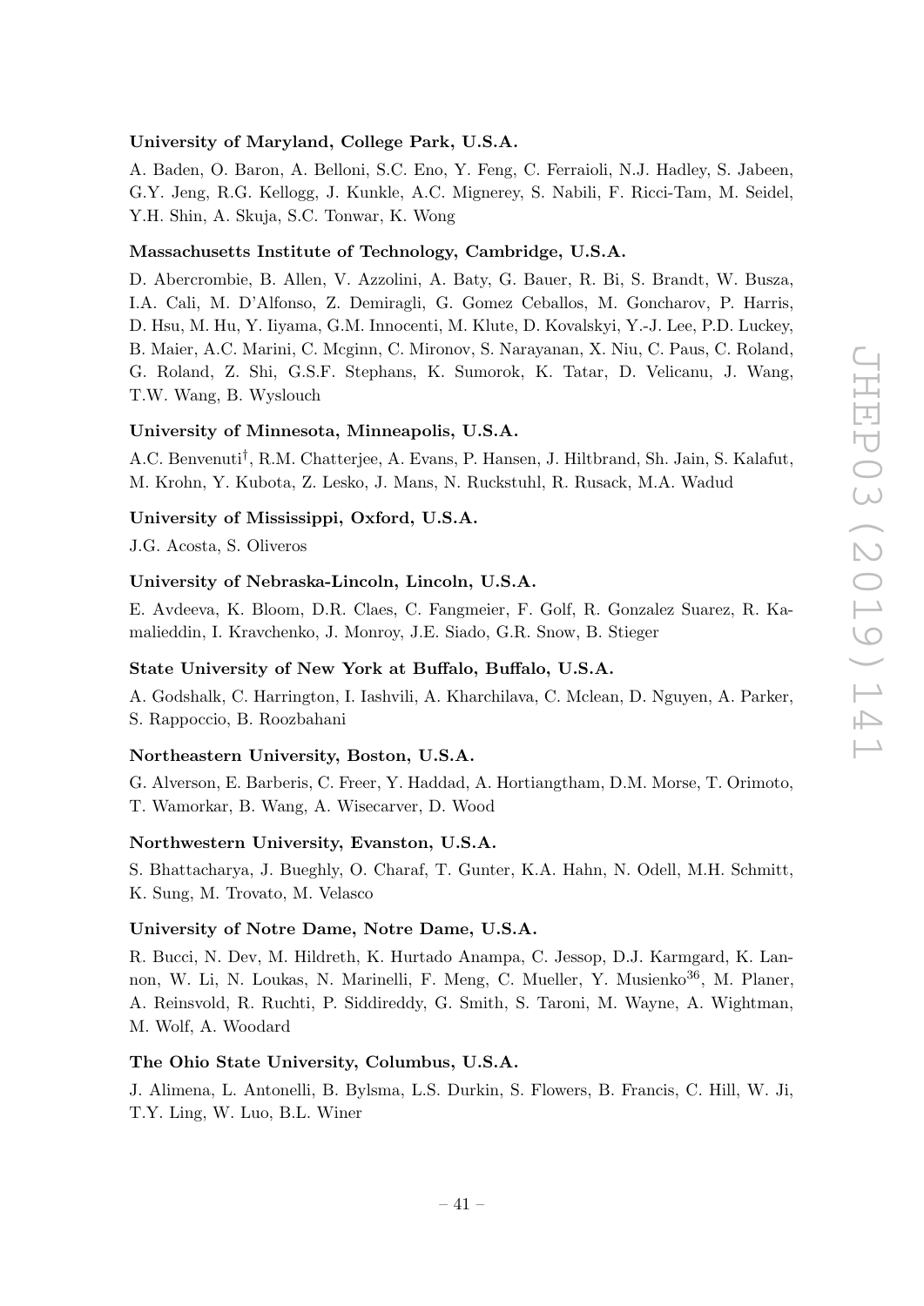**University of Maryland, College Park, U.S.A.**

A. Baden, O. Baron, A. Belloni, S.C. Eno, Y. Feng, C. Ferraioli, N.J. Hadley, S. Jabeen, G.Y. Jeng, R.G. Kellogg, J. Kunkle, A.C. Mignerey, S. Nabili, F. Ricci-Tam, M. Seidel, Y.H. Shin, A. Skuja, S.C. Tonwar, K. Wong

**Massachusetts Institute of Technology, Cambridge, U.S.A.**

D. Abercrombie, B. Allen, V. Azzolini, A. Baty, G. Bauer, R. Bi, S. Brandt, W. Busza, I.A. Cali, M. D'Alfonso, Z. Demiragli, G. Gomez Ceballos, M. Goncharov, P. Harris, D. Hsu, M. Hu, Y. Iiyama, G.M. Innocenti, M. Klute, D. Kovalskyi, Y.-J. Lee, P.D. Luckey, B. Maier, A.C. Marini, C. Mcginn, C. Mironov, S. Narayanan, X. Niu, C. Paus, C. Roland, G. Roland, Z. Shi, G.S.F. Stephans, K. Sumorok, K. Tatar, D. Velicanu, J. Wang, T.W. Wang, B. Wyslouch

**University of Minnesota, Minneapolis, U.S.A.**

A.C. Benvenuti[†], R.M. Chatterjee, A. Evans, P. Hansen, J. Hiltbrand, Sh. Jain, S. Kalafut, M. Krohn, Y. Kubota, Z. Lesko, J. Mans, N. Ruckstuhl, R. Rusack, M.A. Wadud

**University of Mississippi, Oxford, U.S.A.**

J.G. Acosta, S. Oliveros

**University of Nebraska-Lincoln, Lincoln, U.S.A.**

E. Avdeeva, K. Bloom, D.R. Claes, C. Fangmeier, F. Golf, R. Gonzalez Suarez, R. Kamalieddin, I. Kravchenko, J. Monroy, J.E. Siado, G.R. Snow, B. Stieger

**State University of New York at Buffalo, Buffalo, U.S.A.**

A. Godshalk, C. Harrington, I. Iashvili, A. Kharchilava, C. Mclean, D. Nguyen, A. Parker, S. Rappoccio, B. Roozbahani

**Northeastern University, Boston, U.S.A.**

G. Alverson, E. Barberis, C. Freer, Y. Haddad, A. Hortiangtham, D.M. Morse, T. Orimoto, T. Wamorkar, B. Wang, A. Wisecarver, D. Wood

**Northwestern University, Evanston, U.S.A.**

S. Bhattacharya, J. Bueghly, O. Charaf, T. Gunter, K.A. Hahn, N. Odell, M.H. Schmitt, K. Sung, M. Trovato, M. Velasco

**University of Notre Dame, Notre Dame, U.S.A.**

R. Bucci, N. Dev, M. Hildreth, K. Hurtado Anampa, C. Jessop, D.J. Karmgard, K. Lannon, W. Li, N. Loukas, N. Marinelli, F. Meng, C. Mueller, Y. Musienko[36], M. Planer, A. Reinsvold, R. Ruchti, P. Siddireddy, G. Smith, S. Taroni, M. Wayne, A. Wightman, M. Wolf, A. Woodard

**The Ohio State University, Columbus, U.S.A.**

J. Alimena, L. Antonelli, B. Bylsma, L.S. Durkin, S. Flowers, B. Francis, C. Hill, W. Ji, T.Y. Ling, W. Luo, B.L. Winer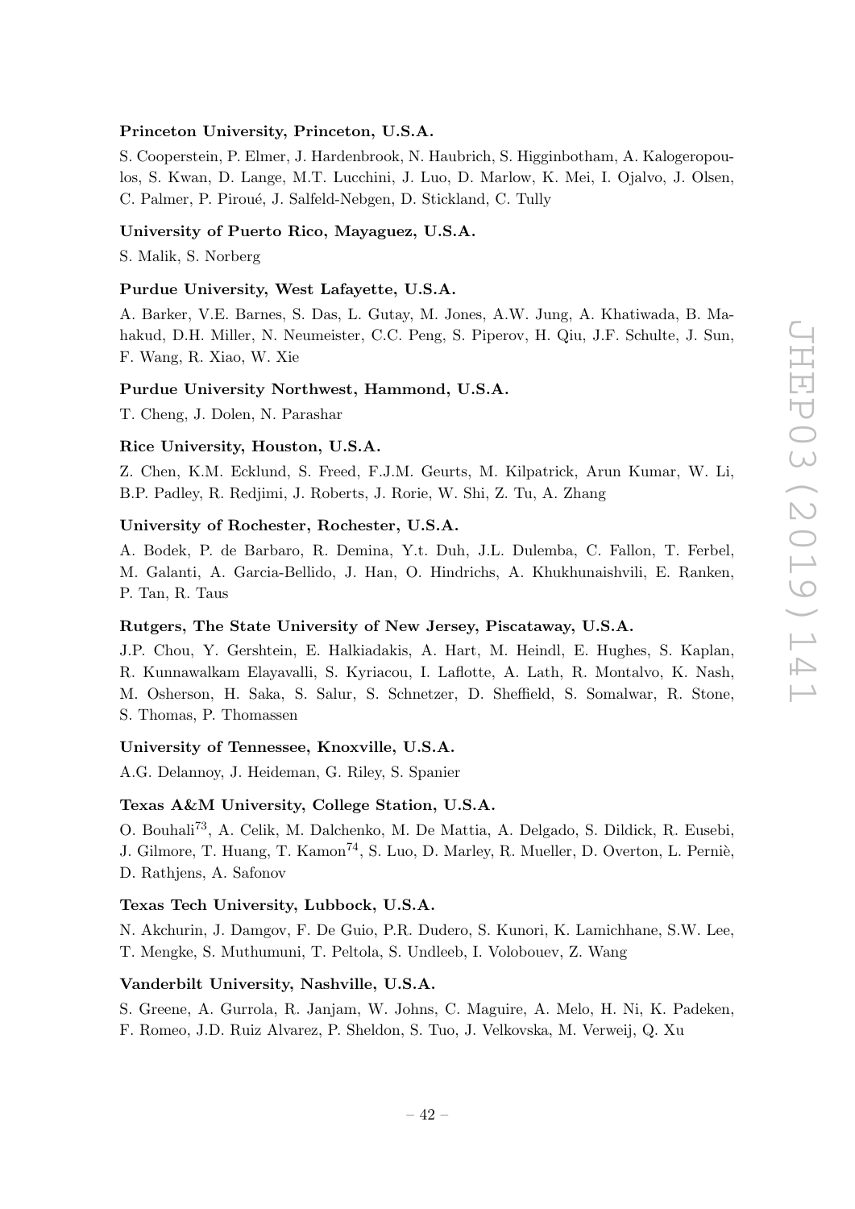**Princeton University, Princeton, U.S.A.**

S. Cooperstein, P. Elmer, J. Hardenbrook, N. Haubrich, S. Higginbotham, A. Kalogeropoulos, S. Kwan, D. Lange, M.T. Lucchini, J. Luo, D. Marlow, K. Mei, I. Ojalvo, J. Olsen, C. Palmer, P. Piroué, J. Salfeld-Nebgen, D. Stickland, C. Tully

**University of Puerto Rico, Mayaguez, U.S.A.**

S. Malik, S. Norberg

**Purdue University, West Lafayette, U.S.A.**

A. Barker, V.E. Barnes, S. Das, L. Gutay, M. Jones, A.W. Jung, A. Khatiwada, B. Mahakud, D.H. Miller, N. Neumeister, C.C. Peng, S. Piperov, H. Qiu, J.F. Schulte, J. Sun, F. Wang, R. Xiao, W. Xie

**Purdue University Northwest, Hammond, U.S.A.**

T. Cheng, J. Dolen, N. Parashar

**Rice University, Houston, U.S.A.**

Z. Chen, K.M. Ecklund, S. Freed, F.J.M. Geurts, M. Kilpatrick, Arun Kumar, W. Li, B.P. Padley, R. Redjimi, J. Roberts, J. Rorie, W. Shi, Z. Tu, A. Zhang

**University of Rochester, Rochester, U.S.A.**

A. Bodek, P. de Barbaro, R. Demina, Y.t. Duh, J.L. Dulemba, C. Fallon, T. Ferbel, M. Galanti, A. Garcia-Bellido, J. Han, O. Hindrichs, A. Khukhunaishvili, E. Ranken, P. Tan, R. Taus

**Rutgers, The State University of New Jersey, Piscataway, U.S.A.**

J.P. Chou, Y. Gershtein, E. Halkiadakis, A. Hart, M. Heindl, E. Hughes, S. Kaplan, R. Kunnawalkam Elayavalli, S. Kyriacou, I. Laflotte, A. Lath, R. Montalvo, K. Nash, M. Osherson, H. Saka, S. Salur, S. Schnetzer, D. Sheffield, S. Somalwar, R. Stone, S. Thomas, P. Thomassen

**University of Tennessee, Knoxville, U.S.A.**

A.G. Delannoy, J. Heideman, G. Riley, S. Spanier

**Texas A&M University, College Station, U.S.A.**

O. Bouhali[73], A. Celik, M. Dalchenko, M. De Mattia, A. Delgado, S. Dildick, R. Eusebi, J. Gilmore, T. Huang, T. Kamon[74], S. Luo, D. Marley, R. Mueller, D. Overton, L. Perniè, D. Rathjens, A. Safonov

**Texas Tech University, Lubbock, U.S.A.**

N. Akchurin, J. Damgov, F. De Guio, P.R. Dudero, S. Kunori, K. Lamichhane, S.W. Lee, T. Mengke, S. Muthumuni, T. Peltola, S. Undleeb, I. Volobouev, Z. Wang

**Vanderbilt University, Nashville, U.S.A.**

S. Greene, A. Gurrola, R. Janjam, W. Johns, C. Maguire, A. Melo, H. Ni, K. Padeken, F. Romeo, J.D. Ruiz Alvarez, P. Sheldon, S. Tuo, J. Velkovska, M. Verweij, Q. Xu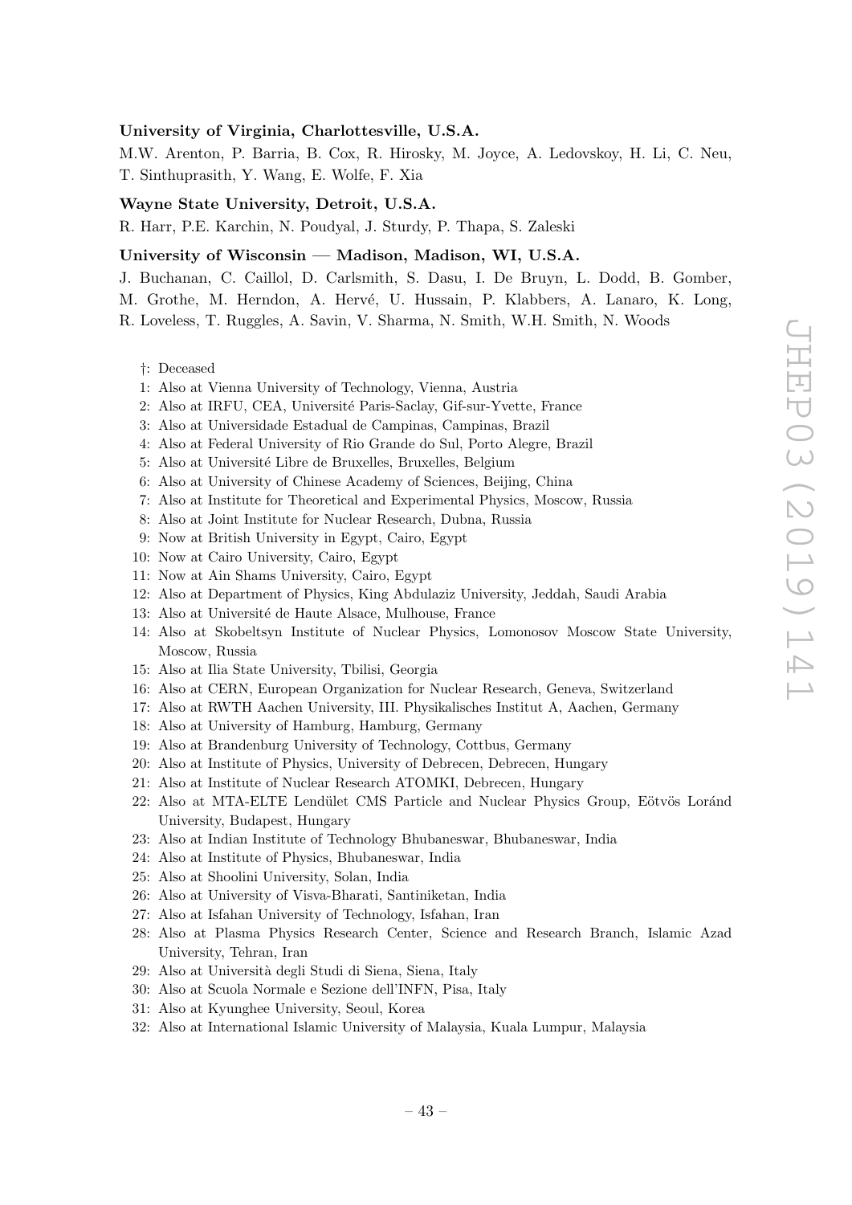**University of Virginia, Charlottesville, U.S.A.**

M.W. Arenton, P. Barria, B. Cox, R. Hirosky, M. Joyce, A. Ledovskoy, H. Li, C. Neu, T. Sinthuprasith, Y. Wang, E. Wolfe, F. Xia

**Wayne State University, Detroit, U.S.A.**

R. Harr, P.E. Karchin, N. Poudyal, J. Sturdy, P. Thapa, S. Zaleski

**University of Wisconsin — Madison, Madison, WI, U.S.A.**

J. Buchanan, C. Caillol, D. Carlsmith, S. Dasu, I. De Bruyn, L. Dodd, B. Gomber, M. Grothe, M. Herndon, A. Hervé, U. Hussain, P. Klabbers, A. Lanaro, K. Long, R. Loveless, T. Ruggles, A. Savin, V. Sharma, N. Smith, W.H. Smith, N. Woods

†: Deceased
1: Also at Vienna University of Technology, Vienna, Austria
2: Also at IRFU, CEA, Université Paris-Saclay, Gif-sur-Yvette, France
3: Also at Universidade Estadual de Campinas, Campinas, Brazil
4: Also at Federal University of Rio Grande do Sul, Porto Alegre, Brazil
5: Also at Université Libre de Bruxelles, Bruxelles, Belgium
6: Also at University of Chinese Academy of Sciences, Beijing, China
7: Also at Institute for Theoretical and Experimental Physics, Moscow, Russia
8: Also at Joint Institute for Nuclear Research, Dubna, Russia
9: Now at British University in Egypt, Cairo, Egypt
10: Now at Cairo University, Cairo, Egypt
11: Now at Ain Shams University, Cairo, Egypt
12: Also at Department of Physics, King Abdulaziz University, Jeddah, Saudi Arabia
13: Also at Université de Haute Alsace, Mulhouse, France
14: Also at Skobeltsyn Institute of Nuclear Physics, Lomonosov Moscow State University, Moscow, Russia
15: Also at Ilia State University, Tbilisi, Georgia
16: Also at CERN, European Organization for Nuclear Research, Geneva, Switzerland
17: Also at RWTH Aachen University, III. Physikalisches Institut A, Aachen, Germany
18: Also at University of Hamburg, Hamburg, Germany
19: Also at Brandenburg University of Technology, Cottbus, Germany
20: Also at Institute of Physics, University of Debrecen, Debrecen, Hungary
21: Also at Institute of Nuclear Research ATOMKI, Debrecen, Hungary
22: Also at MTA-ELTE Lendület CMS Particle and Nuclear Physics Group, Eötvös Loránd University, Budapest, Hungary
23: Also at Indian Institute of Technology Bhubaneswar, Bhubaneswar, India
24: Also at Institute of Physics, Bhubaneswar, India
25: Also at Shoolini University, Solan, India
26: Also at University of Visva-Bharati, Santiniketan, India
27: Also at Isfahan University of Technology, Isfahan, Iran
28: Also at Plasma Physics Research Center, Science and Research Branch, Islamic Azad University, Tehran, Iran
29: Also at Università degli Studi di Siena, Siena, Italy
30: Also at Scuola Normale e Sezione dell'INFN, Pisa, Italy
31: Also at Kyunghee University, Seoul, Korea
32: Also at International Islamic University of Malaysia, Kuala Lumpur, Malaysia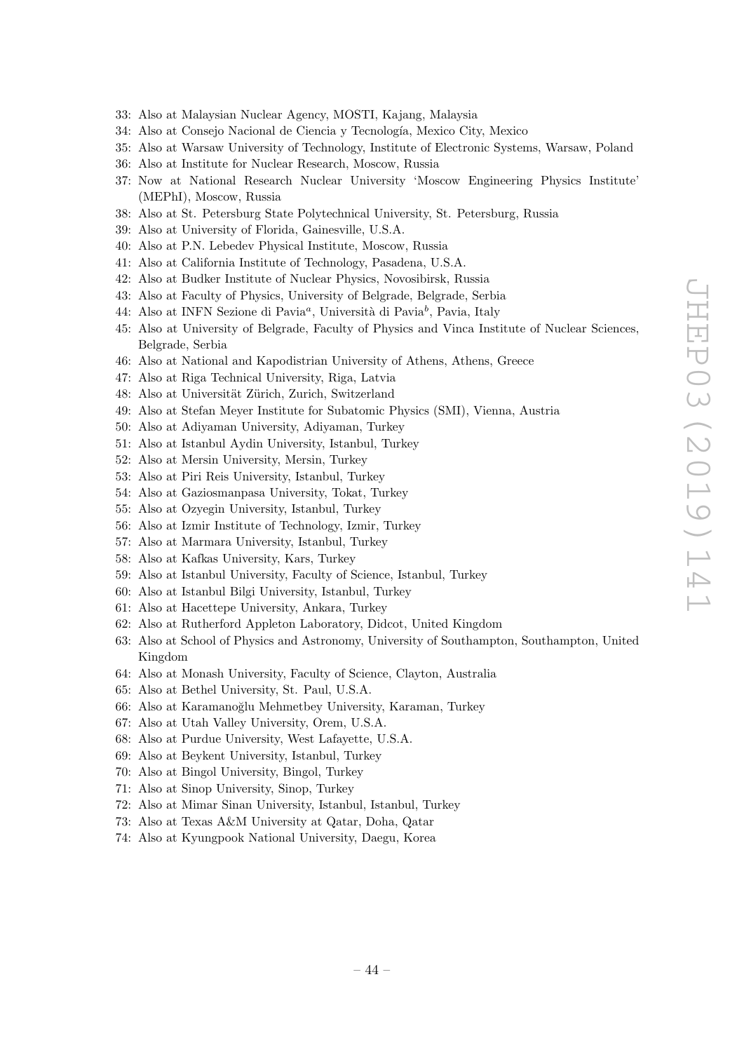33: Also at Malaysian Nuclear Agency, MOSTI, Kajang, Malaysia
34: Also at Consejo Nacional de Ciencia y Tecnología, Mexico City, Mexico
35: Also at Warsaw University of Technology, Institute of Electronic Systems, Warsaw, Poland
36: Also at Institute for Nuclear Research, Moscow, Russia
37: Now at National Research Nuclear University 'Moscow Engineering Physics Institute' (MEPhI), Moscow, Russia
38: Also at St. Petersburg State Polytechnical University, St. Petersburg, Russia
39: Also at University of Florida, Gainesville, U.S.A.
40: Also at P.N. Lebedev Physical Institute, Moscow, Russia
41: Also at California Institute of Technology, Pasadena, U.S.A.
42: Also at Budker Institute of Nuclear Physics, Novosibirsk, Russia
43: Also at Faculty of Physics, University of Belgrade, Belgrade, Serbia
44: Also at INFN Sezione di Pavia[a], Università di Pavia[b], Pavia, Italy
45: Also at University of Belgrade, Faculty of Physics and Vinca Institute of Nuclear Sciences, Belgrade, Serbia
46: Also at National and Kapodistrian University of Athens, Athens, Greece
47: Also at Riga Technical University, Riga, Latvia
48: Also at Universität Zürich, Zurich, Switzerland
49: Also at Stefan Meyer Institute for Subatomic Physics (SMI), Vienna, Austria
50: Also at Adiyaman University, Adiyaman, Turkey
51: Also at Istanbul Aydin University, Istanbul, Turkey
52: Also at Mersin University, Mersin, Turkey
53: Also at Piri Reis University, Istanbul, Turkey
54: Also at Gaziosmanpasa University, Tokat, Turkey
55: Also at Ozyegin University, Istanbul, Turkey
56: Also at Izmir Institute of Technology, Izmir, Turkey
57: Also at Marmara University, Istanbul, Turkey
58: Also at Kafkas University, Kars, Turkey
59: Also at Istanbul University, Faculty of Science, Istanbul, Turkey
60: Also at Istanbul Bilgi University, Istanbul, Turkey
61: Also at Hacettepe University, Ankara, Turkey
62: Also at Rutherford Appleton Laboratory, Didcot, United Kingdom
63: Also at School of Physics and Astronomy, University of Southampton, Southampton, United Kingdom
64: Also at Monash University, Faculty of Science, Clayton, Australia
65: Also at Bethel University, St. Paul, U.S.A.
66: Also at Karamanoğlu Mehmetbey University, Karaman, Turkey
67: Also at Utah Valley University, Orem, U.S.A.
68: Also at Purdue University, West Lafayette, U.S.A.
69: Also at Beykent University, Istanbul, Turkey
70: Also at Bingol University, Bingol, Turkey
71: Also at Sinop University, Sinop, Turkey
72: Also at Mimar Sinan University, Istanbul, Istanbul, Turkey
73: Also at Texas A&M University at Qatar, Doha, Qatar
74: Also at Kyungpook National University, Daegu, Korea